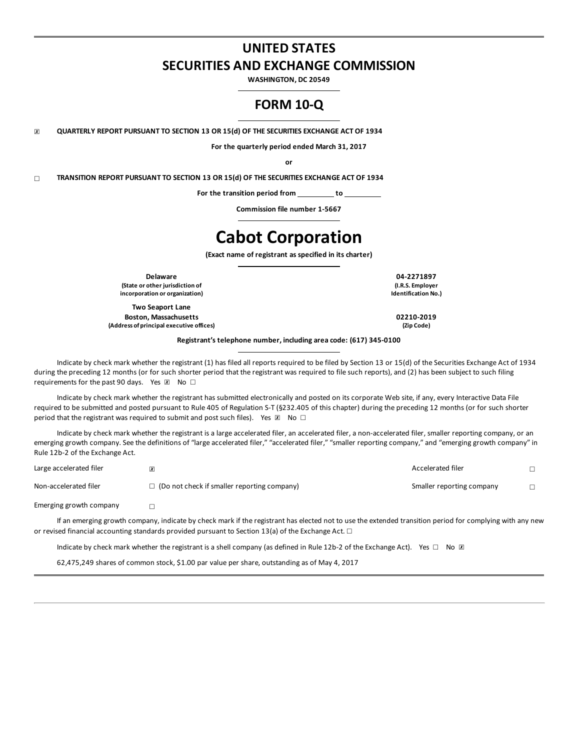# UNITED STATES
# SECURITIES AND EXCHANGE COMMISSION

**WASHINGTON, DC 20549**

## FORM 10-Q

☒ **QUARTERLY REPORT PURSUANT TO SECTION 13 OR 15(d) OF THE SECURITIES EXCHANGE ACT OF 1934**

**For the quarterly period ended March 31, 2017**

**or**

☐ **TRANSITION REPORT PURSUANT TO SECTION 13 OR 15(d) OF THE SECURITIES EXCHANGE ACT OF 1934**

**For the transition period from \_\_\_\_\_\_\_\_\_ to \_\_\_\_\_\_\_\_\_**

**Commission file number 1-5667**

# Cabot Corporation

**(Exact name of registrant as specified in its charter)**

| | |
|---|---|
| **Delaware**<br>**(State or other jurisdiction of incorporation or organization)** | **04-2271897**<br>**(I.R.S. Employer Identification No.)** |
| **Two Seaport Lane**<br>**Boston, Massachusetts**<br>**(Address of principal executive offices)** | **02210-2019**<br>**(Zip Code)** |

**Registrant's telephone number, including area code: (617) 345-0100**

Indicate by check mark whether the registrant (1) has filed all reports required to be filed by Section 13 or 15(d) of the Securities Exchange Act of 1934 during the preceding 12 months (or for such shorter period that the registrant was required to file such reports), and (2) has been subject to such filing requirements for the past 90 days. Yes ☒ No ☐

Indicate by check mark whether the registrant has submitted electronically and posted on its corporate Web site, if any, every Interactive Data File required to be submitted and posted pursuant to Rule 405 of Regulation S-T (§232.405 of this chapter) during the preceding 12 months (or for such shorter period that the registrant was required to submit and post such files). Yes ☒ No ☐

Indicate by check mark whether the registrant is a large accelerated filer, an accelerated filer, a non-accelerated filer, smaller reporting company, or an emerging growth company. See the definitions of "large accelerated filer," "accelerated filer," "smaller reporting company," and "emerging growth company" in Rule 12b-2 of the Exchange Act.

| | | | |
|---|---|---|---|
| Large accelerated filer | ☒ | Accelerated filer | ☐ |
| Non-accelerated filer | ☐ (Do not check if smaller reporting company) | Smaller reporting company | ☐ |
| Emerging growth company | ☐ | | |

If an emerging growth company, indicate by check mark if the registrant has elected not to use the extended transition period for complying with any new or revised financial accounting standards provided pursuant to Section 13(a) of the Exchange Act. ☐

Indicate by check mark whether the registrant is a shell company (as defined in Rule 12b-2 of the Exchange Act). Yes ☐ No ☒

62,475,249 shares of common stock, $1.00 par value per share, outstanding as of May 4, 2017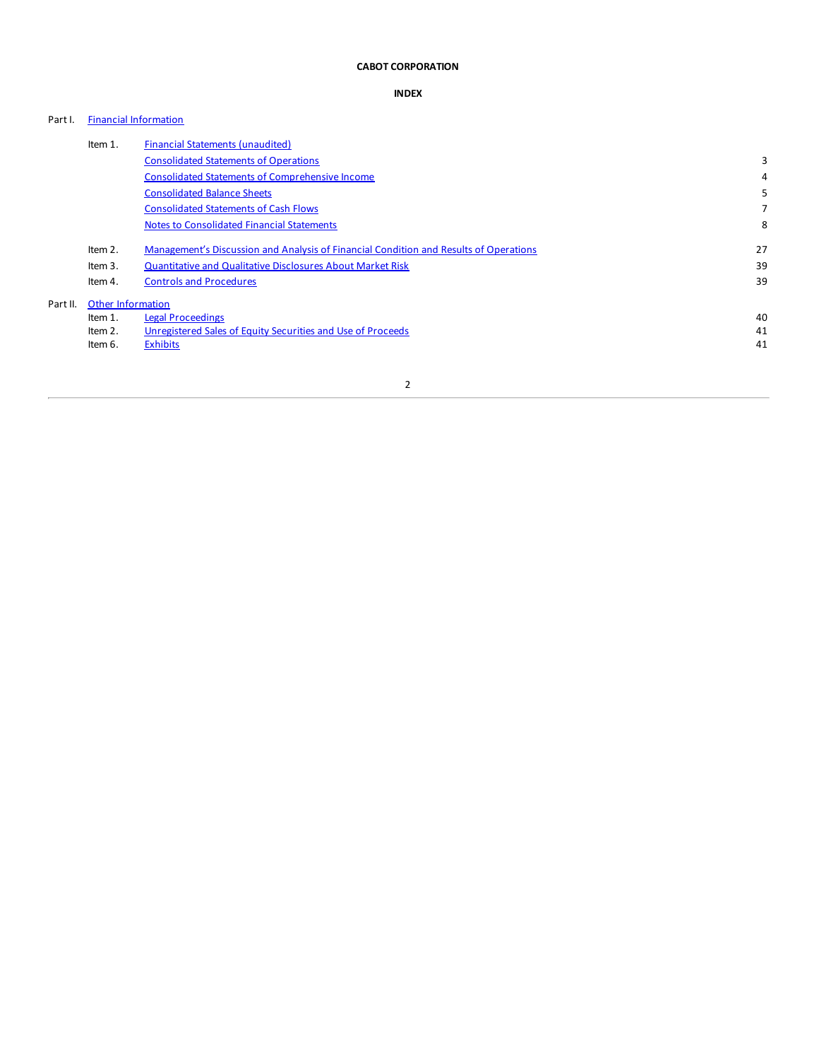**CABOT CORPORATION**

**INDEX**

| | | | |
|---|---|---|---|
| Part I. | Financial Information | | |
| | Item 1. | Financial Statements (unaudited) | |
| | | Consolidated Statements of Operations | 3 |
| | | Consolidated Statements of Comprehensive Income | 4 |
| | | Consolidated Balance Sheets | 5 |
| | | Consolidated Statements of Cash Flows | 7 |
| | | Notes to Consolidated Financial Statements | 8 |
| | Item 2. | Management's Discussion and Analysis of Financial Condition and Results of Operations | 27 |
| | Item 3. | Quantitative and Qualitative Disclosures About Market Risk | 39 |
| | Item 4. | Controls and Procedures | 39 |
| Part II. | Other Information | | |
| | Item 1. | Legal Proceedings | 40 |
| | Item 2. | Unregistered Sales of Equity Securities and Use of Proceeds | 41 |
| | Item 6. | Exhibits | 41 |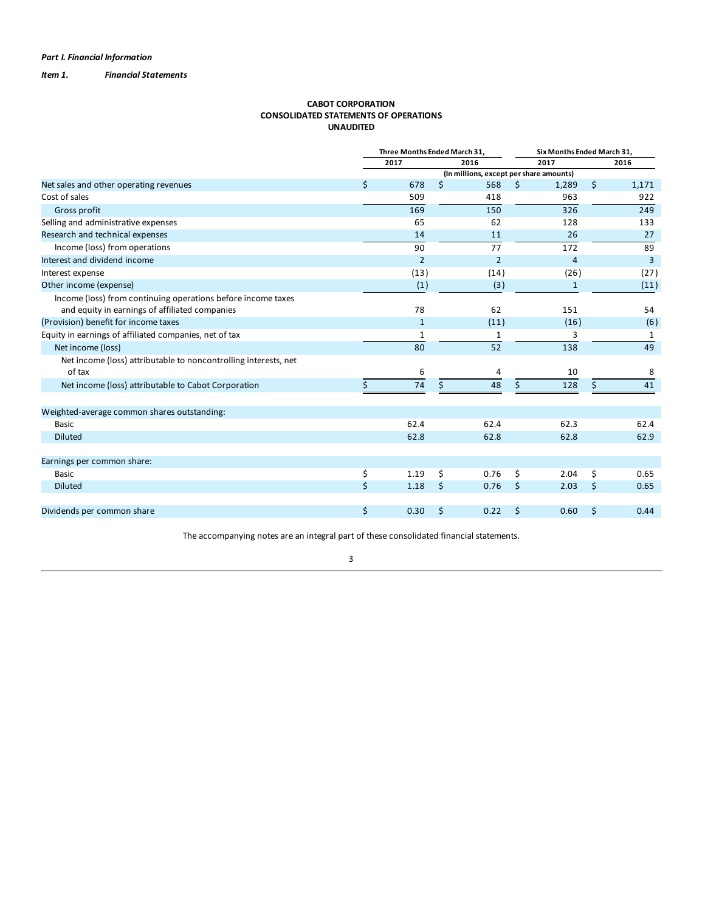*Part I. Financial Information*

***Item 1. Financial Statements***

# CABOT CORPORATION
## CONSOLIDATED STATEMENTS OF OPERATIONS
### UNAUDITED

| | Three Months Ended March 31, | | Six Months Ended March 31, | |
|---|---|---|---|---|
| | 2017 | 2016 | 2017 | 2016 |
| | (In millions, except per share amounts) | | | |
| Net sales and other operating revenues | $ 678 | $ 568 | $ 1,289 | $ 1,171 |
| Cost of sales | 509 | 418 | 963 | 922 |
| Gross profit | 169 | 150 | 326 | 249 |
| Selling and administrative expenses | 65 | 62 | 128 | 133 |
| Research and technical expenses | 14 | 11 | 26 | 27 |
| Income (loss) from operations | 90 | 77 | 172 | 89 |
| Interest and dividend income | 2 | 2 | 4 | 3 |
| Interest expense | (13) | (14) | (26) | (27) |
| Other income (expense) | (1) | (3) | 1 | (11) |
| Income (loss) from continuing operations before income taxes and equity in earnings of affiliated companies | 78 | 62 | 151 | 54 |
| (Provision) benefit for income taxes | 1 | (11) | (16) | (6) |
| Equity in earnings of affiliated companies, net of tax | 1 | 1 | 3 | 1 |
| Net income (loss) | 80 | 52 | 138 | 49 |
| Net income (loss) attributable to noncontrolling interests, net of tax | 6 | 4 | 10 | 8 |
| Net income (loss) attributable to Cabot Corporation | $ 74 | $ 48 | $ 128 | $ 41 |
| | | | | |
| Weighted-average common shares outstanding: | | | | |
| Basic | 62.4 | 62.4 | 62.3 | 62.4 |
| Diluted | 62.8 | 62.8 | 62.8 | 62.9 |
| | | | | |
| Earnings per common share: | | | | |
| Basic | $ 1.19 | $ 0.76 | $ 2.04 | $ 0.65 |
| Diluted | $ 1.18 | $ 0.76 | $ 2.03 | $ 0.65 |
| | | | | |
| Dividends per common share | $ 0.30 | $ 0.22 | $ 0.60 | $ 0.44 |

The accompanying notes are an integral part of these consolidated financial statements.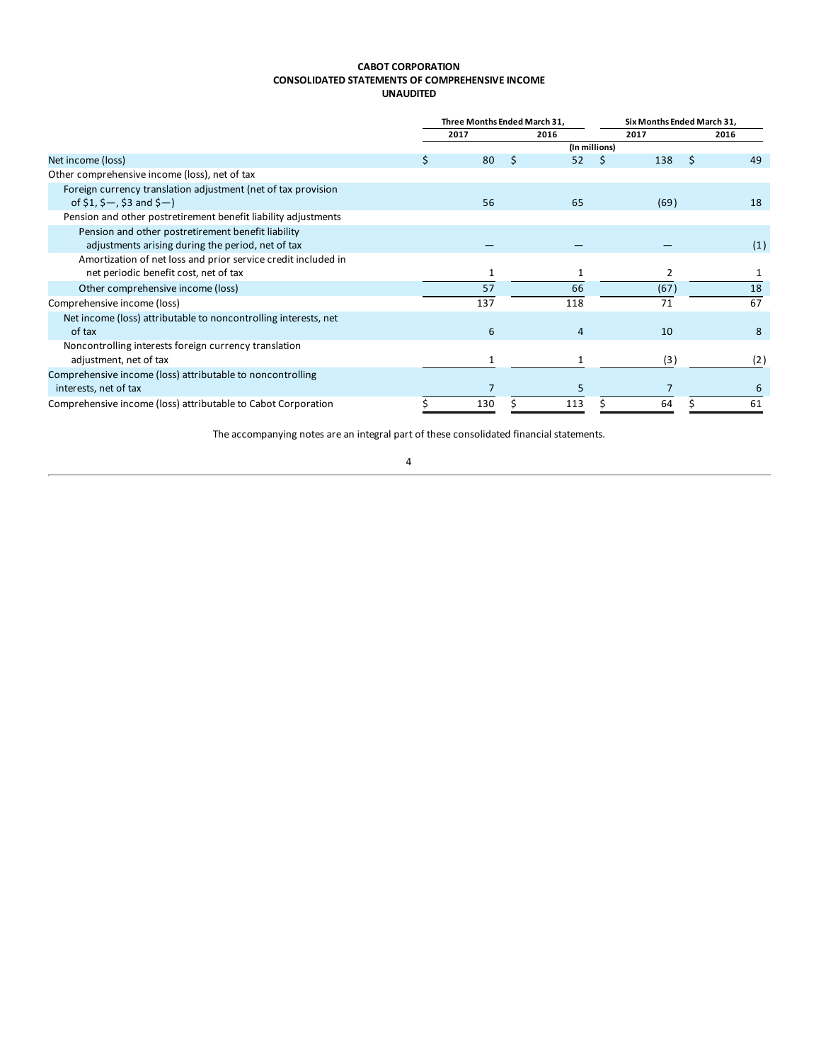**CABOT CORPORATION**
**CONSOLIDATED STATEMENTS OF COMPREHENSIVE INCOME**
**UNAUDITED**

| | Three Months Ended March 31, | | Six Months Ended March 31, | |
|---|---|---|---|---|
| | 2017 | 2016 | 2017 | 2016 |
| | (In millions) | | | |
| Net income (loss) | $ 80 | $ 52 | $ 138 | $ 49 |
| Other comprehensive income (loss), net of tax | | | | |
| Foreign currency translation adjustment (net of tax provision of $1, $—, $3 and $—) | 56 | 65 | (69) | 18 |
| Pension and other postretirement benefit liability adjustments | | | | |
| Pension and other postretirement benefit liability adjustments arising during the period, net of tax | — | — | — | (1) |
| Amortization of net loss and prior service credit included in net periodic benefit cost, net of tax | 1 | 1 | 2 | 1 |
| Other comprehensive income (loss) | 57 | 66 | (67) | 18 |
| Comprehensive income (loss) | 137 | 118 | 71 | 67 |
| Net income (loss) attributable to noncontrolling interests, net of tax | 6 | 4 | 10 | 8 |
| Noncontrolling interests foreign currency translation adjustment, net of tax | 1 | 1 | (3) | (2) |
| Comprehensive income (loss) attributable to noncontrolling interests, net of tax | 7 | 5 | 7 | 6 |
| Comprehensive income (loss) attributable to Cabot Corporation | $ 130 | $ 113 | $ 64 | $ 61 |

The accompanying notes are an integral part of these consolidated financial statements.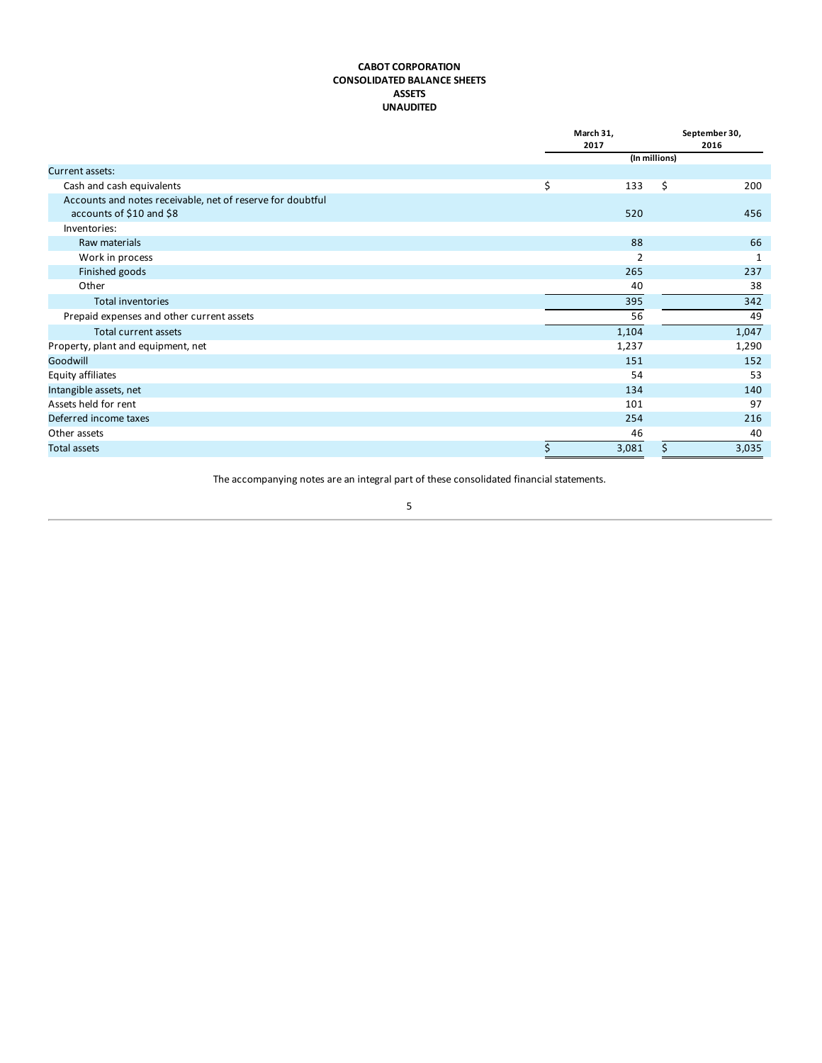**CABOT CORPORATION**
**CONSOLIDATED BALANCE SHEETS**
**ASSETS**
**UNAUDITED**

| | March 31, 2017 | September 30, 2016 |
|---|---|---|
| | (In millions) | |
| Current assets: | | |
| Cash and cash equivalents | $ 133 | $ 200 |
| Accounts and notes receivable, net of reserve for doubtful accounts of $10 and $8 | 520 | 456 |
| Inventories: | | |
| Raw materials | 88 | 66 |
| Work in process | 2 | 1 |
| Finished goods | 265 | 237 |
| Other | 40 | 38 |
| Total inventories | 395 | 342 |
| Prepaid expenses and other current assets | 56 | 49 |
| Total current assets | 1,104 | 1,047 |
| Property, plant and equipment, net | 1,237 | 1,290 |
| Goodwill | 151 | 152 |
| Equity affiliates | 54 | 53 |
| Intangible assets, net | 134 | 140 |
| Assets held for rent | 101 | 97 |
| Deferred income taxes | 254 | 216 |
| Other assets | 46 | 40 |
| Total assets | $ 3,081 | $ 3,035 |

The accompanying notes are an integral part of these consolidated financial statements.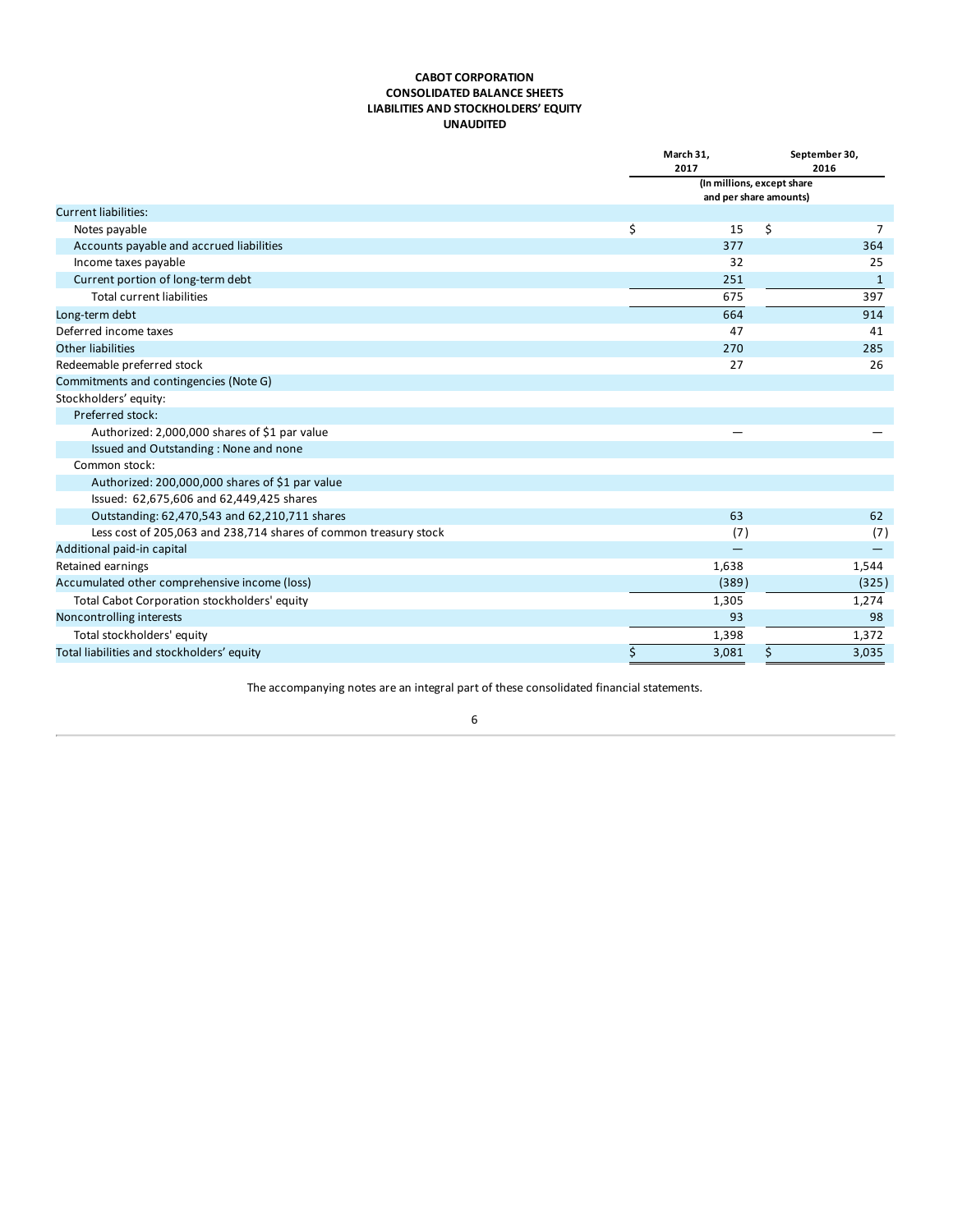# CABOT CORPORATION
## CONSOLIDATED BALANCE SHEETS
## LIABILITIES AND STOCKHOLDERS' EQUITY
## UNAUDITED

| | March 31, 2017 | September 30, 2016 |
|---|---|---|
| | (In millions, except share and per share amounts) | |
| Current liabilities: | | |
| Notes payable | $ 15 | $ 7 |
| Accounts payable and accrued liabilities | 377 | 364 |
| Income taxes payable | 32 | 25 |
| Current portion of long-term debt | 251 | 1 |
| Total current liabilities | 675 | 397 |
| Long-term debt | 664 | 914 |
| Deferred income taxes | 47 | 41 |
| Other liabilities | 270 | 285 |
| Redeemable preferred stock | 27 | 26 |
| Commitments and contingencies (Note G) | | |
| Stockholders' equity: | | |
| Preferred stock: | | |
| Authorized: 2,000,000 shares of $1 par value | — | — |
| Issued and Outstanding : None and none | | |
| Common stock: | | |
| Authorized: 200,000,000 shares of $1 par value | | |
| Issued: 62,675,606 and 62,449,425 shares | | |
| Outstanding: 62,470,543 and 62,210,711 shares | 63 | 62 |
| Less cost of 205,063 and 238,714 shares of common treasury stock | (7) | (7) |
| Additional paid-in capital | — | — |
| Retained earnings | 1,638 | 1,544 |
| Accumulated other comprehensive income (loss) | (389) | (325) |
| Total Cabot Corporation stockholders' equity | 1,305 | 1,274 |
| Noncontrolling interests | 93 | 98 |
| Total stockholders' equity | 1,398 | 1,372 |
| Total liabilities and stockholders' equity | $ 3,081 | $ 3,035 |

The accompanying notes are an integral part of these consolidated financial statements.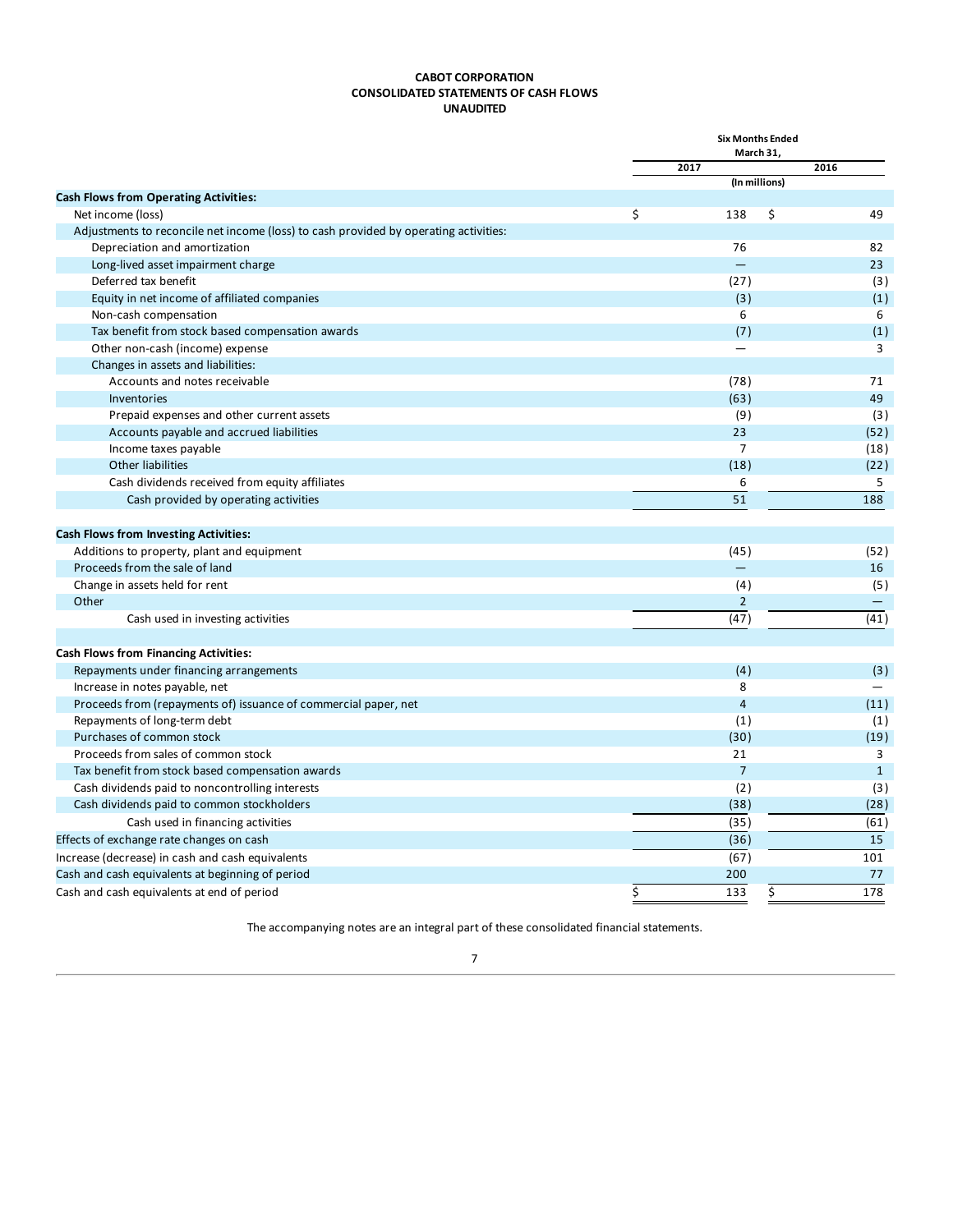**CABOT CORPORATION**
**CONSOLIDATED STATEMENTS OF CASH FLOWS**
**UNAUDITED**

| | Six Months Ended March 31, | |
|---|---|---|
| | 2017 | 2016 |
| | (In millions) | |
| **Cash Flows from Operating Activities:** | | |
| Net income (loss) | $ 138 | $ 49 |
| Adjustments to reconcile net income (loss) to cash provided by operating activities: | | |
| Depreciation and amortization | 76 | 82 |
| Long-lived asset impairment charge | — | 23 |
| Deferred tax benefit | (27) | (3) |
| Equity in net income of affiliated companies | (3) | (1) |
| Non-cash compensation | 6 | 6 |
| Tax benefit from stock based compensation awards | (7) | (1) |
| Other non-cash (income) expense | — | 3 |
| Changes in assets and liabilities: | | |
| Accounts and notes receivable | (78) | 71 |
| Inventories | (63) | 49 |
| Prepaid expenses and other current assets | (9) | (3) |
| Accounts payable and accrued liabilities | 23 | (52) |
| Income taxes payable | 7 | (18) |
| Other liabilities | (18) | (22) |
| Cash dividends received from equity affiliates | 6 | 5 |
| Cash provided by operating activities | 51 | 188 |
| **Cash Flows from Investing Activities:** | | |
| Additions to property, plant and equipment | (45) | (52) |
| Proceeds from the sale of land | — | 16 |
| Change in assets held for rent | (4) | (5) |
| Other | 2 | — |
| Cash used in investing activities | (47) | (41) |
| **Cash Flows from Financing Activities:** | | |
| Repayments under financing arrangements | (4) | (3) |
| Increase in notes payable, net | 8 | — |
| Proceeds from (repayments of) issuance of commercial paper, net | 4 | (11) |
| Repayments of long-term debt | (1) | (1) |
| Purchases of common stock | (30) | (19) |
| Proceeds from sales of common stock | 21 | 3 |
| Tax benefit from stock based compensation awards | 7 | 1 |
| Cash dividends paid to noncontrolling interests | (2) | (3) |
| Cash dividends paid to common stockholders | (38) | (28) |
| Cash used in financing activities | (35) | (61) |
| Effects of exchange rate changes on cash | (36) | 15 |
| Increase (decrease) in cash and cash equivalents | (67) | 101 |
| Cash and cash equivalents at beginning of period | 200 | 77 |
| Cash and cash equivalents at end of period | $ 133 | $ 178 |

The accompanying notes are an integral part of these consolidated financial statements.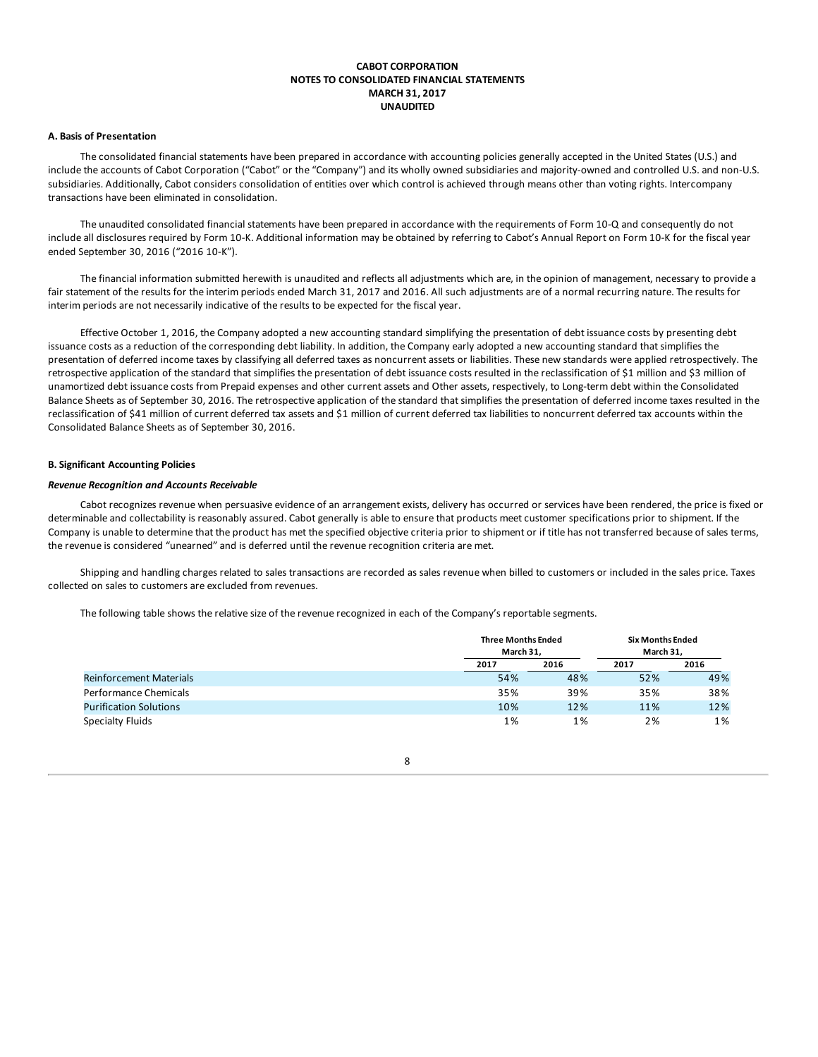**CABOT CORPORATION**
**NOTES TO CONSOLIDATED FINANCIAL STATEMENTS**
**MARCH 31, 2017**
**UNAUDITED**

**A. Basis of Presentation**

The consolidated financial statements have been prepared in accordance with accounting policies generally accepted in the United States (U.S.) and include the accounts of Cabot Corporation ("Cabot" or the "Company") and its wholly owned subsidiaries and majority-owned and controlled U.S. and non-U.S. subsidiaries. Additionally, Cabot considers consolidation of entities over which control is achieved through means other than voting rights. Intercompany transactions have been eliminated in consolidation.

The unaudited consolidated financial statements have been prepared in accordance with the requirements of Form 10-Q and consequently do not include all disclosures required by Form 10-K. Additional information may be obtained by referring to Cabot's Annual Report on Form 10-K for the fiscal year ended September 30, 2016 ("2016 10-K").

The financial information submitted herewith is unaudited and reflects all adjustments which are, in the opinion of management, necessary to provide a fair statement of the results for the interim periods ended March 31, 2017 and 2016. All such adjustments are of a normal recurring nature. The results for interim periods are not necessarily indicative of the results to be expected for the fiscal year.

Effective October 1, 2016, the Company adopted a new accounting standard simplifying the presentation of debt issuance costs by presenting debt issuance costs as a reduction of the corresponding debt liability. In addition, the Company early adopted a new accounting standard that simplifies the presentation of deferred income taxes by classifying all deferred taxes as noncurrent assets or liabilities. These new standards were applied retrospectively. The retrospective application of the standard that simplifies the presentation of debt issuance costs resulted in the reclassification of $1 million and $3 million of unamortized debt issuance costs from Prepaid expenses and other current assets and Other assets, respectively, to Long-term debt within the Consolidated Balance Sheets as of September 30, 2016. The retrospective application of the standard that simplifies the presentation of deferred income taxes resulted in the reclassification of $41 million of current deferred tax assets and $1 million of current deferred tax liabilities to noncurrent deferred tax accounts within the Consolidated Balance Sheets as of September 30, 2016.

**B. Significant Accounting Policies**

***Revenue Recognition and Accounts Receivable***

Cabot recognizes revenue when persuasive evidence of an arrangement exists, delivery has occurred or services have been rendered, the price is fixed or determinable and collectability is reasonably assured. Cabot generally is able to ensure that products meet customer specifications prior to shipment. If the Company is unable to determine that the product has met the specified objective criteria prior to shipment or if title has not transferred because of sales terms, the revenue is considered "unearned" and is deferred until the revenue recognition criteria are met.

Shipping and handling charges related to sales transactions are recorded as sales revenue when billed to customers or included in the sales price. Taxes collected on sales to customers are excluded from revenues.

The following table shows the relative size of the revenue recognized in each of the Company's reportable segments.

| | Three Months Ended March 31, | | Six Months Ended March 31, | |
|---|---|---|---|---|
| | 2017 | 2016 | 2017 | 2016 |
| Reinforcement Materials | 54% | 48% | 52% | 49% |
| Performance Chemicals | 35% | 39% | 35% | 38% |
| Purification Solutions | 10% | 12% | 11% | 12% |
| Specialty Fluids | 1% | 1% | 2% | 1% |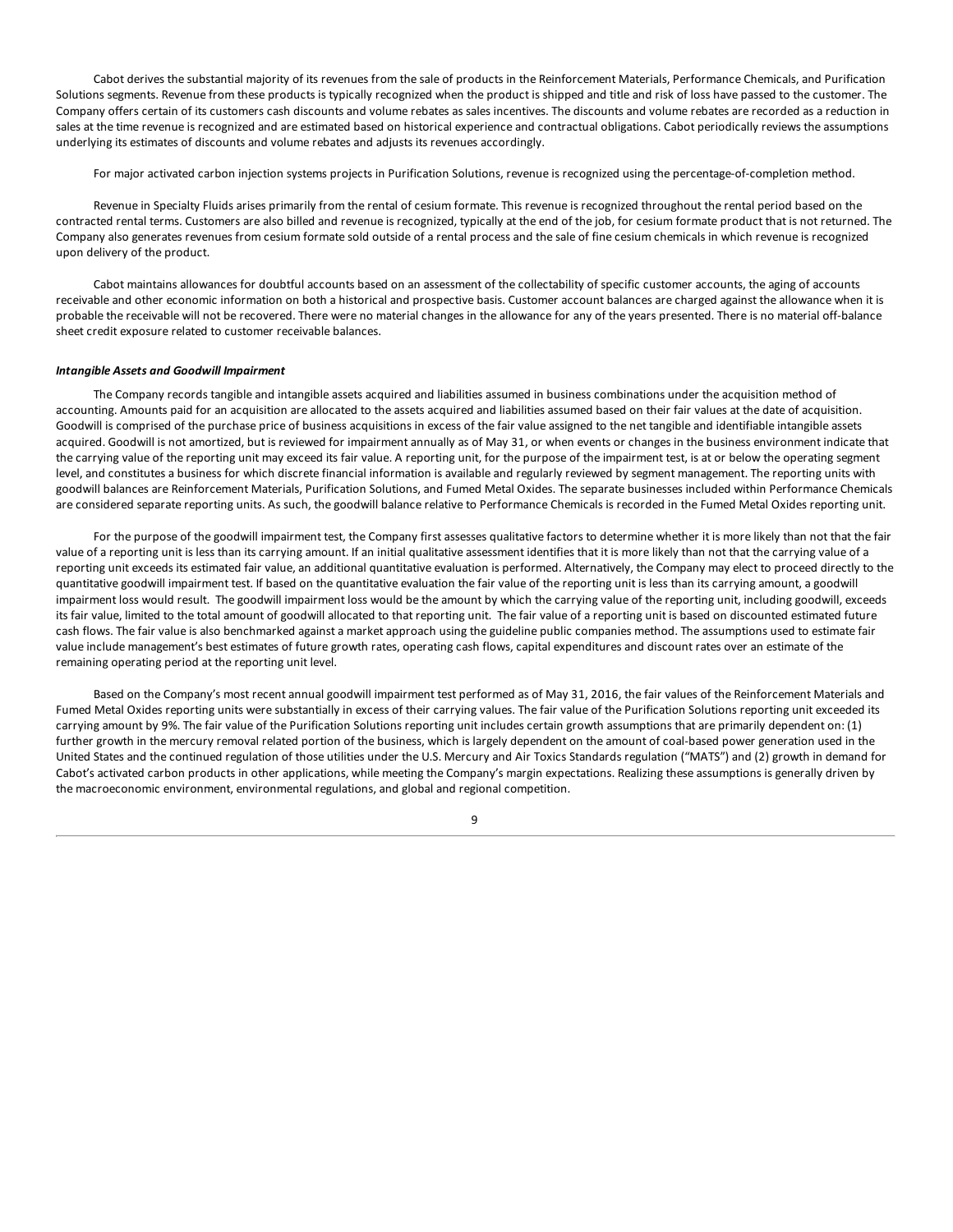Cabot derives the substantial majority of its revenues from the sale of products in the Reinforcement Materials, Performance Chemicals, and Purification Solutions segments. Revenue from these products is typically recognized when the product is shipped and title and risk of loss have passed to the customer. The Company offers certain of its customers cash discounts and volume rebates as sales incentives. The discounts and volume rebates are recorded as a reduction in sales at the time revenue is recognized and are estimated based on historical experience and contractual obligations. Cabot periodically reviews the assumptions underlying its estimates of discounts and volume rebates and adjusts its revenues accordingly.

For major activated carbon injection systems projects in Purification Solutions, revenue is recognized using the percentage-of-completion method.

Revenue in Specialty Fluids arises primarily from the rental of cesium formate. This revenue is recognized throughout the rental period based on the contracted rental terms. Customers are also billed and revenue is recognized, typically at the end of the job, for cesium formate product that is not returned. The Company also generates revenues from cesium formate sold outside of a rental process and the sale of fine cesium chemicals in which revenue is recognized upon delivery of the product.

Cabot maintains allowances for doubtful accounts based on an assessment of the collectability of specific customer accounts, the aging of accounts receivable and other economic information on both a historical and prospective basis. Customer account balances are charged against the allowance when it is probable the receivable will not be recovered. There were no material changes in the allowance for any of the years presented. There is no material off-balance sheet credit exposure related to customer receivable balances.

***Intangible Assets and Goodwill Impairment***

The Company records tangible and intangible assets acquired and liabilities assumed in business combinations under the acquisition method of accounting. Amounts paid for an acquisition are allocated to the assets acquired and liabilities assumed based on their fair values at the date of acquisition. Goodwill is comprised of the purchase price of business acquisitions in excess of the fair value assigned to the net tangible and identifiable intangible assets acquired. Goodwill is not amortized, but is reviewed for impairment annually as of May 31, or when events or changes in the business environment indicate that the carrying value of the reporting unit may exceed its fair value. A reporting unit, for the purpose of the impairment test, is at or below the operating segment level, and constitutes a business for which discrete financial information is available and regularly reviewed by segment management. The reporting units with goodwill balances are Reinforcement Materials, Purification Solutions, and Fumed Metal Oxides. The separate businesses included within Performance Chemicals are considered separate reporting units. As such, the goodwill balance relative to Performance Chemicals is recorded in the Fumed Metal Oxides reporting unit.

For the purpose of the goodwill impairment test, the Company first assesses qualitative factors to determine whether it is more likely than not that the fair value of a reporting unit is less than its carrying amount. If an initial qualitative assessment identifies that it is more likely than not that the carrying value of a reporting unit exceeds its estimated fair value, an additional quantitative evaluation is performed. Alternatively, the Company may elect to proceed directly to the quantitative goodwill impairment test. If based on the quantitative evaluation the fair value of the reporting unit is less than its carrying amount, a goodwill impairment loss would result. The goodwill impairment loss would be the amount by which the carrying value of the reporting unit, including goodwill, exceeds its fair value, limited to the total amount of goodwill allocated to that reporting unit. The fair value of a reporting unit is based on discounted estimated future cash flows. The fair value is also benchmarked against a market approach using the guideline public companies method. The assumptions used to estimate fair value include management's best estimates of future growth rates, operating cash flows, capital expenditures and discount rates over an estimate of the remaining operating period at the reporting unit level.

Based on the Company's most recent annual goodwill impairment test performed as of May 31, 2016, the fair values of the Reinforcement Materials and Fumed Metal Oxides reporting units were substantially in excess of their carrying values. The fair value of the Purification Solutions reporting unit exceeded its carrying amount by 9%. The fair value of the Purification Solutions reporting unit includes certain growth assumptions that are primarily dependent on: (1) further growth in the mercury removal related portion of the business, which is largely dependent on the amount of coal-based power generation used in the United States and the continued regulation of those utilities under the U.S. Mercury and Air Toxics Standards regulation ("MATS") and (2) growth in demand for Cabot's activated carbon products in other applications, while meeting the Company's margin expectations. Realizing these assumptions is generally driven by the macroeconomic environment, environmental regulations, and global and regional competition.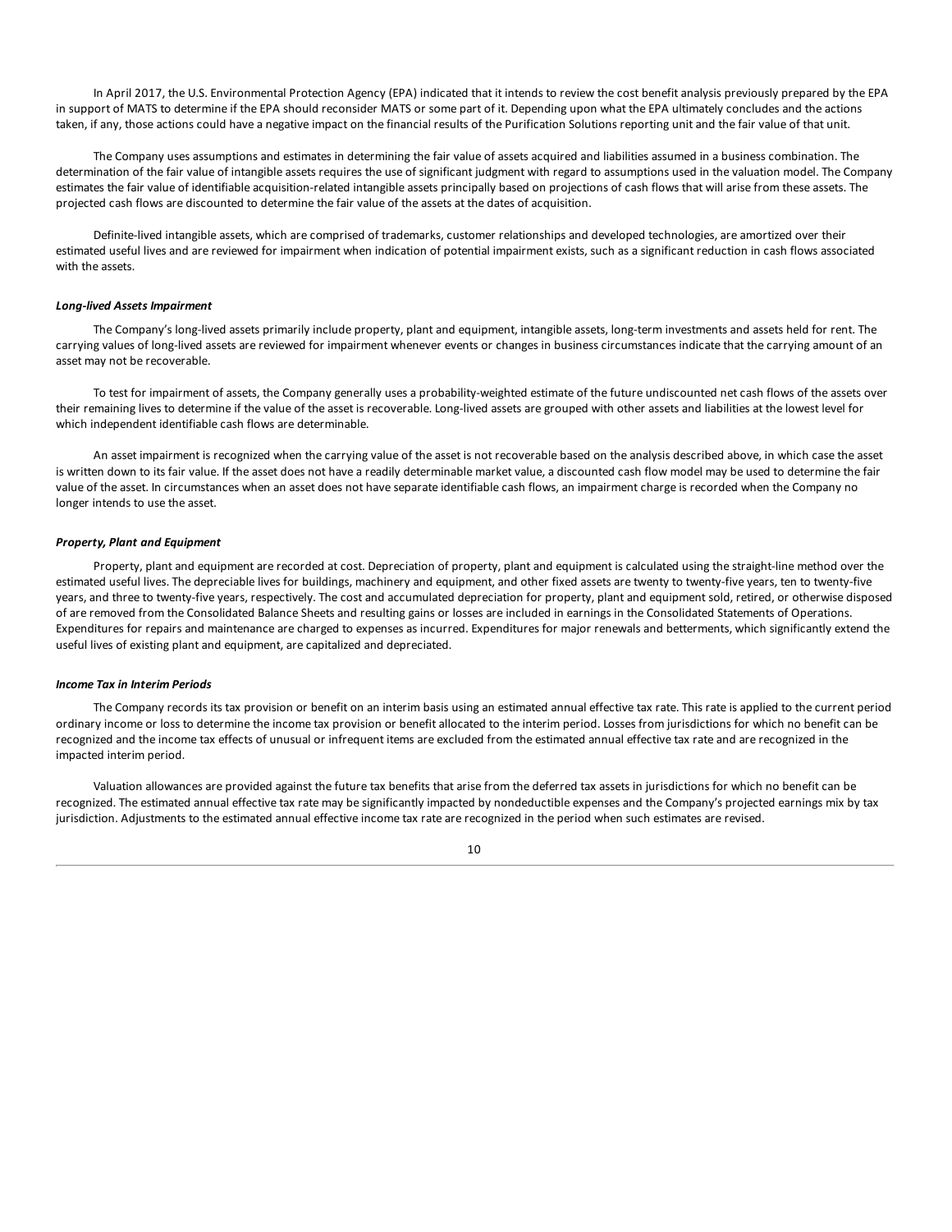In April 2017, the U.S. Environmental Protection Agency (EPA) indicated that it intends to review the cost benefit analysis previously prepared by the EPA in support of MATS to determine if the EPA should reconsider MATS or some part of it. Depending upon what the EPA ultimately concludes and the actions taken, if any, those actions could have a negative impact on the financial results of the Purification Solutions reporting unit and the fair value of that unit.

The Company uses assumptions and estimates in determining the fair value of assets acquired and liabilities assumed in a business combination. The determination of the fair value of intangible assets requires the use of significant judgment with regard to assumptions used in the valuation model. The Company estimates the fair value of identifiable acquisition-related intangible assets principally based on projections of cash flows that will arise from these assets. The projected cash flows are discounted to determine the fair value of the assets at the dates of acquisition.

Definite-lived intangible assets, which are comprised of trademarks, customer relationships and developed technologies, are amortized over their estimated useful lives and are reviewed for impairment when indication of potential impairment exists, such as a significant reduction in cash flows associated with the assets.

***Long-lived Assets Impairment***

The Company's long-lived assets primarily include property, plant and equipment, intangible assets, long-term investments and assets held for rent. The carrying values of long-lived assets are reviewed for impairment whenever events or changes in business circumstances indicate that the carrying amount of an asset may not be recoverable.

To test for impairment of assets, the Company generally uses a probability-weighted estimate of the future undiscounted net cash flows of the assets over their remaining lives to determine if the value of the asset is recoverable. Long-lived assets are grouped with other assets and liabilities at the lowest level for which independent identifiable cash flows are determinable.

An asset impairment is recognized when the carrying value of the asset is not recoverable based on the analysis described above, in which case the asset is written down to its fair value. If the asset does not have a readily determinable market value, a discounted cash flow model may be used to determine the fair value of the asset. In circumstances when an asset does not have separate identifiable cash flows, an impairment charge is recorded when the Company no longer intends to use the asset.

***Property, Plant and Equipment***

Property, plant and equipment are recorded at cost. Depreciation of property, plant and equipment is calculated using the straight-line method over the estimated useful lives. The depreciable lives for buildings, machinery and equipment, and other fixed assets are twenty to twenty-five years, ten to twenty-five years, and three to twenty-five years, respectively. The cost and accumulated depreciation for property, plant and equipment sold, retired, or otherwise disposed of are removed from the Consolidated Balance Sheets and resulting gains or losses are included in earnings in the Consolidated Statements of Operations. Expenditures for repairs and maintenance are charged to expenses as incurred. Expenditures for major renewals and betterments, which significantly extend the useful lives of existing plant and equipment, are capitalized and depreciated.

***Income Tax in Interim Periods***

The Company records its tax provision or benefit on an interim basis using an estimated annual effective tax rate. This rate is applied to the current period ordinary income or loss to determine the income tax provision or benefit allocated to the interim period. Losses from jurisdictions for which no benefit can be recognized and the income tax effects of unusual or infrequent items are excluded from the estimated annual effective tax rate and are recognized in the impacted interim period.

Valuation allowances are provided against the future tax benefits that arise from the deferred tax assets in jurisdictions for which no benefit can be recognized. The estimated annual effective tax rate may be significantly impacted by nondeductible expenses and the Company's projected earnings mix by tax jurisdiction. Adjustments to the estimated annual effective income tax rate are recognized in the period when such estimates are revised.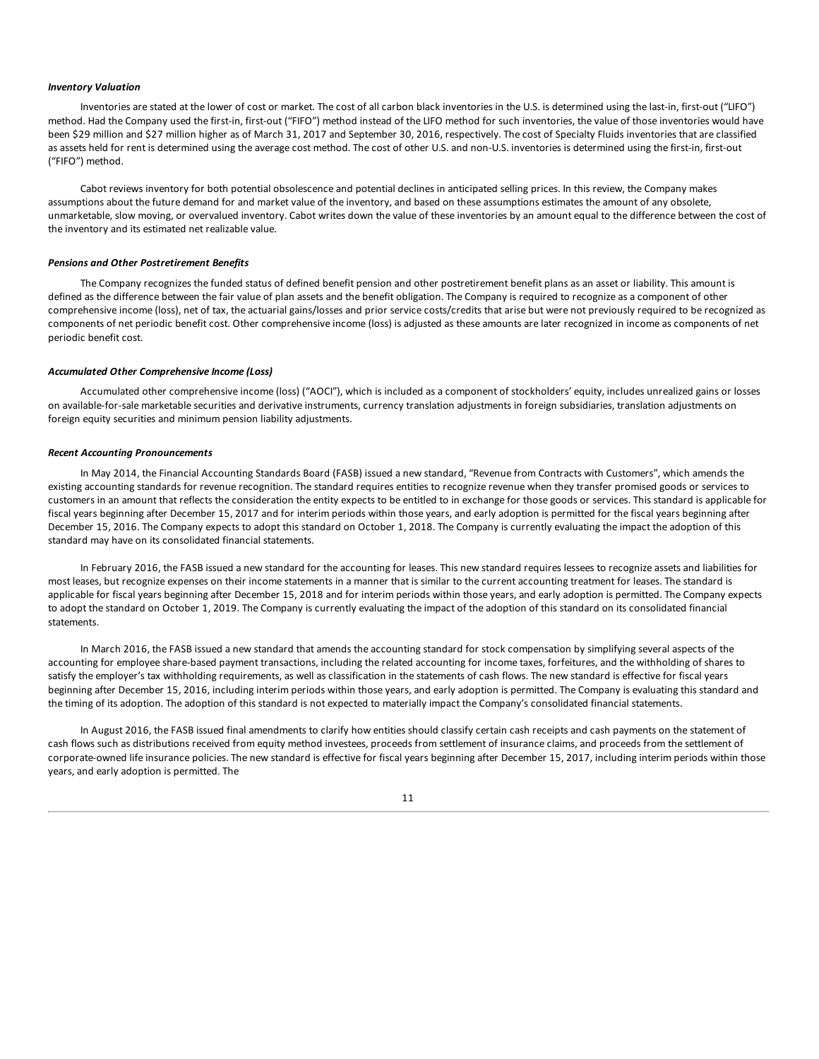***Inventory Valuation***

Inventories are stated at the lower of cost or market. The cost of all carbon black inventories in the U.S. is determined using the last-in, first-out ("LIFO") method. Had the Company used the first-in, first-out ("FIFO") method instead of the LIFO method for such inventories, the value of those inventories would have been $29 million and $27 million higher as of March 31, 2017 and September 30, 2016, respectively. The cost of Specialty Fluids inventories that are classified as assets held for rent is determined using the average cost method. The cost of other U.S. and non-U.S. inventories is determined using the first-in, first-out ("FIFO") method.

Cabot reviews inventory for both potential obsolescence and potential declines in anticipated selling prices. In this review, the Company makes assumptions about the future demand for and market value of the inventory, and based on these assumptions estimates the amount of any obsolete, unmarketable, slow moving, or overvalued inventory. Cabot writes down the value of these inventories by an amount equal to the difference between the cost of the inventory and its estimated net realizable value.

***Pensions and Other Postretirement Benefits***

The Company recognizes the funded status of defined benefit pension and other postretirement benefit plans as an asset or liability. This amount is defined as the difference between the fair value of plan assets and the benefit obligation. The Company is required to recognize as a component of other comprehensive income (loss), net of tax, the actuarial gains/losses and prior service costs/credits that arise but were not previously required to be recognized as components of net periodic benefit cost. Other comprehensive income (loss) is adjusted as these amounts are later recognized in income as components of net periodic benefit cost.

***Accumulated Other Comprehensive Income (Loss)***

Accumulated other comprehensive income (loss) ("AOCI"), which is included as a component of stockholders' equity, includes unrealized gains or losses on available-for-sale marketable securities and derivative instruments, currency translation adjustments in foreign subsidiaries, translation adjustments on foreign equity securities and minimum pension liability adjustments.

***Recent Accounting Pronouncements***

In May 2014, the Financial Accounting Standards Board (FASB) issued a new standard, "Revenue from Contracts with Customers", which amends the existing accounting standards for revenue recognition. The standard requires entities to recognize revenue when they transfer promised goods or services to customers in an amount that reflects the consideration the entity expects to be entitled to in exchange for those goods or services. This standard is applicable for fiscal years beginning after December 15, 2017 and for interim periods within those years, and early adoption is permitted for the fiscal years beginning after December 15, 2016. The Company expects to adopt this standard on October 1, 2018. The Company is currently evaluating the impact the adoption of this standard may have on its consolidated financial statements.

In February 2016, the FASB issued a new standard for the accounting for leases. This new standard requires lessees to recognize assets and liabilities for most leases, but recognize expenses on their income statements in a manner that is similar to the current accounting treatment for leases. The standard is applicable for fiscal years beginning after December 15, 2018 and for interim periods within those years, and early adoption is permitted. The Company expects to adopt the standard on October 1, 2019. The Company is currently evaluating the impact of the adoption of this standard on its consolidated financial statements.

In March 2016, the FASB issued a new standard that amends the accounting standard for stock compensation by simplifying several aspects of the accounting for employee share-based payment transactions, including the related accounting for income taxes, forfeitures, and the withholding of shares to satisfy the employer's tax withholding requirements, as well as classification in the statements of cash flows. The new standard is effective for fiscal years beginning after December 15, 2016, including interim periods within those years, and early adoption is permitted. The Company is evaluating this standard and the timing of its adoption. The adoption of this standard is not expected to materially impact the Company's consolidated financial statements.

In August 2016, the FASB issued final amendments to clarify how entities should classify certain cash receipts and cash payments on the statement of cash flows such as distributions received from equity method investees, proceeds from settlement of insurance claims, and proceeds from the settlement of corporate-owned life insurance policies. The new standard is effective for fiscal years beginning after December 15, 2017, including interim periods within those years, and early adoption is permitted. The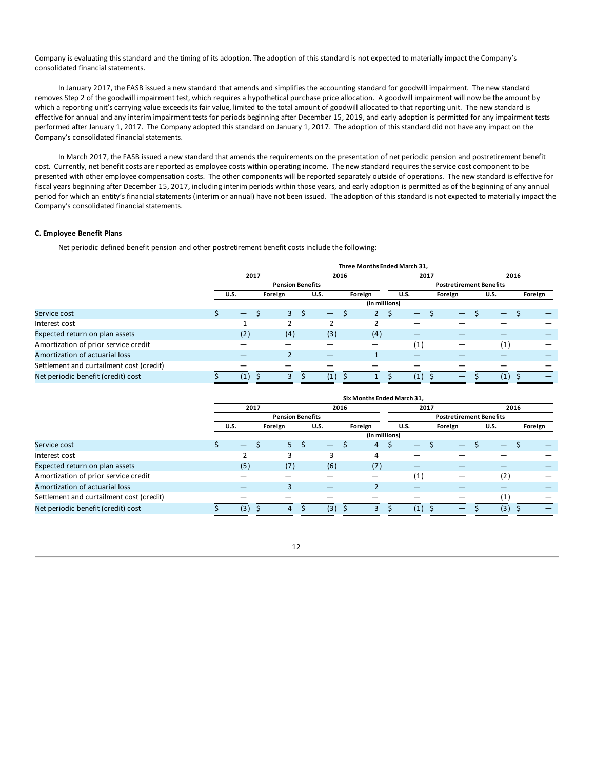Company is evaluating this standard and the timing of its adoption. The adoption of this standard is not expected to materially impact the Company's consolidated financial statements.

In January 2017, the FASB issued a new standard that amends and simplifies the accounting standard for goodwill impairment. The new standard removes Step 2 of the goodwill impairment test, which requires a hypothetical purchase price allocation. A goodwill impairment will now be the amount by which a reporting unit's carrying value exceeds its fair value, limited to the total amount of goodwill allocated to that reporting unit. The new standard is effective for annual and any interim impairment tests for periods beginning after December 15, 2019, and early adoption is permitted for any impairment tests performed after January 1, 2017. The Company adopted this standard on January 1, 2017. The adoption of this standard did not have any impact on the Company's consolidated financial statements.

In March 2017, the FASB issued a new standard that amends the requirements on the presentation of net periodic pension and postretirement benefit cost. Currently, net benefit costs are reported as employee costs within operating income. The new standard requires the service cost component to be presented with other employee compensation costs. The other components will be reported separately outside of operations. The new standard is effective for fiscal years beginning after December 15, 2017, including interim periods within those years, and early adoption is permitted as of the beginning of any annual period for which an entity's financial statements (interim or annual) have not been issued. The adoption of this standard is not expected to materially impact the Company's consolidated financial statements.

**C. Employee Benefit Plans**

Net periodic defined benefit pension and other postretirement benefit costs include the following:

| | Three Months Ended March 31, | | | | | | | |
|---|---|---|---|---|---|---|---|---|
| | 2017 | | 2016 | | 2017 | | 2016 | |
| | Pension Benefits | | | | Postretirement Benefits | | | |
| | U.S. | Foreign | U.S. | Foreign | U.S. | Foreign | U.S. | Foreign |
| | (In millions) | | | | | | | |
| Service cost | $ — | $ 3 | $ — | $ 2 | $ — | $ — | $ — | $ — |
| Interest cost | 1 | 2 | 2 | 2 | — | — | — | — |
| Expected return on plan assets | (2) | (4) | (3) | (4) | — | — | — | — |
| Amortization of prior service credit | — | — | — | — | (1) | — | (1) | — |
| Amortization of actuarial loss | — | 2 | — | 1 | — | — | — | — |
| Settlement and curtailment cost (credit) | — | — | — | — | — | — | — | — |
| Net periodic benefit (credit) cost | $ (1) | $ 3 | $ (1) | $ 1 | $ (1) | $ — | $ (1) | $ — |

| | Six Months Ended March 31, | | | | | | | |
|---|---|---|---|---|---|---|---|---|
| | 2017 | | 2016 | | 2017 | | 2016 | |
| | Pension Benefits | | | | Postretirement Benefits | | | |
| | U.S. | Foreign | U.S. | Foreign | U.S. | Foreign | U.S. | Foreign |
| | (In millions) | | | | | | | |
| Service cost | $ — | $ 5 | $ — | $ 4 | $ — | $ — | $ — | $ — |
| Interest cost | 2 | 3 | 3 | 4 | — | — | — | — |
| Expected return on plan assets | (5) | (7) | (6) | (7) | — | — | — | — |
| Amortization of prior service credit | — | — | — | — | (1) | — | (2) | — |
| Amortization of actuarial loss | — | 3 | — | 2 | — | — | — | — |
| Settlement and curtailment cost (credit) | — | — | — | — | — | — | (1) | — |
| Net periodic benefit (credit) cost | $ (3) | $ 4 | $ (3) | $ 3 | $ (1) | $ — | $ (3) | $ — |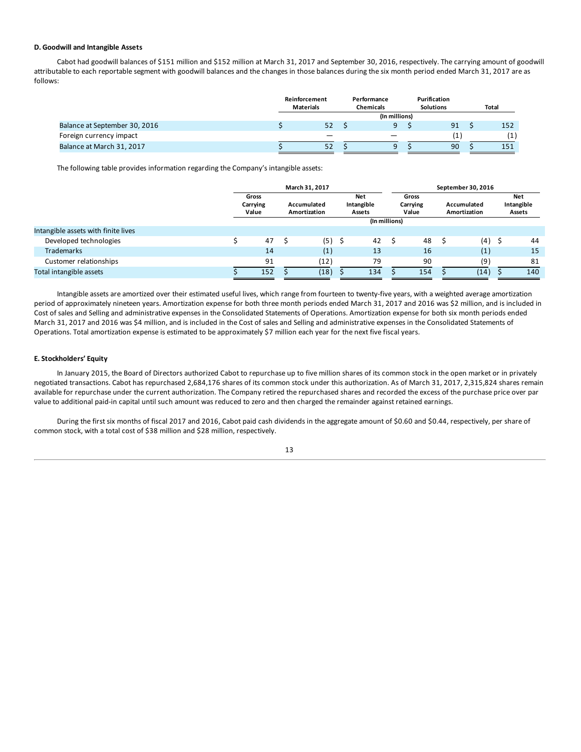**D. Goodwill and Intangible Assets**

Cabot had goodwill balances of $151 million and $152 million at March 31, 2017 and September 30, 2016, respectively. The carrying amount of goodwill attributable to each reportable segment with goodwill balances and the changes in those balances during the six month period ended March 31, 2017 are as follows:

| | Reinforcement Materials | Performance Chemicals | Purification Solutions | Total |
|---|---|---|---|---|
| | | (In millions) | | |
| Balance at September 30, 2016 | $ 52 | $ 9 | $ 91 | $ 152 |
| Foreign currency impact | — | — | (1) | (1) |
| Balance at March 31, 2017 | $ 52 | $ 9 | $ 90 | $ 151 |

The following table provides information regarding the Company's intangible assets:

| | March 31, 2017 | | | September 30, 2016 | | |
|---|---|---|---|---|---|---|
| | Gross Carrying Value | Accumulated Amortization | Net Intangible Assets | Gross Carrying Value | Accumulated Amortization | Net Intangible Assets |
| | | | (In millions) | | | |
| Intangible assets with finite lives | | | | | | |
| Developed technologies | $ 47 | $ (5) | $ 42 | $ 48 | $ (4) | $ 44 |
| Trademarks | 14 | (1) | 13 | 16 | (1) | 15 |
| Customer relationships | 91 | (12) | 79 | 90 | (9) | 81 |
| Total intangible assets | $ 152 | $ (18) | $ 134 | $ 154 | $ (14) | $ 140 |

Intangible assets are amortized over their estimated useful lives, which range from fourteen to twenty-five years, with a weighted average amortization period of approximately nineteen years. Amortization expense for both three month periods ended March 31, 2017 and 2016 was $2 million, and is included in Cost of sales and Selling and administrative expenses in the Consolidated Statements of Operations. Amortization expense for both six month periods ended March 31, 2017 and 2016 was $4 million, and is included in the Cost of sales and Selling and administrative expenses in the Consolidated Statements of Operations. Total amortization expense is estimated to be approximately $7 million each year for the next five fiscal years.

**E. Stockholders' Equity**

In January 2015, the Board of Directors authorized Cabot to repurchase up to five million shares of its common stock in the open market or in privately negotiated transactions. Cabot has repurchased 2,684,176 shares of its common stock under this authorization. As of March 31, 2017, 2,315,824 shares remain available for repurchase under the current authorization. The Company retired the repurchased shares and recorded the excess of the purchase price over par value to additional paid-in capital until such amount was reduced to zero and then charged the remainder against retained earnings.

During the first six months of fiscal 2017 and 2016, Cabot paid cash dividends in the aggregate amount of $0.60 and $0.44, respectively, per share of common stock, with a total cost of $38 million and $28 million, respectively.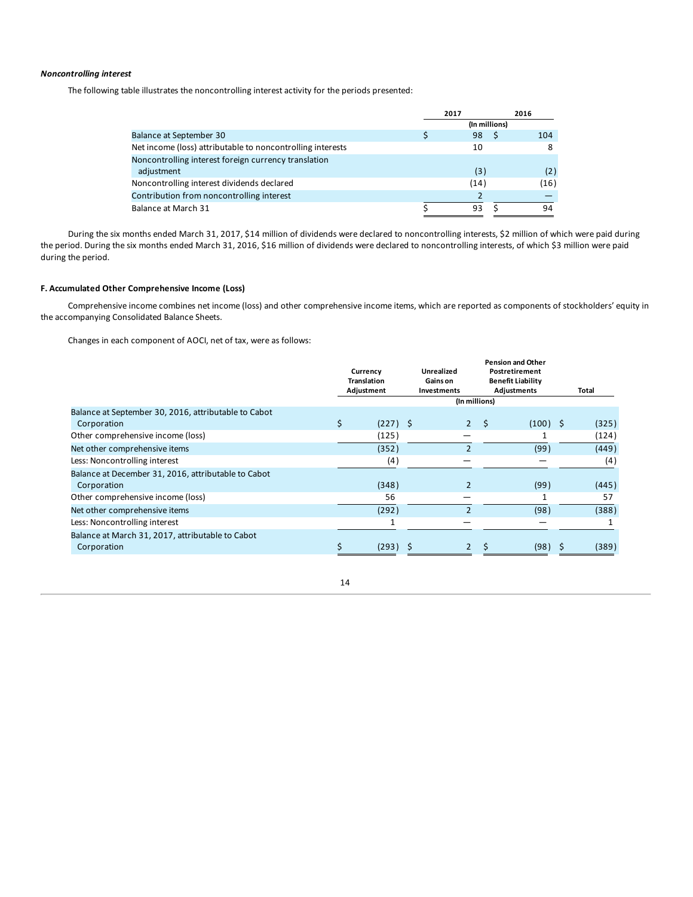***Noncontrolling interest***

The following table illustrates the noncontrolling interest activity for the periods presented:

| | 2017 | 2016 |
|---|---|---|
| | (In millions) | |
| Balance at September 30 | $ 98 | $ 104 |
| Net income (loss) attributable to noncontrolling interests | 10 | 8 |
| Noncontrolling interest foreign currency translation adjustment | (3) | (2) |
| Noncontrolling interest dividends declared | (14) | (16) |
| Contribution from noncontrolling interest | 2 | — |
| Balance at March 31 | $ 93 | $ 94 |

During the six months ended March 31, 2017, $14 million of dividends were declared to noncontrolling interests, $2 million of which were paid during the period. During the six months ended March 31, 2016, $16 million of dividends were declared to noncontrolling interests, of which $3 million were paid during the period.

**F. Accumulated Other Comprehensive Income (Loss)**

Comprehensive income combines net income (loss) and other comprehensive income items, which are reported as components of stockholders' equity in the accompanying Consolidated Balance Sheets.

Changes in each component of AOCI, net of tax, were as follows:

| | Currency Translation Adjustment | Unrealized Gains on Investments | Pension and Other Postretirement Benefit Liability Adjustments | Total |
|---|---|---|---|---|
| | | (In millions) | | |
| Balance at September 30, 2016, attributable to Cabot Corporation | $ (227) | $ 2 | $ (100) | $ (325) |
| Other comprehensive income (loss) | (125) | — | 1 | (124) |
| Net other comprehensive items | (352) | 2 | (99) | (449) |
| Less: Noncontrolling interest | (4) | — | — | (4) |
| Balance at December 31, 2016, attributable to Cabot Corporation | (348) | 2 | (99) | (445) |
| Other comprehensive income (loss) | 56 | — | 1 | 57 |
| Net other comprehensive items | (292) | 2 | (98) | (388) |
| Less: Noncontrolling interest | 1 | — | — | 1 |
| Balance at March 31, 2017, attributable to Cabot Corporation | $ (293) | $ 2 | $ (98) | $ (389) |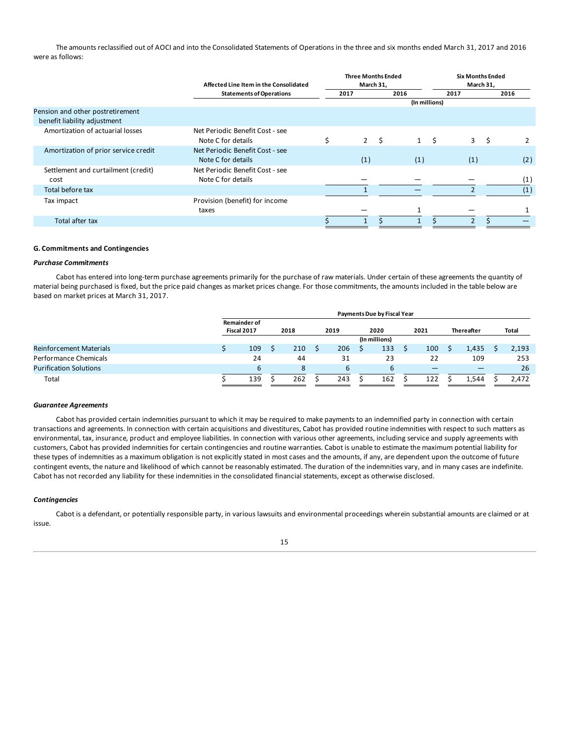The amounts reclassified out of AOCI and into the Consolidated Statements of Operations in the three and six months ended March 31, 2017 and 2016 were as follows:

| | Affected Line Item in the Consolidated Statements of Operations | Three Months Ended March 31, 2017 | Three Months Ended March 31, 2016 | Six Months Ended March 31, 2017 | Six Months Ended March 31, 2016 |
|---|---|---|---|---|---|
| | | (In millions) | | | |
| Pension and other postretirement benefit liability adjustment | | | | | |
| Amortization of actuarial losses | Net Periodic Benefit Cost - see Note C for details | $ 2 | $ 1 | $ 3 | $ 2 |
| Amortization of prior service credit | Net Periodic Benefit Cost - see Note C for details | (1) | (1) | (1) | (2) |
| Settlement and curtailment (credit) cost | Net Periodic Benefit Cost - see Note C for details | — | — | — | (1) |
| Total before tax | | 1 | — | 2 | (1) |
| Tax impact | Provision (benefit) for income taxes | — | 1 | — | 1 |
| Total after tax | | $ 1 | $ 1 | $ 2 | $ — |

### G. Commitments and Contingencies

***Purchase Commitments***

Cabot has entered into long-term purchase agreements primarily for the purchase of raw materials. Under certain of these agreements the quantity of material being purchased is fixed, but the price paid changes as market prices change. For those commitments, the amounts included in the table below are based on market prices at March 31, 2017.

| | Payments Due by Fiscal Year | | | | | | |
|---|---|---|---|---|---|---|---|
| | Remainder of Fiscal 2017 | 2018 | 2019 | 2020 | 2021 | Thereafter | Total |
| | | | | (In millions) | | | |
| Reinforcement Materials | $ 109 | $ 210 | $ 206 | $ 133 | $ 100 | $ 1,435 | $ 2,193 |
| Performance Chemicals | 24 | 44 | 31 | 23 | 22 | 109 | 253 |
| Purification Solutions | 6 | 8 | 6 | 6 | — | — | 26 |
| Total | $ 139 | $ 262 | $ 243 | $ 162 | $ 122 | $ 1,544 | $ 2,472 |

***Guarantee Agreements***

Cabot has provided certain indemnities pursuant to which it may be required to make payments to an indemnified party in connection with certain transactions and agreements. In connection with certain acquisitions and divestitures, Cabot has provided routine indemnities with respect to such matters as environmental, tax, insurance, product and employee liabilities. In connection with various other agreements, including service and supply agreements with customers, Cabot has provided indemnities for certain contingencies and routine warranties. Cabot is unable to estimate the maximum potential liability for these types of indemnities as a maximum obligation is not explicitly stated in most cases and the amounts, if any, are dependent upon the outcome of future contingent events, the nature and likelihood of which cannot be reasonably estimated. The duration of the indemnities vary, and in many cases are indefinite. Cabot has not recorded any liability for these indemnities in the consolidated financial statements, except as otherwise disclosed.

***Contingencies***

Cabot is a defendant, or potentially responsible party, in various lawsuits and environmental proceedings wherein substantial amounts are claimed or at issue.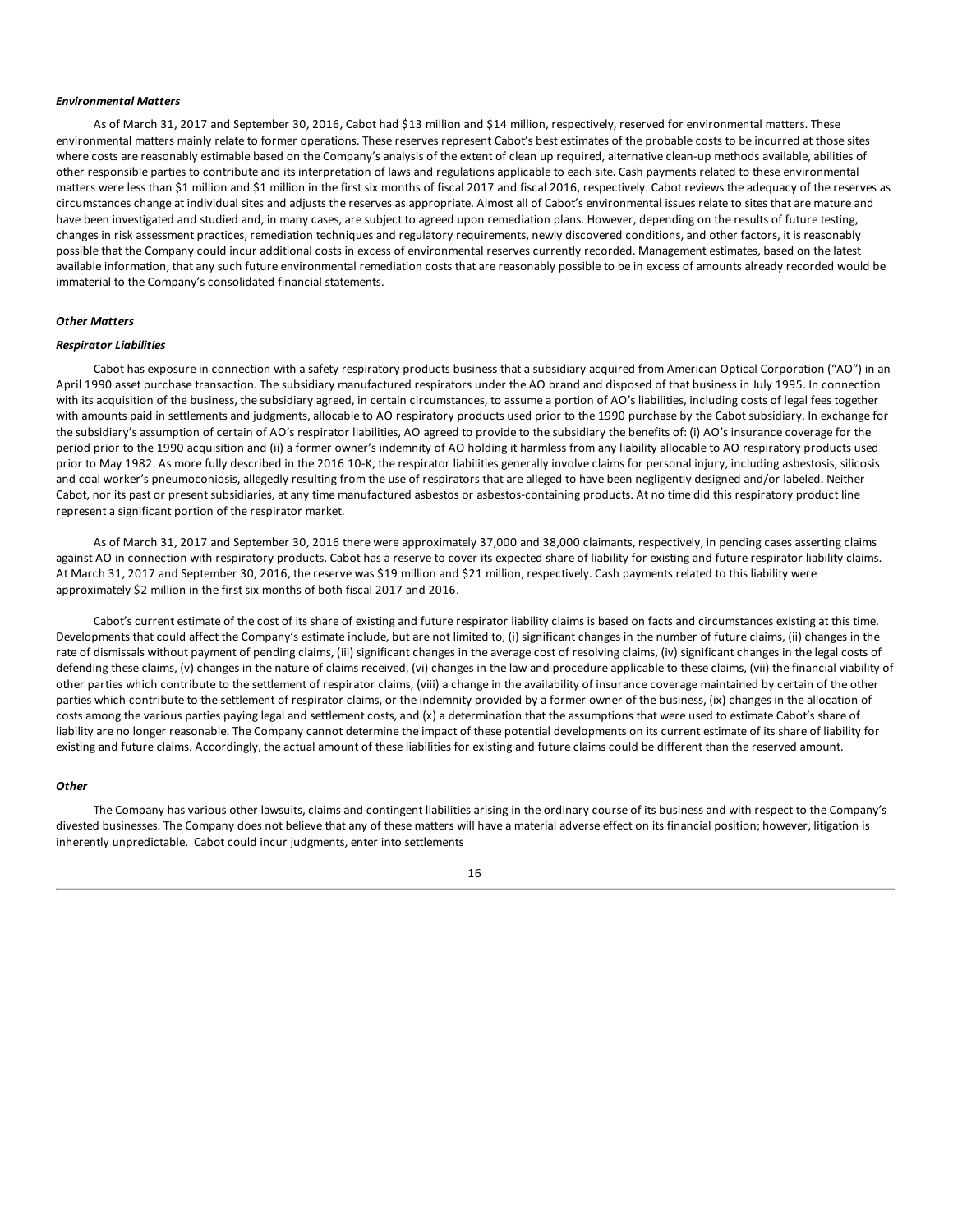***Environmental Matters***

As of March 31, 2017 and September 30, 2016, Cabot had $13 million and $14 million, respectively, reserved for environmental matters. These environmental matters mainly relate to former operations. These reserves represent Cabot's best estimates of the probable costs to be incurred at those sites where costs are reasonably estimable based on the Company's analysis of the extent of clean up required, alternative clean-up methods available, abilities of other responsible parties to contribute and its interpretation of laws and regulations applicable to each site. Cash payments related to these environmental matters were less than $1 million and $1 million in the first six months of fiscal 2017 and fiscal 2016, respectively. Cabot reviews the adequacy of the reserves as circumstances change at individual sites and adjusts the reserves as appropriate. Almost all of Cabot's environmental issues relate to sites that are mature and have been investigated and studied and, in many cases, are subject to agreed upon remediation plans. However, depending on the results of future testing, changes in risk assessment practices, remediation techniques and regulatory requirements, newly discovered conditions, and other factors, it is reasonably possible that the Company could incur additional costs in excess of environmental reserves currently recorded. Management estimates, based on the latest available information, that any such future environmental remediation costs that are reasonably possible to be in excess of amounts already recorded would be immaterial to the Company's consolidated financial statements.

***Other Matters***

***Respirator Liabilities***

Cabot has exposure in connection with a safety respiratory products business that a subsidiary acquired from American Optical Corporation ("AO") in an April 1990 asset purchase transaction. The subsidiary manufactured respirators under the AO brand and disposed of that business in July 1995. In connection with its acquisition of the business, the subsidiary agreed, in certain circumstances, to assume a portion of AO's liabilities, including costs of legal fees together with amounts paid in settlements and judgments, allocable to AO respiratory products used prior to the 1990 purchase by the Cabot subsidiary. In exchange for the subsidiary's assumption of certain of AO's respirator liabilities, AO agreed to provide to the subsidiary the benefits of: (i) AO's insurance coverage for the period prior to the 1990 acquisition and (ii) a former owner's indemnity of AO holding it harmless from any liability allocable to AO respiratory products used prior to May 1982. As more fully described in the 2016 10-K, the respirator liabilities generally involve claims for personal injury, including asbestosis, silicosis and coal worker's pneumoconiosis, allegedly resulting from the use of respirators that are alleged to have been negligently designed and/or labeled. Neither Cabot, nor its past or present subsidiaries, at any time manufactured asbestos or asbestos-containing products. At no time did this respiratory product line represent a significant portion of the respirator market.

As of March 31, 2017 and September 30, 2016 there were approximately 37,000 and 38,000 claimants, respectively, in pending cases asserting claims against AO in connection with respiratory products. Cabot has a reserve to cover its expected share of liability for existing and future respirator liability claims. At March 31, 2017 and September 30, 2016, the reserve was $19 million and $21 million, respectively. Cash payments related to this liability were approximately $2 million in the first six months of both fiscal 2017 and 2016.

Cabot's current estimate of the cost of its share of existing and future respirator liability claims is based on facts and circumstances existing at this time. Developments that could affect the Company's estimate include, but are not limited to, (i) significant changes in the number of future claims, (ii) changes in the rate of dismissals without payment of pending claims, (iii) significant changes in the average cost of resolving claims, (iv) significant changes in the legal costs of defending these claims, (v) changes in the nature of claims received, (vi) changes in the law and procedure applicable to these claims, (vii) the financial viability of other parties which contribute to the settlement of respirator claims, (viii) a change in the availability of insurance coverage maintained by certain of the other parties which contribute to the settlement of respirator claims, or the indemnity provided by a former owner of the business, (ix) changes in the allocation of costs among the various parties paying legal and settlement costs, and (x) a determination that the assumptions that were used to estimate Cabot's share of liability are no longer reasonable. The Company cannot determine the impact of these potential developments on its current estimate of its share of liability for existing and future claims. Accordingly, the actual amount of these liabilities for existing and future claims could be different than the reserved amount.

***Other***

The Company has various other lawsuits, claims and contingent liabilities arising in the ordinary course of its business and with respect to the Company's divested businesses. The Company does not believe that any of these matters will have a material adverse effect on its financial position; however, litigation is inherently unpredictable. Cabot could incur judgments, enter into settlements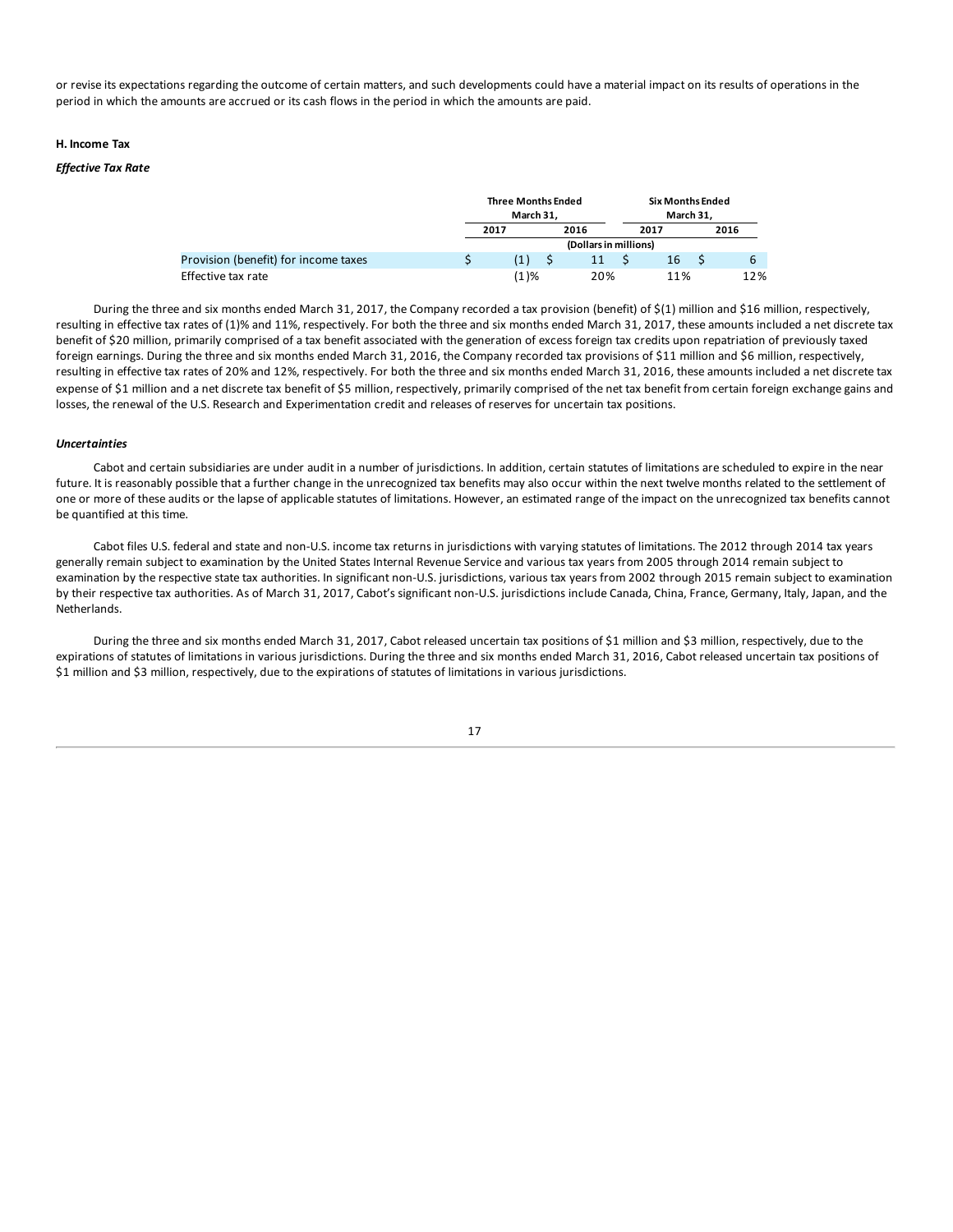or revise its expectations regarding the outcome of certain matters, and such developments could have a material impact on its results of operations in the period in which the amounts are accrued or its cash flows in the period in which the amounts are paid.

### H. Income Tax

***Effective Tax Rate***

| | Three Months Ended March 31, | | Six Months Ended March 31, | |
|---|---|---|---|---|
| | 2017 | 2016 | 2017 | 2016 |
| | (Dollars in millions) | | | |
| Provision (benefit) for income taxes | $ (1) | $ 11 | $ 16 | $ 6 |
| Effective tax rate | (1)% | 20% | 11% | 12% |

During the three and six months ended March 31, 2017, the Company recorded a tax provision (benefit) of $(1) million and $16 million, respectively, resulting in effective tax rates of (1)% and 11%, respectively. For both the three and six months ended March 31, 2017, these amounts included a net discrete tax benefit of $20 million, primarily comprised of a tax benefit associated with the generation of excess foreign tax credits upon repatriation of previously taxed foreign earnings. During the three and six months ended March 31, 2016, the Company recorded tax provisions of $11 million and $6 million, respectively, resulting in effective tax rates of 20% and 12%, respectively. For both the three and six months ended March 31, 2016, these amounts included a net discrete tax expense of $1 million and a net discrete tax benefit of $5 million, respectively, primarily comprised of the net tax benefit from certain foreign exchange gains and losses, the renewal of the U.S. Research and Experimentation credit and releases of reserves for uncertain tax positions.

***Uncertainties***

Cabot and certain subsidiaries are under audit in a number of jurisdictions. In addition, certain statutes of limitations are scheduled to expire in the near future. It is reasonably possible that a further change in the unrecognized tax benefits may also occur within the next twelve months related to the settlement of one or more of these audits or the lapse of applicable statutes of limitations. However, an estimated range of the impact on the unrecognized tax benefits cannot be quantified at this time.

Cabot files U.S. federal and state and non-U.S. income tax returns in jurisdictions with varying statutes of limitations. The 2012 through 2014 tax years generally remain subject to examination by the United States Internal Revenue Service and various tax years from 2005 through 2014 remain subject to examination by the respective state tax authorities. In significant non-U.S. jurisdictions, various tax years from 2002 through 2015 remain subject to examination by their respective tax authorities. As of March 31, 2017, Cabot's significant non-U.S. jurisdictions include Canada, China, France, Germany, Italy, Japan, and the Netherlands.

During the three and six months ended March 31, 2017, Cabot released uncertain tax positions of $1 million and $3 million, respectively, due to the expirations of statutes of limitations in various jurisdictions. During the three and six months ended March 31, 2016, Cabot released uncertain tax positions of $1 million and $3 million, respectively, due to the expirations of statutes of limitations in various jurisdictions.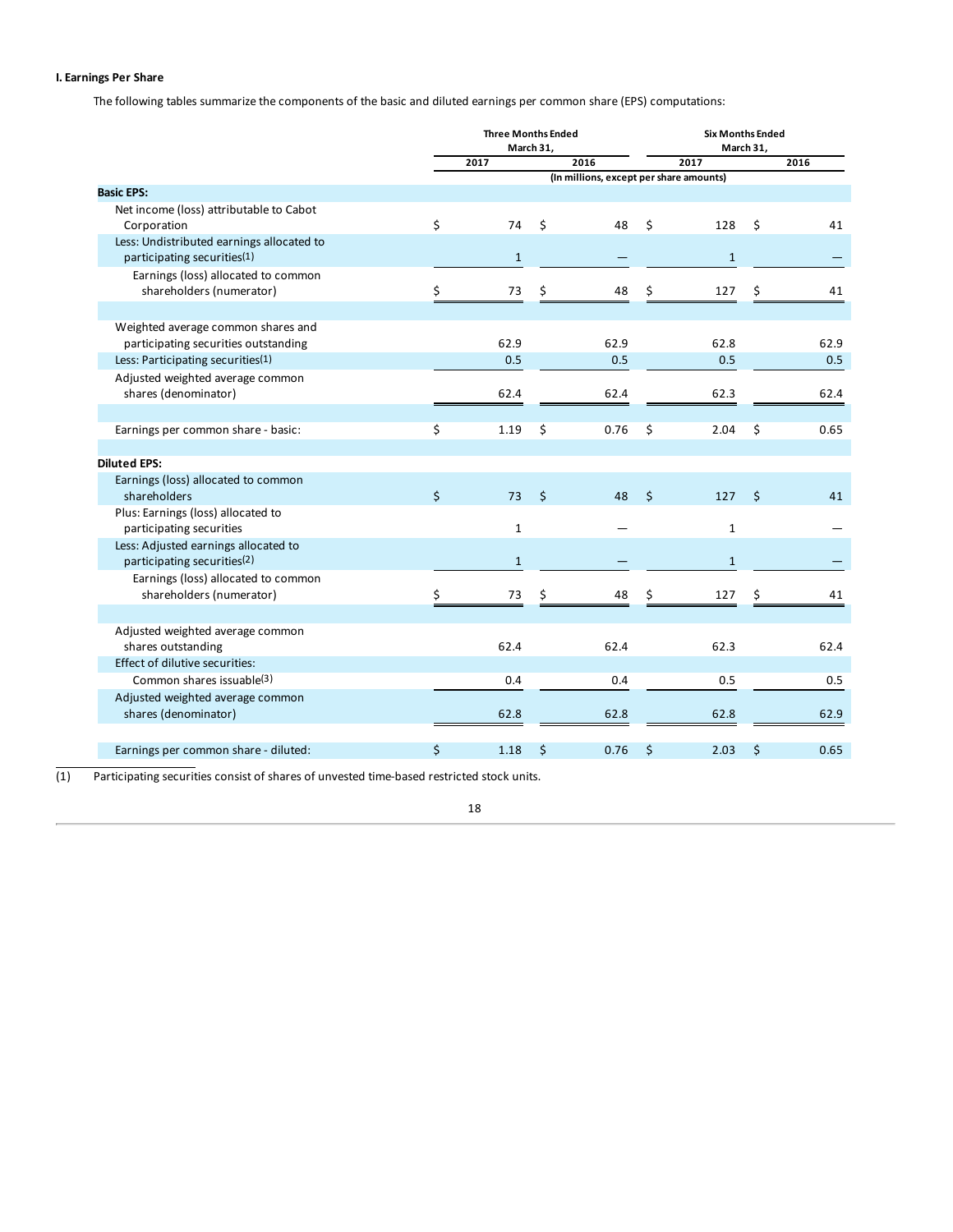**I. Earnings Per Share**

The following tables summarize the components of the basic and diluted earnings per common share (EPS) computations:

| | Three Months Ended March 31, | | Six Months Ended March 31, | |
|---|---|---|---|---|
| | 2017 | 2016 | 2017 | 2016 |
| | (In millions, except per share amounts) | | | |
| **Basic EPS:** | | | | |
| Net income (loss) attributable to Cabot Corporation | $ 74 | $ 48 | $ 128 | $ 41 |
| Less: Undistributed earnings allocated to participating securities[1] | 1 | — | 1 | — |
| Earnings (loss) allocated to common shareholders (numerator) | $ 73 | $ 48 | $ 127 | $ 41 |
| Weighted average common shares and participating securities outstanding | 62.9 | 62.9 | 62.8 | 62.9 |
| Less: Participating securities[1] | 0.5 | 0.5 | 0.5 | 0.5 |
| Adjusted weighted average common shares (denominator) | 62.4 | 62.4 | 62.3 | 62.4 |
| Earnings per common share - basic: | $ 1.19 | $ 0.76 | $ 2.04 | $ 0.65 |
| **Diluted EPS:** | | | | |
| Earnings (loss) allocated to common shareholders | $ 73 | $ 48 | $ 127 | $ 41 |
| Plus: Earnings (loss) allocated to participating securities | 1 | — | 1 | — |
| Less: Adjusted earnings allocated to participating securities[2] | 1 | — | 1 | — |
| Earnings (loss) allocated to common shareholders (numerator) | $ 73 | $ 48 | $ 127 | $ 41 |
| Adjusted weighted average common shares outstanding | 62.4 | 62.4 | 62.3 | 62.4 |
| Effect of dilutive securities: | | | | |
| Common shares issuable[3] | 0.4 | 0.4 | 0.5 | 0.5 |
| Adjusted weighted average common shares (denominator) | 62.8 | 62.8 | 62.8 | 62.9 |
| Earnings per common share - diluted: | $ 1.18 | $ 0.76 | $ 2.03 | $ 0.65 |

(1) Participating securities consist of shares of unvested time-based restricted stock units.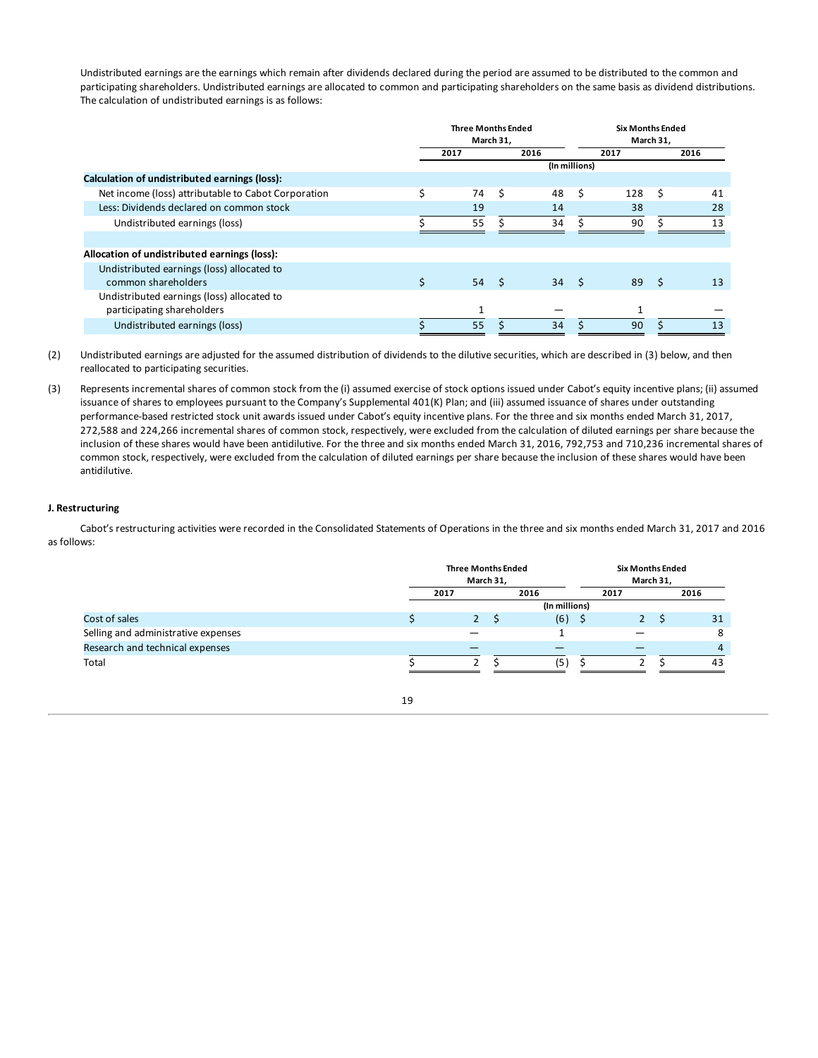Undistributed earnings are the earnings which remain after dividends declared during the period are assumed to be distributed to the common and participating shareholders. Undistributed earnings are allocated to common and participating shareholders on the same basis as dividend distributions. The calculation of undistributed earnings is as follows:

| | Three Months Ended March 31, | | Six Months Ended March 31, | |
|---|---|---|---|---|
| | 2017 | 2016 | 2017 | 2016 |
| | (In millions) | | | |
| **Calculation of undistributed earnings (loss):** | | | | |
| Net income (loss) attributable to Cabot Corporation | $ 74 | $ 48 | $ 128 | $ 41 |
| Less: Dividends declared on common stock | 19 | 14 | 38 | 28 |
| Undistributed earnings (loss) | $ 55 | $ 34 | $ 90 | $ 13 |
| **Allocation of undistributed earnings (loss):** | | | | |
| Undistributed earnings (loss) allocated to common shareholders | $ 54 | $ 34 | $ 89 | $ 13 |
| Undistributed earnings (loss) allocated to participating shareholders | 1 | — | 1 | — |
| Undistributed earnings (loss) | $ 55 | $ 34 | $ 90 | $ 13 |

(2) Undistributed earnings are adjusted for the assumed distribution of dividends to the dilutive securities, which are described in (3) below, and then reallocated to participating securities.

(3) Represents incremental shares of common stock from the (i) assumed exercise of stock options issued under Cabot's equity incentive plans; (ii) assumed issuance of shares to employees pursuant to the Company's Supplemental 401(K) Plan; and (iii) assumed issuance of shares under outstanding performance-based restricted stock unit awards issued under Cabot's equity incentive plans. For the three and six months ended March 31, 2017, 272,588 and 224,266 incremental shares of common stock, respectively, were excluded from the calculation of diluted earnings per share because the inclusion of these shares would have been antidilutive. For the three and six months ended March 31, 2016, 792,753 and 710,236 incremental shares of common stock, respectively, were excluded from the calculation of diluted earnings per share because the inclusion of these shares would have been antidilutive.

### J. Restructuring

Cabot's restructuring activities were recorded in the Consolidated Statements of Operations in the three and six months ended March 31, 2017 and 2016 as follows:

| | Three Months Ended March 31, | | Six Months Ended March 31, | |
|---|---|---|---|---|
| | 2017 | 2016 | 2017 | 2016 |
| | (In millions) | | | |
| Cost of sales | $ 2 | $ (6) | $ 2 | $ 31 |
| Selling and administrative expenses | — | 1 | — | 8 |
| Research and technical expenses | — | — | — | 4 |
| Total | $ 2 | $ (5) | $ 2 | $ 43 |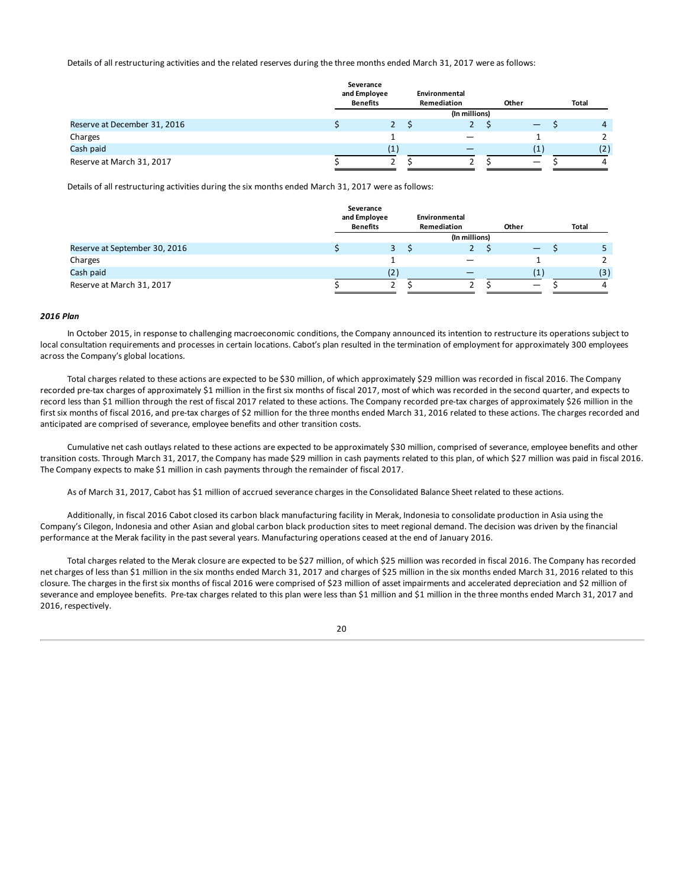Details of all restructuring activities and the related reserves during the three months ended March 31, 2017 were as follows:

| | Severance and Employee Benefits | Environmental Remediation | Other | Total |
|---|---|---|---|---|
| | | (In millions) | | |
| Reserve at December 31, 2016 | $ 2 | $ 2 | $ — | $ 4 |
| Charges | 1 | — | 1 | 2 |
| Cash paid | (1) | — | (1) | (2) |
| Reserve at March 31, 2017 | $ 2 | $ 2 | $ — | $ 4 |

Details of all restructuring activities during the six months ended March 31, 2017 were as follows:

| | Severance and Employee Benefits | Environmental Remediation | Other | Total |
|---|---|---|---|---|
| | | (In millions) | | |
| Reserve at September 30, 2016 | $ 3 | $ 2 | $ — | $ 5 |
| Charges | 1 | — | 1 | 2 |
| Cash paid | (2) | — | (1) | (3) |
| Reserve at March 31, 2017 | $ 2 | $ 2 | $ — | $ 4 |

***2016 Plan***

In October 2015, in response to challenging macroeconomic conditions, the Company announced its intention to restructure its operations subject to local consultation requirements and processes in certain locations. Cabot's plan resulted in the termination of employment for approximately 300 employees across the Company's global locations.

Total charges related to these actions are expected to be $30 million, of which approximately $29 million was recorded in fiscal 2016. The Company recorded pre-tax charges of approximately $1 million in the first six months of fiscal 2017, most of which was recorded in the second quarter, and expects to record less than $1 million through the rest of fiscal 2017 related to these actions. The Company recorded pre-tax charges of approximately $26 million in the first six months of fiscal 2016, and pre-tax charges of $2 million for the three months ended March 31, 2016 related to these actions. The charges recorded and anticipated are comprised of severance, employee benefits and other transition costs.

Cumulative net cash outlays related to these actions are expected to be approximately $30 million, comprised of severance, employee benefits and other transition costs. Through March 31, 2017, the Company has made $29 million in cash payments related to this plan, of which $27 million was paid in fiscal 2016. The Company expects to make $1 million in cash payments through the remainder of fiscal 2017.

As of March 31, 2017, Cabot has $1 million of accrued severance charges in the Consolidated Balance Sheet related to these actions.

Additionally, in fiscal 2016 Cabot closed its carbon black manufacturing facility in Merak, Indonesia to consolidate production in Asia using the Company's Cilegon, Indonesia and other Asian and global carbon black production sites to meet regional demand. The decision was driven by the financial performance at the Merak facility in the past several years. Manufacturing operations ceased at the end of January 2016.

Total charges related to the Merak closure are expected to be $27 million, of which $25 million was recorded in fiscal 2016. The Company has recorded net charges of less than $1 million in the six months ended March 31, 2017 and charges of $25 million in the six months ended March 31, 2016 related to this closure. The charges in the first six months of fiscal 2016 were comprised of $23 million of asset impairments and accelerated depreciation and $2 million of severance and employee benefits. Pre-tax charges related to this plan were less than $1 million and $1 million in the three months ended March 31, 2017 and 2016, respectively.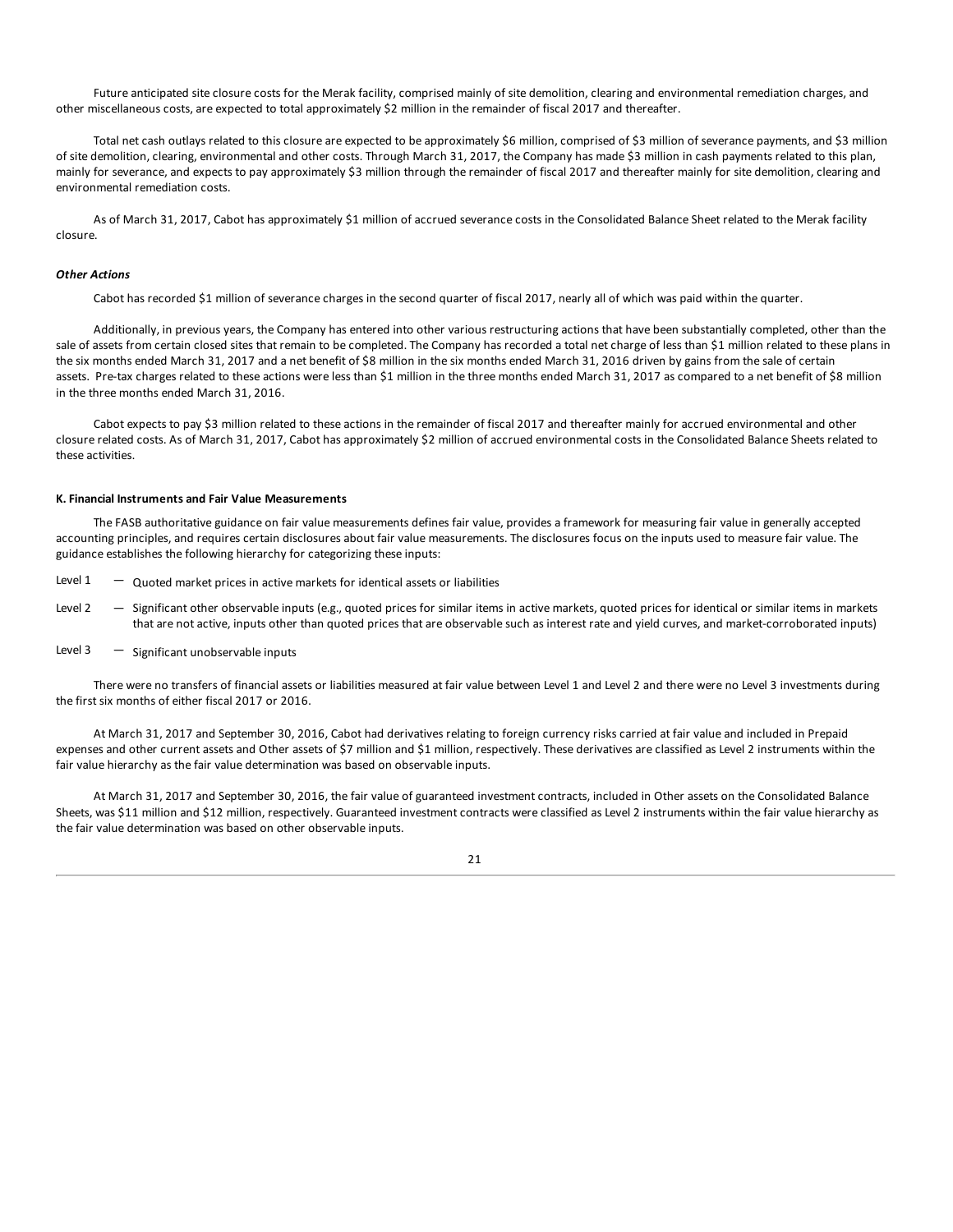Future anticipated site closure costs for the Merak facility, comprised mainly of site demolition, clearing and environmental remediation charges, and other miscellaneous costs, are expected to total approximately $2 million in the remainder of fiscal 2017 and thereafter.

Total net cash outlays related to this closure are expected to be approximately $6 million, comprised of $3 million of severance payments, and $3 million of site demolition, clearing, environmental and other costs. Through March 31, 2017, the Company has made $3 million in cash payments related to this plan, mainly for severance, and expects to pay approximately $3 million through the remainder of fiscal 2017 and thereafter mainly for site demolition, clearing and environmental remediation costs.

As of March 31, 2017, Cabot has approximately $1 million of accrued severance costs in the Consolidated Balance Sheet related to the Merak facility closure.

***Other Actions***

Cabot has recorded $1 million of severance charges in the second quarter of fiscal 2017, nearly all of which was paid within the quarter.

Additionally, in previous years, the Company has entered into other various restructuring actions that have been substantially completed, other than the sale of assets from certain closed sites that remain to be completed. The Company has recorded a total net charge of less than $1 million related to these plans in the six months ended March 31, 2017 and a net benefit of $8 million in the six months ended March 31, 2016 driven by gains from the sale of certain assets. Pre-tax charges related to these actions were less than $1 million in the three months ended March 31, 2017 as compared to a net benefit of $8 million in the three months ended March 31, 2016.

Cabot expects to pay $3 million related to these actions in the remainder of fiscal 2017 and thereafter mainly for accrued environmental and other closure related costs. As of March 31, 2017, Cabot has approximately $2 million of accrued environmental costs in the Consolidated Balance Sheets related to these activities.

**K. Financial Instruments and Fair Value Measurements**

The FASB authoritative guidance on fair value measurements defines fair value, provides a framework for measuring fair value in generally accepted accounting principles, and requires certain disclosures about fair value measurements. The disclosures focus on the inputs used to measure fair value. The guidance establishes the following hierarchy for categorizing these inputs:

- Level 1 — Quoted market prices in active markets for identical assets or liabilities
- Level 2 — Significant other observable inputs (e.g., quoted prices for similar items in active markets, quoted prices for identical or similar items in markets that are not active, inputs other than quoted prices that are observable such as interest rate and yield curves, and market-corroborated inputs)
- Level 3 — Significant unobservable inputs

There were no transfers of financial assets or liabilities measured at fair value between Level 1 and Level 2 and there were no Level 3 investments during the first six months of either fiscal 2017 or 2016.

At March 31, 2017 and September 30, 2016, Cabot had derivatives relating to foreign currency risks carried at fair value and included in Prepaid expenses and other current assets and Other assets of $7 million and $1 million, respectively. These derivatives are classified as Level 2 instruments within the fair value hierarchy as the fair value determination was based on observable inputs.

At March 31, 2017 and September 30, 2016, the fair value of guaranteed investment contracts, included in Other assets on the Consolidated Balance Sheets, was $11 million and $12 million, respectively. Guaranteed investment contracts were classified as Level 2 instruments within the fair value hierarchy as the fair value determination was based on other observable inputs.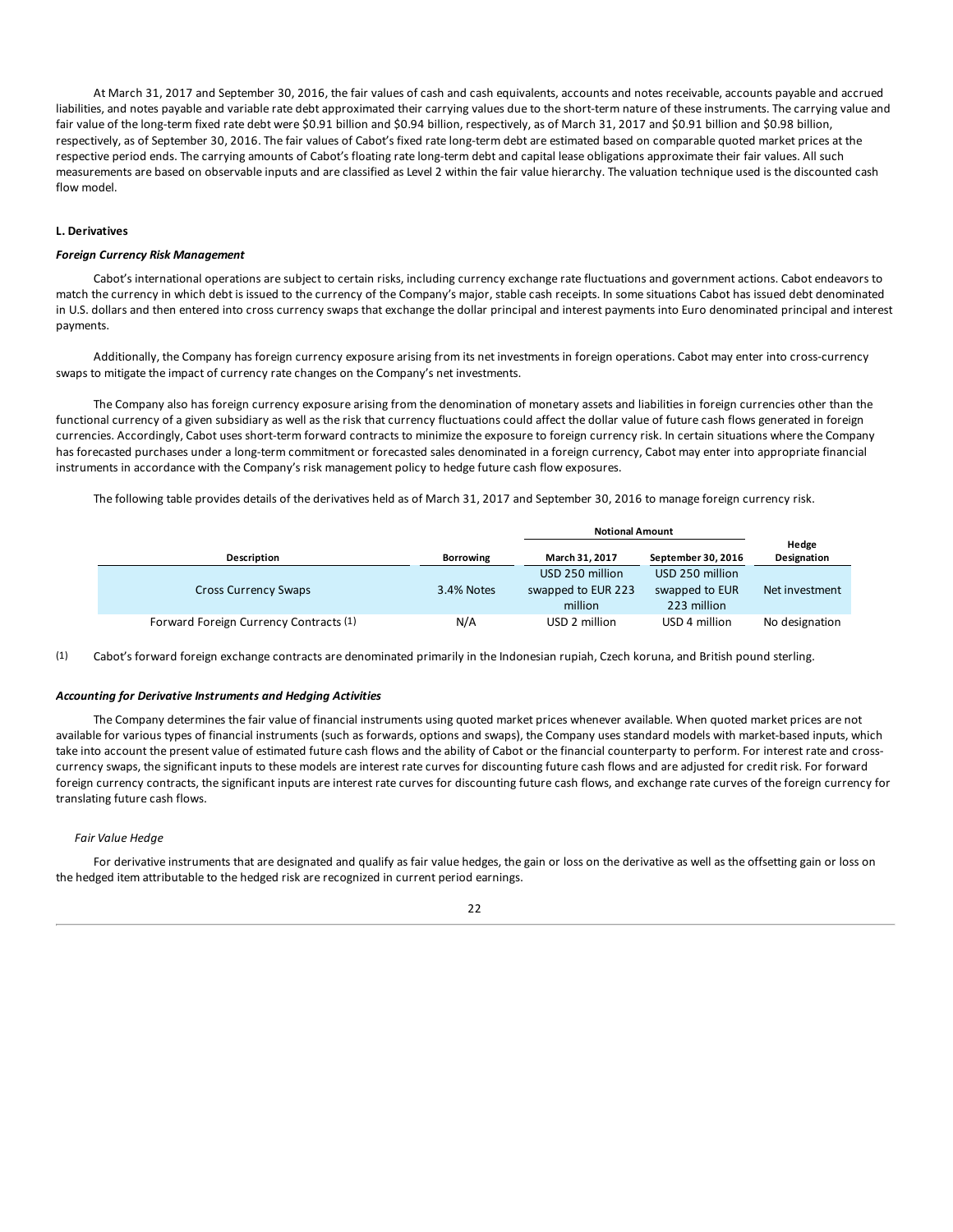At March 31, 2017 and September 30, 2016, the fair values of cash and cash equivalents, accounts and notes receivable, accounts payable and accrued liabilities, and notes payable and variable rate debt approximated their carrying values due to the short-term nature of these instruments. The carrying value and fair value of the long-term fixed rate debt were $0.91 billion and $0.94 billion, respectively, as of March 31, 2017 and $0.91 billion and $0.98 billion, respectively, as of September 30, 2016. The fair values of Cabot's fixed rate long-term debt are estimated based on comparable quoted market prices at the respective period ends. The carrying amounts of Cabot's floating rate long-term debt and capital lease obligations approximate their fair values. All such measurements are based on observable inputs and are classified as Level 2 within the fair value hierarchy. The valuation technique used is the discounted cash flow model.

**L. Derivatives**

***Foreign Currency Risk Management***

Cabot's international operations are subject to certain risks, including currency exchange rate fluctuations and government actions. Cabot endeavors to match the currency in which debt is issued to the currency of the Company's major, stable cash receipts. In some situations Cabot has issued debt denominated in U.S. dollars and then entered into cross currency swaps that exchange the dollar principal and interest payments into Euro denominated principal and interest payments.

Additionally, the Company has foreign currency exposure arising from its net investments in foreign operations. Cabot may enter into cross-currency swaps to mitigate the impact of currency rate changes on the Company's net investments.

The Company also has foreign currency exposure arising from the denomination of monetary assets and liabilities in foreign currencies other than the functional currency of a given subsidiary as well as the risk that currency fluctuations could affect the dollar value of future cash flows generated in foreign currencies. Accordingly, Cabot uses short-term forward contracts to minimize the exposure to foreign currency risk. In certain situations where the Company has forecasted purchases under a long-term commitment or forecasted sales denominated in a foreign currency, Cabot may enter into appropriate financial instruments in accordance with the Company's risk management policy to hedge future cash flow exposures.

The following table provides details of the derivatives held as of March 31, 2017 and September 30, 2016 to manage foreign currency risk.

| | | Notional Amount | | |
|---|---|---|---|---|
| Description | Borrowing | March 31, 2017 | September 30, 2016 | Hedge Designation |
| Cross Currency Swaps | 3.4% Notes | USD 250 million swapped to EUR 223 million | USD 250 million swapped to EUR 223 million | Net investment |
| Forward Foreign Currency Contracts (1) | N/A | USD 2 million | USD 4 million | No designation |

(1) Cabot's forward foreign exchange contracts are denominated primarily in the Indonesian rupiah, Czech koruna, and British pound sterling.

***Accounting for Derivative Instruments and Hedging Activities***

The Company determines the fair value of financial instruments using quoted market prices whenever available. When quoted market prices are not available for various types of financial instruments (such as forwards, options and swaps), the Company uses standard models with market-based inputs, which take into account the present value of estimated future cash flows and the ability of Cabot or the financial counterparty to perform. For interest rate and cross-currency swaps, the significant inputs to these models are interest rate curves for discounting future cash flows and are adjusted for credit risk. For forward foreign currency contracts, the significant inputs are interest rate curves for discounting future cash flows, and exchange rate curves of the foreign currency for translating future cash flows.

*Fair Value Hedge*

For derivative instruments that are designated and qualify as fair value hedges, the gain or loss on the derivative as well as the offsetting gain or loss on the hedged item attributable to the hedged risk are recognized in current period earnings.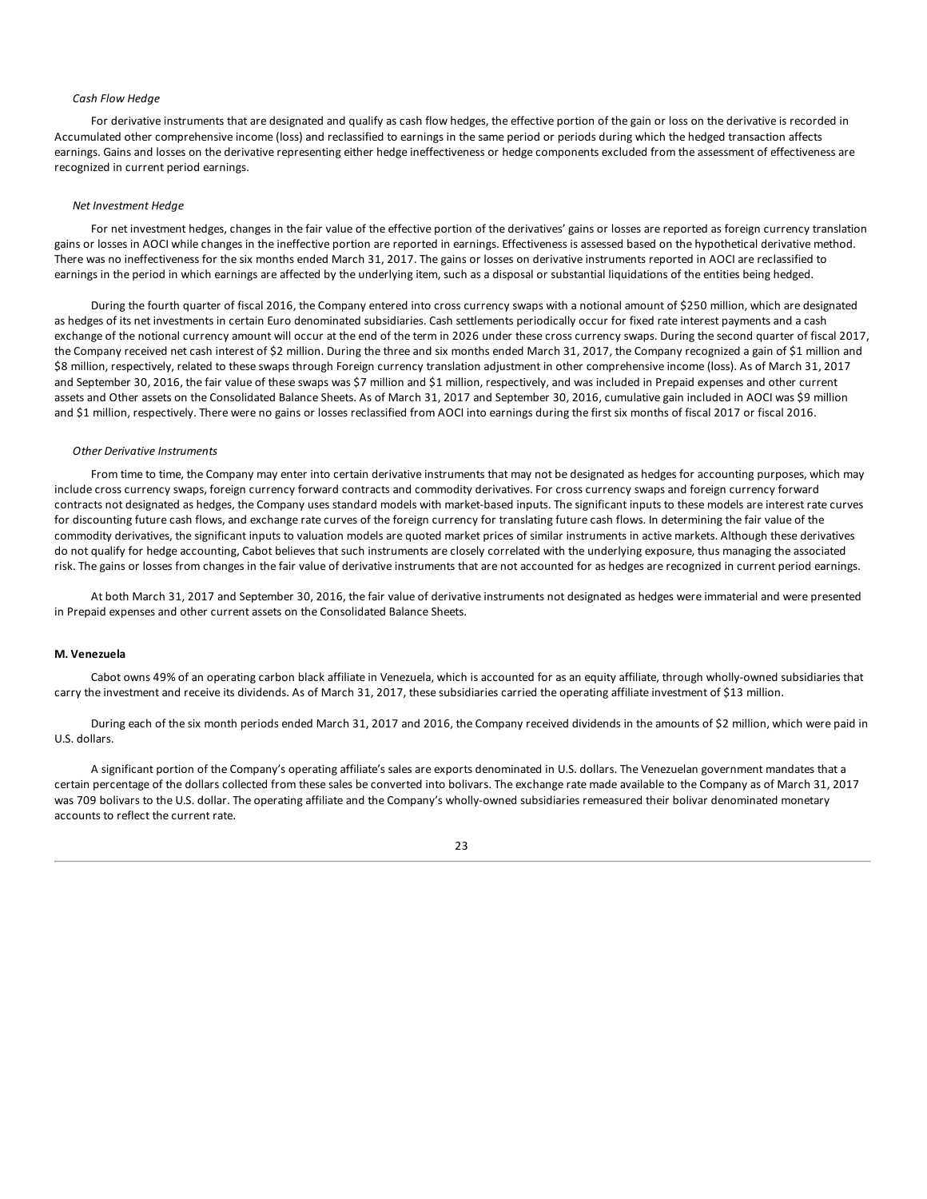*Cash Flow Hedge*

For derivative instruments that are designated and qualify as cash flow hedges, the effective portion of the gain or loss on the derivative is recorded in Accumulated other comprehensive income (loss) and reclassified to earnings in the same period or periods during which the hedged transaction affects earnings. Gains and losses on the derivative representing either hedge ineffectiveness or hedge components excluded from the assessment of effectiveness are recognized in current period earnings.

*Net Investment Hedge*

For net investment hedges, changes in the fair value of the effective portion of the derivatives' gains or losses are reported as foreign currency translation gains or losses in AOCI while changes in the ineffective portion are reported in earnings. Effectiveness is assessed based on the hypothetical derivative method. There was no ineffectiveness for the six months ended March 31, 2017. The gains or losses on derivative instruments reported in AOCI are reclassified to earnings in the period in which earnings are affected by the underlying item, such as a disposal or substantial liquidations of the entities being hedged.

During the fourth quarter of fiscal 2016, the Company entered into cross currency swaps with a notional amount of $250 million, which are designated as hedges of its net investments in certain Euro denominated subsidiaries. Cash settlements periodically occur for fixed rate interest payments and a cash exchange of the notional currency amount will occur at the end of the term in 2026 under these cross currency swaps. During the second quarter of fiscal 2017, the Company received net cash interest of $2 million. During the three and six months ended March 31, 2017, the Company recognized a gain of $1 million and $8 million, respectively, related to these swaps through Foreign currency translation adjustment in other comprehensive income (loss). As of March 31, 2017 and September 30, 2016, the fair value of these swaps was $7 million and $1 million, respectively, and was included in Prepaid expenses and other current assets and Other assets on the Consolidated Balance Sheets. As of March 31, 2017 and September 30, 2016, cumulative gain included in AOCI was $9 million and $1 million, respectively. There were no gains or losses reclassified from AOCI into earnings during the first six months of fiscal 2017 or fiscal 2016.

*Other Derivative Instruments*

From time to time, the Company may enter into certain derivative instruments that may not be designated as hedges for accounting purposes, which may include cross currency swaps, foreign currency forward contracts and commodity derivatives. For cross currency swaps and foreign currency forward contracts not designated as hedges, the Company uses standard models with market-based inputs. The significant inputs to these models are interest rate curves for discounting future cash flows, and exchange rate curves of the foreign currency for translating future cash flows. In determining the fair value of the commodity derivatives, the significant inputs to valuation models are quoted market prices of similar instruments in active markets. Although these derivatives do not qualify for hedge accounting, Cabot believes that such instruments are closely correlated with the underlying exposure, thus managing the associated risk. The gains or losses from changes in the fair value of derivative instruments that are not accounted for as hedges are recognized in current period earnings.

At both March 31, 2017 and September 30, 2016, the fair value of derivative instruments not designated as hedges were immaterial and were presented in Prepaid expenses and other current assets on the Consolidated Balance Sheets.

**M. Venezuela**

Cabot owns 49% of an operating carbon black affiliate in Venezuela, which is accounted for as an equity affiliate, through wholly-owned subsidiaries that carry the investment and receive its dividends. As of March 31, 2017, these subsidiaries carried the operating affiliate investment of $13 million.

During each of the six month periods ended March 31, 2017 and 2016, the Company received dividends in the amounts of $2 million, which were paid in U.S. dollars.

A significant portion of the Company's operating affiliate's sales are exports denominated in U.S. dollars. The Venezuelan government mandates that a certain percentage of the dollars collected from these sales be converted into bolivars. The exchange rate made available to the Company as of March 31, 2017 was 709 bolivars to the U.S. dollar. The operating affiliate and the Company's wholly-owned subsidiaries remeasured their bolivar denominated monetary accounts to reflect the current rate.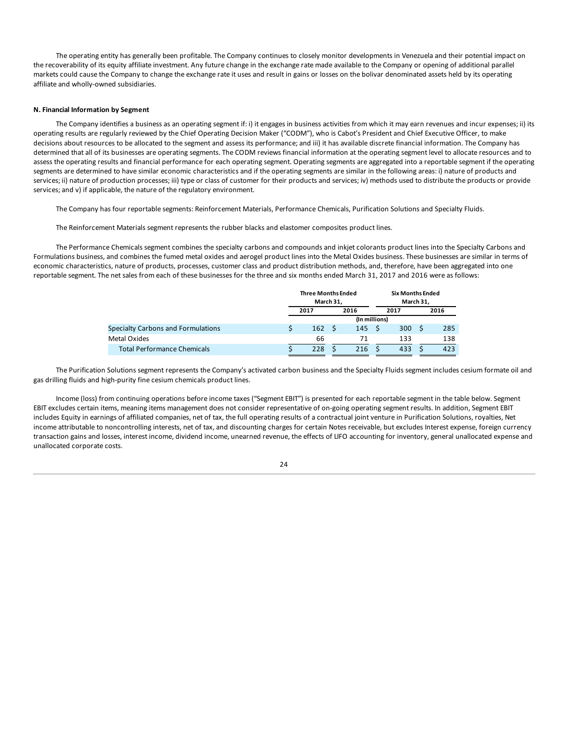The operating entity has generally been profitable. The Company continues to closely monitor developments in Venezuela and their potential impact on the recoverability of its equity affiliate investment. Any future change in the exchange rate made available to the Company or opening of additional parallel markets could cause the Company to change the exchange rate it uses and result in gains or losses on the bolivar denominated assets held by its operating affiliate and wholly-owned subsidiaries.

**N. Financial Information by Segment**

The Company identifies a business as an operating segment if: i) it engages in business activities from which it may earn revenues and incur expenses; ii) its operating results are regularly reviewed by the Chief Operating Decision Maker ("CODM"), who is Cabot's President and Chief Executive Officer, to make decisions about resources to be allocated to the segment and assess its performance; and iii) it has available discrete financial information. The Company has determined that all of its businesses are operating segments. The CODM reviews financial information at the operating segment level to allocate resources and to assess the operating results and financial performance for each operating segment. Operating segments are aggregated into a reportable segment if the operating segments are determined to have similar economic characteristics and if the operating segments are similar in the following areas: i) nature of products and services; ii) nature of production processes; iii) type or class of customer for their products and services; iv) methods used to distribute the products or provide services; and v) if applicable, the nature of the regulatory environment.

The Company has four reportable segments: Reinforcement Materials, Performance Chemicals, Purification Solutions and Specialty Fluids.

The Reinforcement Materials segment represents the rubber blacks and elastomer composites product lines.

The Performance Chemicals segment combines the specialty carbons and compounds and inkjet colorants product lines into the Specialty Carbons and Formulations business, and combines the fumed metal oxides and aerogel product lines into the Metal Oxides business. These businesses are similar in terms of economic characteristics, nature of products, processes, customer class and product distribution methods, and, therefore, have been aggregated into one reportable segment. The net sales from each of these businesses for the three and six months ended March 31, 2017 and 2016 were as follows:

| | Three Months Ended March 31, | | Six Months Ended March 31, | |
|---|---|---|---|---|
| | 2017 | 2016 | 2017 | 2016 |
| | (In millions) | | | |
| Specialty Carbons and Formulations | $ 162 | $ 145 | $ 300 | $ 285 |
| Metal Oxides | 66 | 71 | 133 | 138 |
| Total Performance Chemicals | $ 228 | $ 216 | $ 433 | $ 423 |

The Purification Solutions segment represents the Company's activated carbon business and the Specialty Fluids segment includes cesium formate oil and gas drilling fluids and high-purity fine cesium chemicals product lines.

Income (loss) from continuing operations before income taxes ("Segment EBIT") is presented for each reportable segment in the table below. Segment EBIT excludes certain items, meaning items management does not consider representative of on-going operating segment results. In addition, Segment EBIT includes Equity in earnings of affiliated companies, net of tax, the full operating results of a contractual joint venture in Purification Solutions, royalties, Net income attributable to noncontrolling interests, net of tax, and discounting charges for certain Notes receivable, but excludes Interest expense, foreign currency transaction gains and losses, interest income, dividend income, unearned revenue, the effects of LIFO accounting for inventory, general unallocated expense and unallocated corporate costs.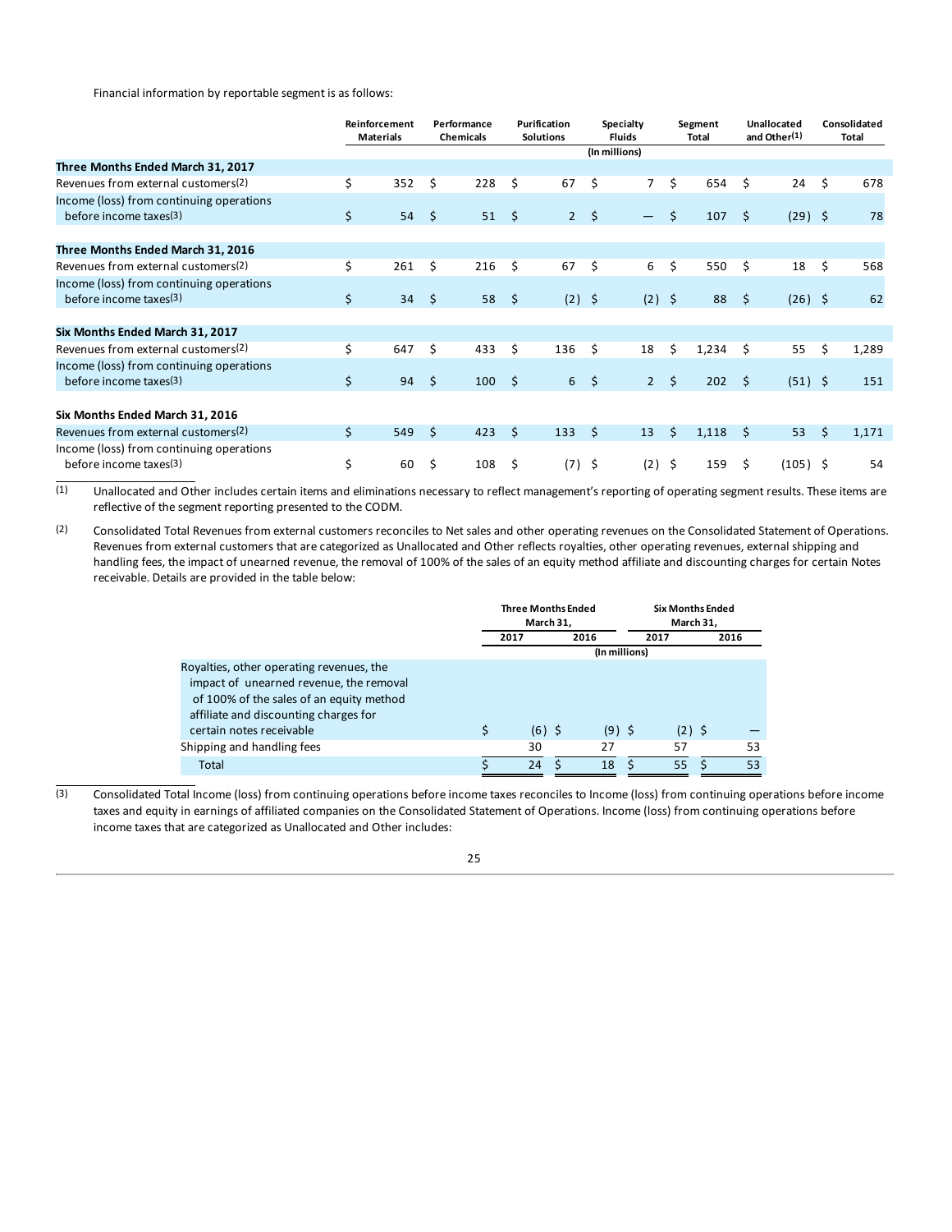Financial information by reportable segment is as follows:

| | Reinforcement Materials | Performance Chemicals | Purification Solutions | Specialty Fluids | Segment Total | Unallocated and Other[(1)] | Consolidated Total |
|---|---|---|---|---|---|---|---|
| | | | | (In millions) | | | |
| **Three Months Ended March 31, 2017** | | | | | | | |
| Revenues from external customers[(2)] | $ 352 | $ 228 | $ 67 | $ 7 | $ 654 | $ 24 | $ 678 |
| Income (loss) from continuing operations before income taxes[(3)] | $ 54 | $ 51 | $ 2 | $ — | $ 107 | $ (29) | $ 78 |
| **Three Months Ended March 31, 2016** | | | | | | | |
| Revenues from external customers[(2)] | $ 261 | $ 216 | $ 67 | $ 6 | $ 550 | $ 18 | $ 568 |
| Income (loss) from continuing operations before income taxes[(3)] | $ 34 | $ 58 | $ (2) | $ (2) | $ 88 | $ (26) | $ 62 |
| **Six Months Ended March 31, 2017** | | | | | | | |
| Revenues from external customers[(2)] | $ 647 | $ 433 | $ 136 | $ 18 | $ 1,234 | $ 55 | $ 1,289 |
| Income (loss) from continuing operations before income taxes[(3)] | $ 94 | $ 100 | $ 6 | $ 2 | $ 202 | $ (51) | $ 151 |
| **Six Months Ended March 31, 2016** | | | | | | | |
| Revenues from external customers[(2)] | $ 549 | $ 423 | $ 133 | $ 13 | $ 1,118 | $ 53 | $ 1,171 |
| Income (loss) from continuing operations before income taxes[(3)] | $ 60 | $ 108 | $ (7) | $ (2) | $ 159 | $ (105) | $ 54 |

(1) Unallocated and Other includes certain items and eliminations necessary to reflect management's reporting of operating segment results. These items are reflective of the segment reporting presented to the CODM.

(2) Consolidated Total Revenues from external customers reconciles to Net sales and other operating revenues on the Consolidated Statement of Operations. Revenues from external customers that are categorized as Unallocated and Other reflects royalties, other operating revenues, external shipping and handling fees, the impact of unearned revenue, the removal of 100% of the sales of an equity method affiliate and discounting charges for certain Notes receivable. Details are provided in the table below:

| | Three Months Ended March 31, | | Six Months Ended March 31, | |
|---|---|---|---|---|
| | 2017 | 2016 | 2017 | 2016 |
| | | (In millions) | | |
| Royalties, other operating revenues, the impact of unearned revenue, the removal of 100% of the sales of an equity method affiliate and discounting charges for certain notes receivable | $ (6) | $ (9) | $ (2) | $ — |
| Shipping and handling fees | 30 | 27 | 57 | 53 |
| Total | $ 24 | $ 18 | $ 55 | $ 53 |

(3) Consolidated Total Income (loss) from continuing operations before income taxes reconciles to Income (loss) from continuing operations before income taxes and equity in earnings of affiliated companies on the Consolidated Statement of Operations. Income (loss) from continuing operations before income taxes that are categorized as Unallocated and Other includes: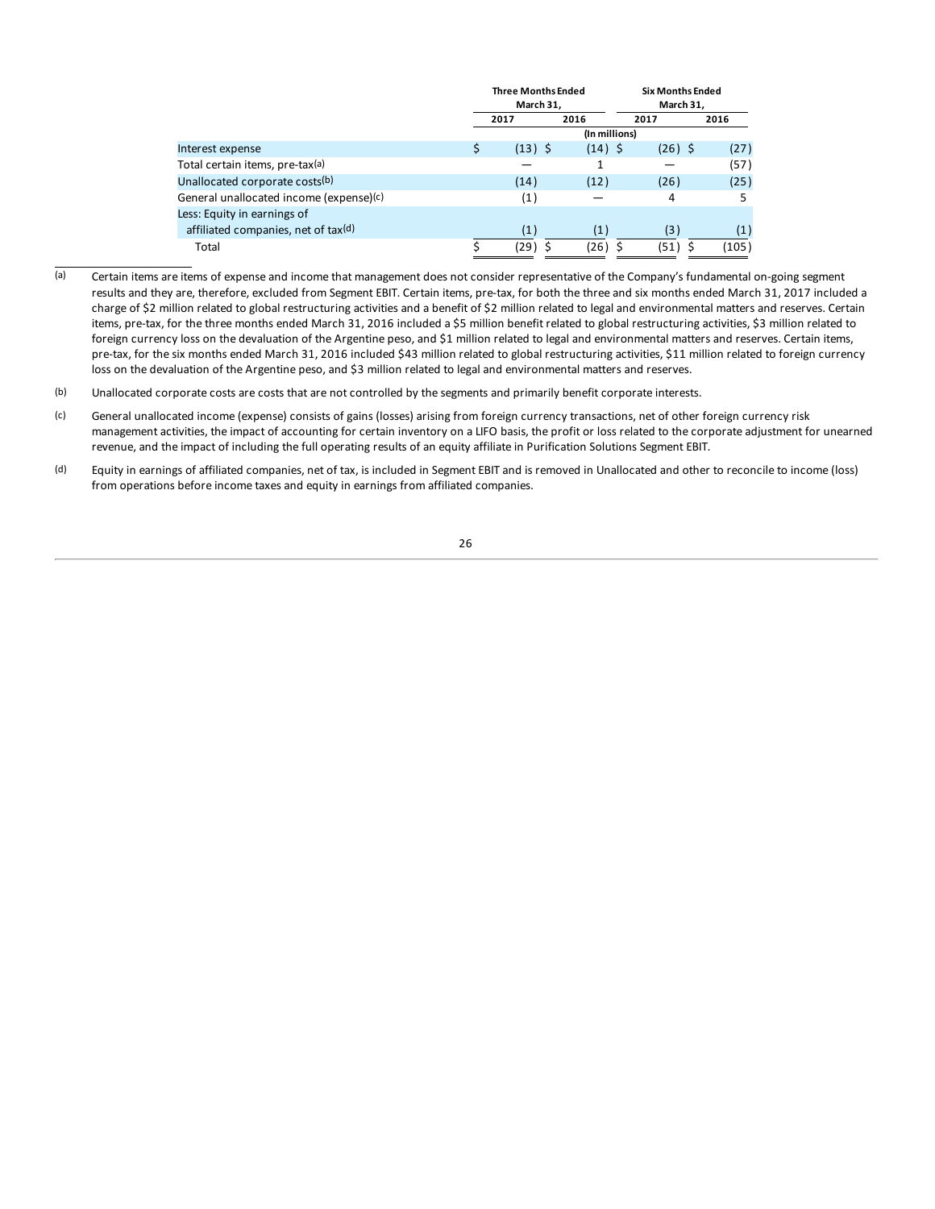| | Three Months Ended March 31, | | Six Months Ended March 31, | |
|---|---|---|---|---|
| | 2017 | 2016 | 2017 | 2016 |
| | (In millions) | | | |
| Interest expense | $ (13) | $ (14) | $ (26) | $ (27) |
| Total certain items, pre-tax[(a)] | — | 1 | — | (57) |
| Unallocated corporate costs[(b)] | (14) | (12) | (26) | (25) |
| General unallocated income (expense)[(c)] | (1) | — | 4 | 5 |
| Less: Equity in earnings of affiliated companies, net of tax[(d)] | (1) | (1) | (3) | (1) |
| Total | $ (29) | $ (26) | $ (51) | $ (105) |

(a) Certain items are items of expense and income that management does not consider representative of the Company's fundamental on-going segment results and they are, therefore, excluded from Segment EBIT. Certain items, pre-tax, for both the three and six months ended March 31, 2017 included a charge of $2 million related to global restructuring activities and a benefit of $2 million related to legal and environmental matters and reserves. Certain items, pre-tax, for the three months ended March 31, 2016 included a $5 million benefit related to global restructuring activities, $3 million related to foreign currency loss on the devaluation of the Argentine peso, and $1 million related to legal and environmental matters and reserves. Certain items, pre-tax, for the six months ended March 31, 2016 included $43 million related to global restructuring activities, $11 million related to foreign currency loss on the devaluation of the Argentine peso, and $3 million related to legal and environmental matters and reserves.

(b) Unallocated corporate costs are costs that are not controlled by the segments and primarily benefit corporate interests.

(c) General unallocated income (expense) consists of gains (losses) arising from foreign currency transactions, net of other foreign currency risk management activities, the impact of accounting for certain inventory on a LIFO basis, the profit or loss related to the corporate adjustment for unearned revenue, and the impact of including the full operating results of an equity affiliate in Purification Solutions Segment EBIT.

(d) Equity in earnings of affiliated companies, net of tax, is included in Segment EBIT and is removed in Unallocated and other to reconcile to income (loss) from operations before income taxes and equity in earnings from affiliated companies.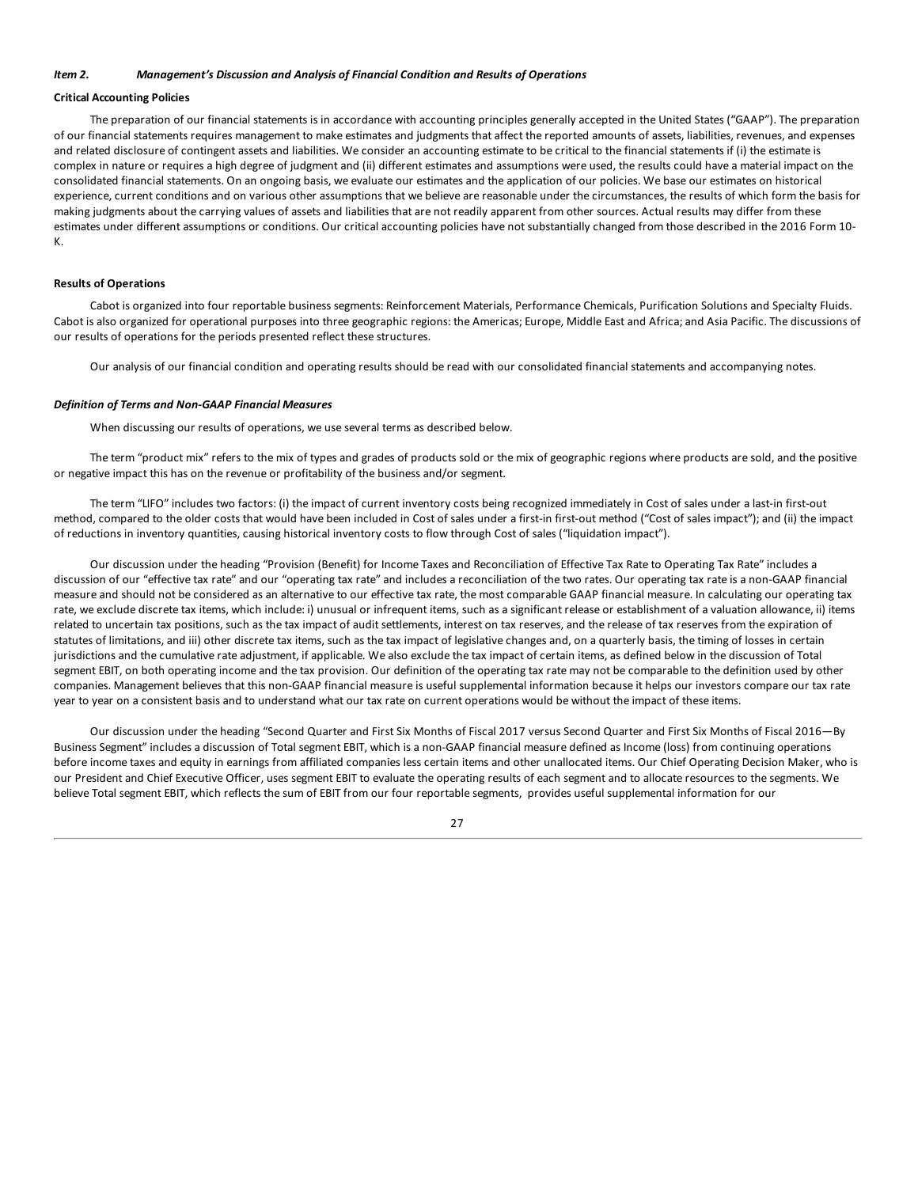*Item 2. Management's Discussion and Analysis of Financial Condition and Results of Operations*

**Critical Accounting Policies**

The preparation of our financial statements is in accordance with accounting principles generally accepted in the United States ("GAAP"). The preparation of our financial statements requires management to make estimates and judgments that affect the reported amounts of assets, liabilities, revenues, and expenses and related disclosure of contingent assets and liabilities. We consider an accounting estimate to be critical to the financial statements if (i) the estimate is complex in nature or requires a high degree of judgment and (ii) different estimates and assumptions were used, the results could have a material impact on the consolidated financial statements. On an ongoing basis, we evaluate our estimates and the application of our policies. We base our estimates on historical experience, current conditions and on various other assumptions that we believe are reasonable under the circumstances, the results of which form the basis for making judgments about the carrying values of assets and liabilities that are not readily apparent from other sources. Actual results may differ from these estimates under different assumptions or conditions. Our critical accounting policies have not substantially changed from those described in the 2016 Form 10-K.

**Results of Operations**

Cabot is organized into four reportable business segments: Reinforcement Materials, Performance Chemicals, Purification Solutions and Specialty Fluids. Cabot is also organized for operational purposes into three geographic regions: the Americas; Europe, Middle East and Africa; and Asia Pacific. The discussions of our results of operations for the periods presented reflect these structures.

Our analysis of our financial condition and operating results should be read with our consolidated financial statements and accompanying notes.

***Definition of Terms and Non-GAAP Financial Measures***

When discussing our results of operations, we use several terms as described below.

The term "product mix" refers to the mix of types and grades of products sold or the mix of geographic regions where products are sold, and the positive or negative impact this has on the revenue or profitability of the business and/or segment.

The term "LIFO" includes two factors: (i) the impact of current inventory costs being recognized immediately in Cost of sales under a last-in first-out method, compared to the older costs that would have been included in Cost of sales under a first-in first-out method ("Cost of sales impact"); and (ii) the impact of reductions in inventory quantities, causing historical inventory costs to flow through Cost of sales ("liquidation impact").

Our discussion under the heading "Provision (Benefit) for Income Taxes and Reconciliation of Effective Tax Rate to Operating Tax Rate" includes a discussion of our "effective tax rate" and our "operating tax rate" and includes a reconciliation of the two rates. Our operating tax rate is a non-GAAP financial measure and should not be considered as an alternative to our effective tax rate, the most comparable GAAP financial measure. In calculating our operating tax rate, we exclude discrete tax items, which include: i) unusual or infrequent items, such as a significant release or establishment of a valuation allowance, ii) items related to uncertain tax positions, such as the tax impact of audit settlements, interest on tax reserves, and the release of tax reserves from the expiration of statutes of limitations, and iii) other discrete tax items, such as the tax impact of legislative changes and, on a quarterly basis, the timing of losses in certain jurisdictions and the cumulative rate adjustment, if applicable. We also exclude the tax impact of certain items, as defined below in the discussion of Total segment EBIT, on both operating income and the tax provision. Our definition of the operating tax rate may not be comparable to the definition used by other companies. Management believes that this non-GAAP financial measure is useful supplemental information because it helps our investors compare our tax rate year to year on a consistent basis and to understand what our tax rate on current operations would be without the impact of these items.

Our discussion under the heading "Second Quarter and First Six Months of Fiscal 2017 versus Second Quarter and First Six Months of Fiscal 2016—By Business Segment" includes a discussion of Total segment EBIT, which is a non-GAAP financial measure defined as Income (loss) from continuing operations before income taxes and equity in earnings from affiliated companies less certain items and other unallocated items. Our Chief Operating Decision Maker, who is our President and Chief Executive Officer, uses segment EBIT to evaluate the operating results of each segment and to allocate resources to the segments. We believe Total segment EBIT, which reflects the sum of EBIT from our four reportable segments, provides useful supplemental information for our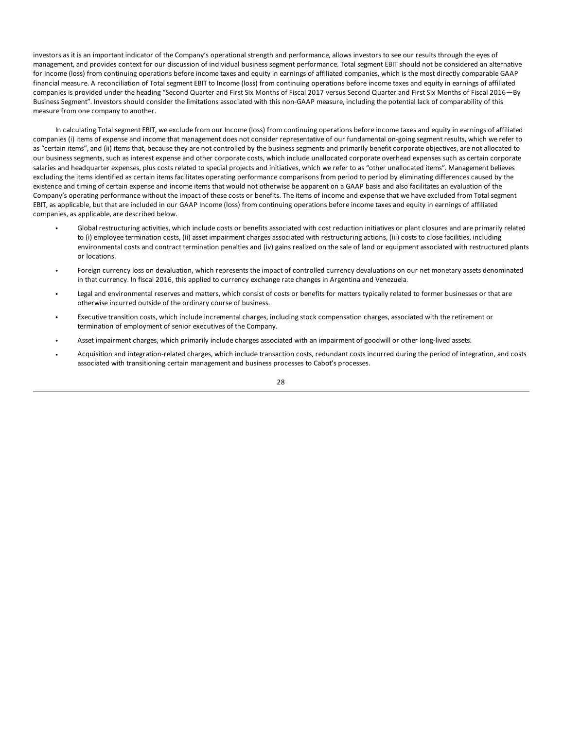investors as it is an important indicator of the Company's operational strength and performance, allows investors to see our results through the eyes of management, and provides context for our discussion of individual business segment performance. Total segment EBIT should not be considered an alternative for Income (loss) from continuing operations before income taxes and equity in earnings of affiliated companies, which is the most directly comparable GAAP financial measure. A reconciliation of Total segment EBIT to Income (loss) from continuing operations before income taxes and equity in earnings of affiliated companies is provided under the heading "Second Quarter and First Six Months of Fiscal 2017 versus Second Quarter and First Six Months of Fiscal 2016—By Business Segment". Investors should consider the limitations associated with this non-GAAP measure, including the potential lack of comparability of this measure from one company to another.

In calculating Total segment EBIT, we exclude from our Income (loss) from continuing operations before income taxes and equity in earnings of affiliated companies (i) items of expense and income that management does not consider representative of our fundamental on-going segment results, which we refer to as "certain items", and (ii) items that, because they are not controlled by the business segments and primarily benefit corporate objectives, are not allocated to our business segments, such as interest expense and other corporate costs, which include unallocated corporate overhead expenses such as certain corporate salaries and headquarter expenses, plus costs related to special projects and initiatives, which we refer to as "other unallocated items". Management believes excluding the items identified as certain items facilitates operating performance comparisons from period to period by eliminating differences caused by the existence and timing of certain expense and income items that would not otherwise be apparent on a GAAP basis and also facilitates an evaluation of the Company's operating performance without the impact of these costs or benefits. The items of income and expense that we have excluded from Total segment EBIT, as applicable, but that are included in our GAAP Income (loss) from continuing operations before income taxes and equity in earnings of affiliated companies, as applicable, are described below.

- Global restructuring activities, which include costs or benefits associated with cost reduction initiatives or plant closures and are primarily related to (i) employee termination costs, (ii) asset impairment charges associated with restructuring actions, (iii) costs to close facilities, including environmental costs and contract termination penalties and (iv) gains realized on the sale of land or equipment associated with restructured plants or locations.
- Foreign currency loss on devaluation, which represents the impact of controlled currency devaluations on our net monetary assets denominated in that currency. In fiscal 2016, this applied to currency exchange rate changes in Argentina and Venezuela.
- Legal and environmental reserves and matters, which consist of costs or benefits for matters typically related to former businesses or that are otherwise incurred outside of the ordinary course of business.
- Executive transition costs, which include incremental charges, including stock compensation charges, associated with the retirement or termination of employment of senior executives of the Company.
- Asset impairment charges, which primarily include charges associated with an impairment of goodwill or other long-lived assets.
- Acquisition and integration-related charges, which include transaction costs, redundant costs incurred during the period of integration, and costs associated with transitioning certain management and business processes to Cabot's processes.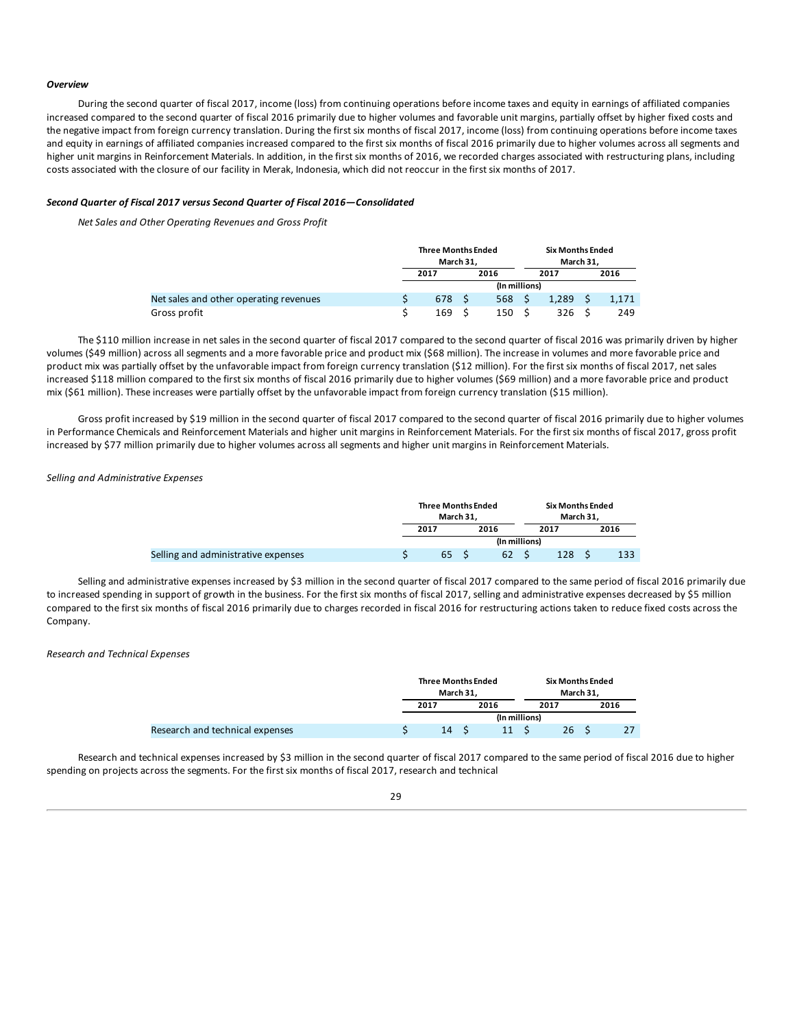***Overview***

During the second quarter of fiscal 2017, income (loss) from continuing operations before income taxes and equity in earnings of affiliated companies increased compared to the second quarter of fiscal 2016 primarily due to higher volumes and favorable unit margins, partially offset by higher fixed costs and the negative impact from foreign currency translation. During the first six months of fiscal 2017, income (loss) from continuing operations before income taxes and equity in earnings of affiliated companies increased compared to the first six months of fiscal 2016 primarily due to higher volumes across all segments and higher unit margins in Reinforcement Materials. In addition, in the first six months of 2016, we recorded charges associated with restructuring plans, including costs associated with the closure of our facility in Merak, Indonesia, which did not reoccur in the first six months of 2017.

***Second Quarter of Fiscal 2017 versus Second Quarter of Fiscal 2016—Consolidated***

*Net Sales and Other Operating Revenues and Gross Profit*

| | Three Months Ended March 31, | | Six Months Ended March 31, | |
|---|---|---|---|---|
| | 2017 | 2016 | 2017 | 2016 |
| | (In millions) | | | |
| Net sales and other operating revenues | $ 678 | $ 568 | $ 1,289 | $ 1,171 |
| Gross profit | $ 169 | $ 150 | $ 326 | $ 249 |

The $110 million increase in net sales in the second quarter of fiscal 2017 compared to the second quarter of fiscal 2016 was primarily driven by higher volumes ($49 million) across all segments and a more favorable price and product mix ($68 million). The increase in volumes and more favorable price and product mix was partially offset by the unfavorable impact from foreign currency translation ($12 million). For the first six months of fiscal 2017, net sales increased $118 million compared to the first six months of fiscal 2016 primarily due to higher volumes ($69 million) and a more favorable price and product mix ($61 million). These increases were partially offset by the unfavorable impact from foreign currency translation ($15 million).

Gross profit increased by $19 million in the second quarter of fiscal 2017 compared to the second quarter of fiscal 2016 primarily due to higher volumes in Performance Chemicals and Reinforcement Materials and higher unit margins in Reinforcement Materials. For the first six months of fiscal 2017, gross profit increased by $77 million primarily due to higher volumes across all segments and higher unit margins in Reinforcement Materials.

*Selling and Administrative Expenses*

| | Three Months Ended March 31, | | Six Months Ended March 31, | |
|---|---|---|---|---|
| | 2017 | 2016 | 2017 | 2016 |
| | (In millions) | | | |
| Selling and administrative expenses | $ 65 | $ 62 | $ 128 | $ 133 |

Selling and administrative expenses increased by $3 million in the second quarter of fiscal 2017 compared to the same period of fiscal 2016 primarily due to increased spending in support of growth in the business. For the first six months of fiscal 2017, selling and administrative expenses decreased by $5 million compared to the first six months of fiscal 2016 primarily due to charges recorded in fiscal 2016 for restructuring actions taken to reduce fixed costs across the Company.

*Research and Technical Expenses*

| | Three Months Ended March 31, | | Six Months Ended March 31, | |
|---|---|---|---|---|
| | 2017 | 2016 | 2017 | 2016 |
| | (In millions) | | | |
| Research and technical expenses | $ 14 | $ 11 | $ 26 | $ 27 |

Research and technical expenses increased by $3 million in the second quarter of fiscal 2017 compared to the same period of fiscal 2016 due to higher spending on projects across the segments. For the first six months of fiscal 2017, research and technical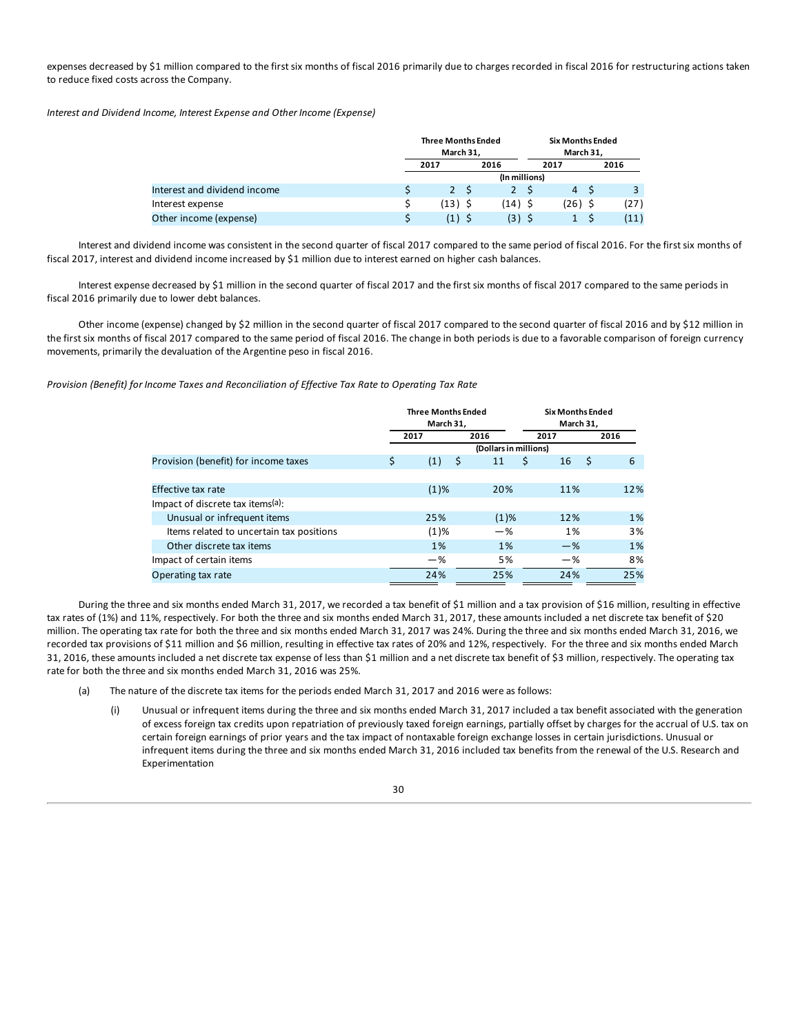expenses decreased by $1 million compared to the first six months of fiscal 2016 primarily due to charges recorded in fiscal 2016 for restructuring actions taken to reduce fixed costs across the Company.

*Interest and Dividend Income, Interest Expense and Other Income (Expense)*

| | Three Months Ended March 31, | | Six Months Ended March 31, | |
|---|---|---|---|---|
| | 2017 | 2016 | 2017 | 2016 |
| | (In millions) | | | |
| Interest and dividend income | $ 2 | $ 2 | $ 4 | $ 3 |
| Interest expense | $ (13) | $ (14) | $ (26) | $ (27) |
| Other income (expense) | $ (1) | $ (3) | $ 1 | $ (11) |

Interest and dividend income was consistent in the second quarter of fiscal 2017 compared to the same period of fiscal 2016. For the first six months of fiscal 2017, interest and dividend income increased by $1 million due to interest earned on higher cash balances.

Interest expense decreased by $1 million in the second quarter of fiscal 2017 and the first six months of fiscal 2017 compared to the same periods in fiscal 2016 primarily due to lower debt balances.

Other income (expense) changed by $2 million in the second quarter of fiscal 2017 compared to the second quarter of fiscal 2016 and by $12 million in the first six months of fiscal 2017 compared to the same period of fiscal 2016. The change in both periods is due to a favorable comparison of foreign currency movements, primarily the devaluation of the Argentine peso in fiscal 2016.

*Provision (Benefit) for Income Taxes and Reconciliation of Effective Tax Rate to Operating Tax Rate*

| | Three Months Ended March 31, | | Six Months Ended March 31, | |
|---|---|---|---|---|
| | 2017 | 2016 | 2017 | 2016 |
| | (Dollars in millions) | | | |
| Provision (benefit) for income taxes | $ (1) | $ 11 | $ 16 | $ 6 |
| Effective tax rate | (1)% | 20% | 11% | 12% |
| Impact of discrete tax items[(a)]: | | | | |
| Unusual or infrequent items | 25% | (1)% | 12% | 1% |
| Items related to uncertain tax positions | (1)% | —% | 1% | 3% |
| Other discrete tax items | 1% | 1% | —% | 1% |
| Impact of certain items | —% | 5% | —% | 8% |
| Operating tax rate | 24% | 25% | 24% | 25% |

During the three and six months ended March 31, 2017, we recorded a tax benefit of $1 million and a tax provision of $16 million, resulting in effective tax rates of (1%) and 11%, respectively. For both the three and six months ended March 31, 2017, these amounts included a net discrete tax benefit of $20 million. The operating tax rate for both the three and six months ended March 31, 2017 was 24%. During the three and six months ended March 31, 2016, we recorded tax provisions of $11 million and $6 million, resulting in effective tax rates of 20% and 12%, respectively. For the three and six months ended March 31, 2016, these amounts included a net discrete tax expense of less than $1 million and a net discrete tax benefit of $3 million, respectively. The operating tax rate for both the three and six months ended March 31, 2016 was 25%.

(a) The nature of the discrete tax items for the periods ended March 31, 2017 and 2016 were as follows:

(i) Unusual or infrequent items during the three and six months ended March 31, 2017 included a tax benefit associated with the generation of excess foreign tax credits upon repatriation of previously taxed foreign earnings, partially offset by charges for the accrual of U.S. tax on certain foreign earnings of prior years and the tax impact of nontaxable foreign exchange losses in certain jurisdictions. Unusual or infrequent items during the three and six months ended March 31, 2016 included tax benefits from the renewal of the U.S. Research and Experimentation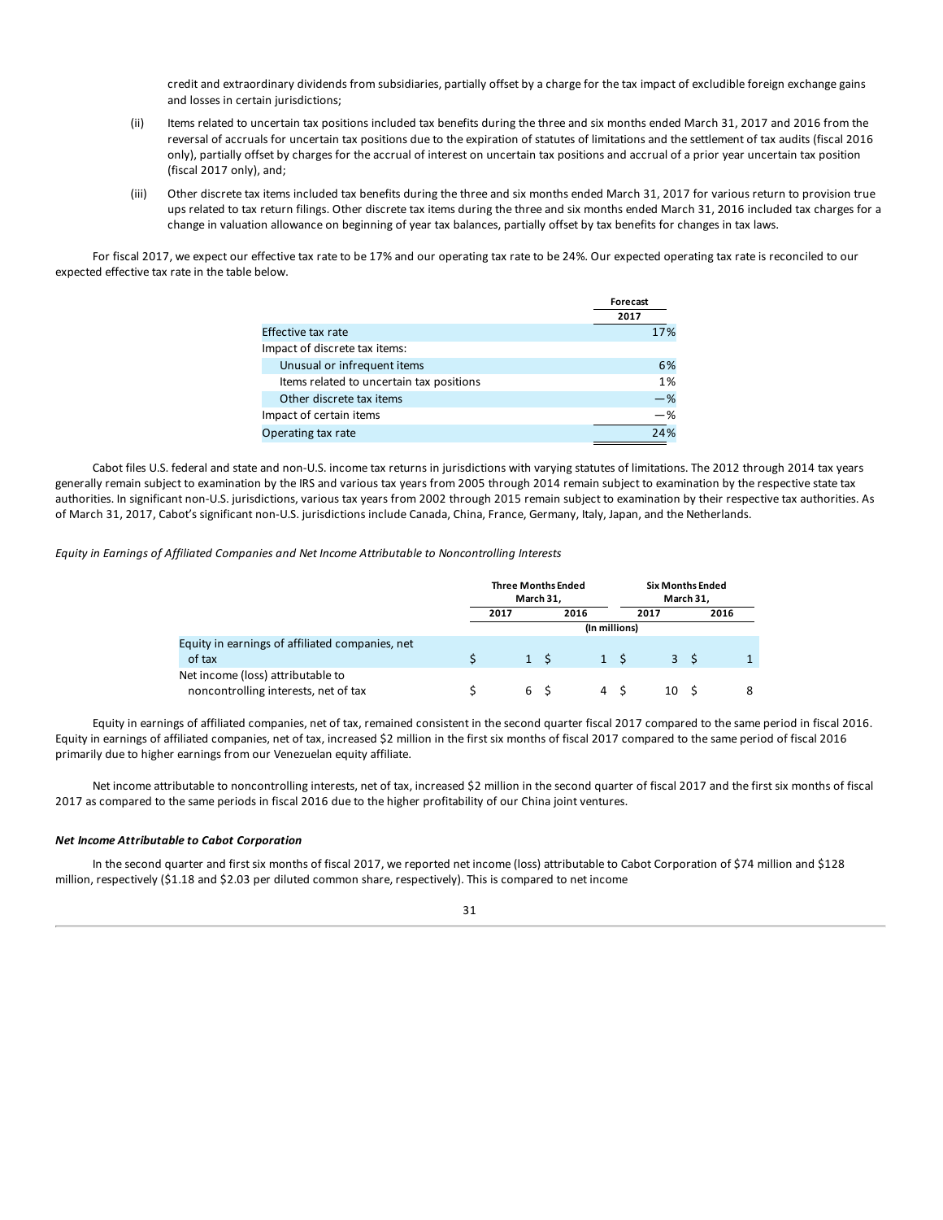credit and extraordinary dividends from subsidiaries, partially offset by a charge for the tax impact of excludible foreign exchange gains and losses in certain jurisdictions;

(ii) Items related to uncertain tax positions included tax benefits during the three and six months ended March 31, 2017 and 2016 from the reversal of accruals for uncertain tax positions due to the expiration of statutes of limitations and the settlement of tax audits (fiscal 2016 only), partially offset by charges for the accrual of interest on uncertain tax positions and accrual of a prior year uncertain tax position (fiscal 2017 only), and;

(iii) Other discrete tax items included tax benefits during the three and six months ended March 31, 2017 for various return to provision true ups related to tax return filings. Other discrete tax items during the three and six months ended March 31, 2016 included tax charges for a change in valuation allowance on beginning of year tax balances, partially offset by tax benefits for changes in tax laws.

For fiscal 2017, we expect our effective tax rate to be 17% and our operating tax rate to be 24%. Our expected operating tax rate is reconciled to our expected effective tax rate in the table below.

| | Forecast 2017 |
|---|---|
| Effective tax rate | 17% |
| Impact of discrete tax items: | |
| Unusual or infrequent items | 6% |
| Items related to uncertain tax positions | 1% |
| Other discrete tax items | —% |
| Impact of certain items | —% |
| Operating tax rate | 24% |

Cabot files U.S. federal and state and non-U.S. income tax returns in jurisdictions with varying statutes of limitations. The 2012 through 2014 tax years generally remain subject to examination by the IRS and various tax years from 2005 through 2014 remain subject to examination by the respective state tax authorities. In significant non-U.S. jurisdictions, various tax years from 2002 through 2015 remain subject to examination by their respective tax authorities. As of March 31, 2017, Cabot's significant non-U.S. jurisdictions include Canada, China, France, Germany, Italy, Japan, and the Netherlands.

*Equity in Earnings of Affiliated Companies and Net Income Attributable to Noncontrolling Interests*

| | Three Months Ended March 31, | | Six Months Ended March 31, | |
|---|---|---|---|---|
| | 2017 | 2016 | 2017 | 2016 |
| | (In millions) | | | |
| Equity in earnings of affiliated companies, net of tax | $ 1 | $ 1 | $ 3 | $ 1 |
| Net income (loss) attributable to noncontrolling interests, net of tax | $ 6 | $ 4 | $ 10 | $ 8 |

Equity in earnings of affiliated companies, net of tax, remained consistent in the second quarter fiscal 2017 compared to the same period in fiscal 2016. Equity in earnings of affiliated companies, net of tax, increased $2 million in the first six months of fiscal 2017 compared to the same period of fiscal 2016 primarily due to higher earnings from our Venezuelan equity affiliate.

Net income attributable to noncontrolling interests, net of tax, increased $2 million in the second quarter of fiscal 2017 and the first six months of fiscal 2017 as compared to the same periods in fiscal 2016 due to the higher profitability of our China joint ventures.

***Net Income Attributable to Cabot Corporation***

In the second quarter and first six months of fiscal 2017, we reported net income (loss) attributable to Cabot Corporation of $74 million and $128 million, respectively ($1.18 and $2.03 per diluted common share, respectively). This is compared to net income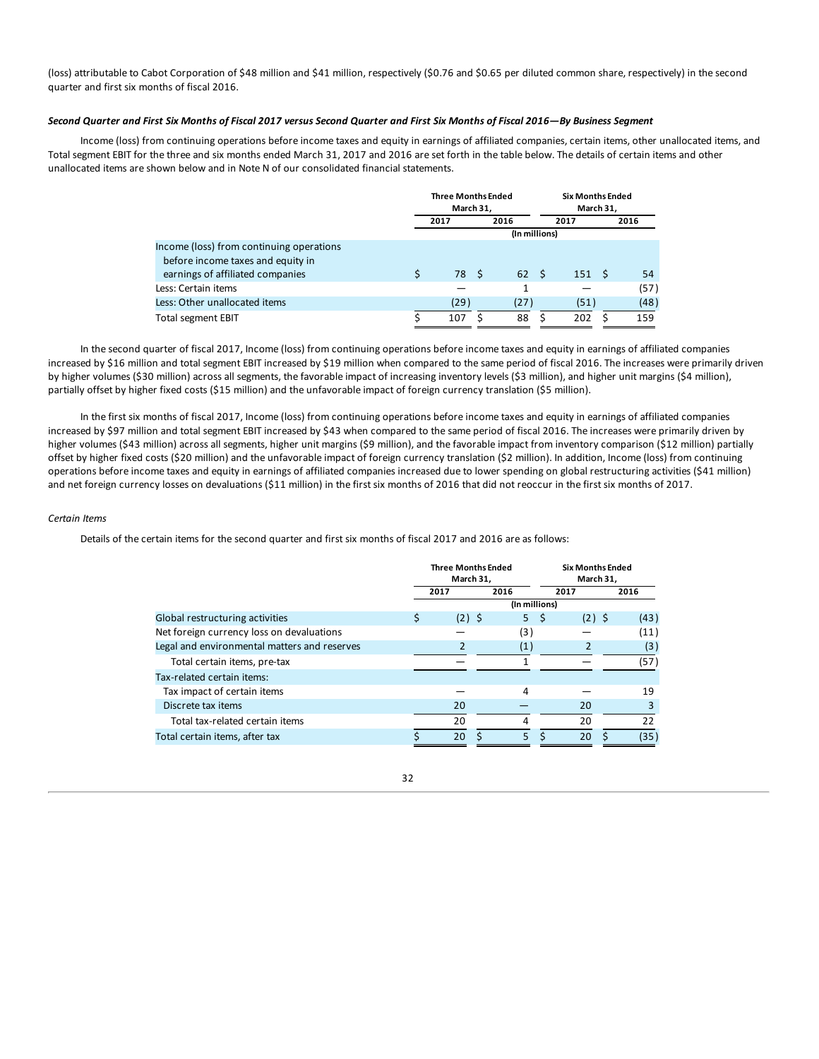(loss) attributable to Cabot Corporation of $48 million and $41 million, respectively ($0.76 and $0.65 per diluted common share, respectively) in the second quarter and first six months of fiscal 2016.

***Second Quarter and First Six Months of Fiscal 2017 versus Second Quarter and First Six Months of Fiscal 2016—By Business Segment***

Income (loss) from continuing operations before income taxes and equity in earnings of affiliated companies, certain items, other unallocated items, and Total segment EBIT for the three and six months ended March 31, 2017 and 2016 are set forth in the table below. The details of certain items and other unallocated items are shown below and in Note N of our consolidated financial statements.

| | Three Months Ended March 31, | | Six Months Ended March 31, | |
|---|---|---|---|---|
| | 2017 | 2016 | 2017 | 2016 |
| | (In millions) | | | |
| Income (loss) from continuing operations before income taxes and equity in earnings of affiliated companies | $ 78 | $ 62 | $ 151 | $ 54 |
| Less: Certain items | — | 1 | — | (57) |
| Less: Other unallocated items | (29) | (27) | (51) | (48) |
| Total segment EBIT | $ 107 | $ 88 | $ 202 | $ 159 |

In the second quarter of fiscal 2017, Income (loss) from continuing operations before income taxes and equity in earnings of affiliated companies increased by $16 million and total segment EBIT increased by $19 million when compared to the same period of fiscal 2016. The increases were primarily driven by higher volumes ($30 million) across all segments, the favorable impact of increasing inventory levels ($3 million), and higher unit margins ($4 million), partially offset by higher fixed costs ($15 million) and the unfavorable impact of foreign currency translation ($5 million).

In the first six months of fiscal 2017, Income (loss) from continuing operations before income taxes and equity in earnings of affiliated companies increased by $97 million and total segment EBIT increased by $43 when compared to the same period of fiscal 2016. The increases were primarily driven by higher volumes ($43 million) across all segments, higher unit margins ($9 million), and the favorable impact from inventory comparison ($12 million) partially offset by higher fixed costs ($20 million) and the unfavorable impact of foreign currency translation ($2 million). In addition, Income (loss) from continuing operations before income taxes and equity in earnings of affiliated companies increased due to lower spending on global restructuring activities ($41 million) and net foreign currency losses on devaluations ($11 million) in the first six months of 2016 that did not reoccur in the first six months of 2017.

*Certain Items*

Details of the certain items for the second quarter and first six months of fiscal 2017 and 2016 are as follows:

| | Three Months Ended March 31, | | Six Months Ended March 31, | |
|---|---|---|---|---|
| | 2017 | 2016 | 2017 | 2016 |
| | (In millions) | | | |
| Global restructuring activities | $ (2) | $ 5 | $ (2) | $ (43) |
| Net foreign currency loss on devaluations | — | (3) | — | (11) |
| Legal and environmental matters and reserves | 2 | (1) | 2 | (3) |
| Total certain items, pre-tax | — | 1 | — | (57) |
| Tax-related certain items: | | | | |
| Tax impact of certain items | — | 4 | — | 19 |
| Discrete tax items | 20 | — | 20 | 3 |
| Total tax-related certain items | 20 | 4 | 20 | 22 |
| Total certain items, after tax | $ 20 | $ 5 | $ 20 | $ (35) |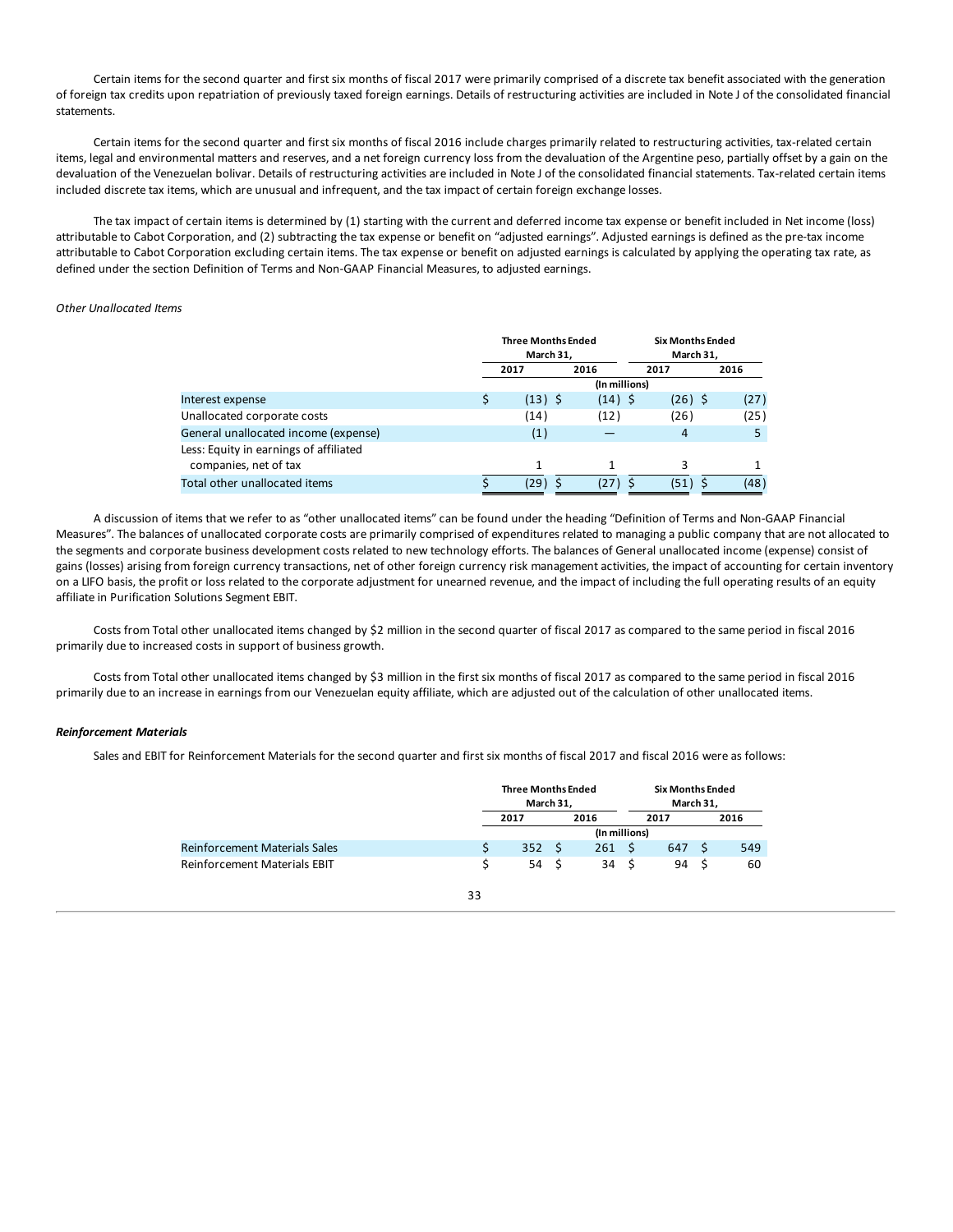Certain items for the second quarter and first six months of fiscal 2017 were primarily comprised of a discrete tax benefit associated with the generation of foreign tax credits upon repatriation of previously taxed foreign earnings. Details of restructuring activities are included in Note J of the consolidated financial statements.

Certain items for the second quarter and first six months of fiscal 2016 include charges primarily related to restructuring activities, tax-related certain items, legal and environmental matters and reserves, and a net foreign currency loss from the devaluation of the Argentine peso, partially offset by a gain on the devaluation of the Venezuelan bolivar. Details of restructuring activities are included in Note J of the consolidated financial statements. Tax-related certain items included discrete tax items, which are unusual and infrequent, and the tax impact of certain foreign exchange losses.

The tax impact of certain items is determined by (1) starting with the current and deferred income tax expense or benefit included in Net income (loss) attributable to Cabot Corporation, and (2) subtracting the tax expense or benefit on "adjusted earnings". Adjusted earnings is defined as the pre-tax income attributable to Cabot Corporation excluding certain items. The tax expense or benefit on adjusted earnings is calculated by applying the operating tax rate, as defined under the section Definition of Terms and Non-GAAP Financial Measures, to adjusted earnings.

*Other Unallocated Items*

| | Three Months Ended March 31, | | Six Months Ended March 31, | |
|---|---|---|---|---|
| | 2017 | 2016 | 2017 | 2016 |
| | (In millions) | | | |
| Interest expense | $ (13) | $ (14) | $ (26) | $ (27) |
| Unallocated corporate costs | (14) | (12) | (26) | (25) |
| General unallocated income (expense) | (1) | — | 4 | 5 |
| Less: Equity in earnings of affiliated companies, net of tax | 1 | 1 | 3 | 1 |
| Total other unallocated items | $ (29) | $ (27) | $ (51) | $ (48) |

A discussion of items that we refer to as "other unallocated items" can be found under the heading "Definition of Terms and Non-GAAP Financial Measures". The balances of unallocated corporate costs are primarily comprised of expenditures related to managing a public company that are not allocated to the segments and corporate business development costs related to new technology efforts. The balances of General unallocated income (expense) consist of gains (losses) arising from foreign currency transactions, net of other foreign currency risk management activities, the impact of accounting for certain inventory on a LIFO basis, the profit or loss related to the corporate adjustment for unearned revenue, and the impact of including the full operating results of an equity affiliate in Purification Solutions Segment EBIT.

Costs from Total other unallocated items changed by $2 million in the second quarter of fiscal 2017 as compared to the same period in fiscal 2016 primarily due to increased costs in support of business growth.

Costs from Total other unallocated items changed by $3 million in the first six months of fiscal 2017 as compared to the same period in fiscal 2016 primarily due to an increase in earnings from our Venezuelan equity affiliate, which are adjusted out of the calculation of other unallocated items.

***Reinforcement Materials***

Sales and EBIT for Reinforcement Materials for the second quarter and first six months of fiscal 2017 and fiscal 2016 were as follows:

| | Three Months Ended March 31, | | Six Months Ended March 31, | |
|---|---|---|---|---|
| | 2017 | 2016 | 2017 | 2016 |
| | (In millions) | | | |
| Reinforcement Materials Sales | $ 352 | $ 261 | $ 647 | $ 549 |
| Reinforcement Materials EBIT | $ 54 | $ 34 | $ 94 | $ 60 |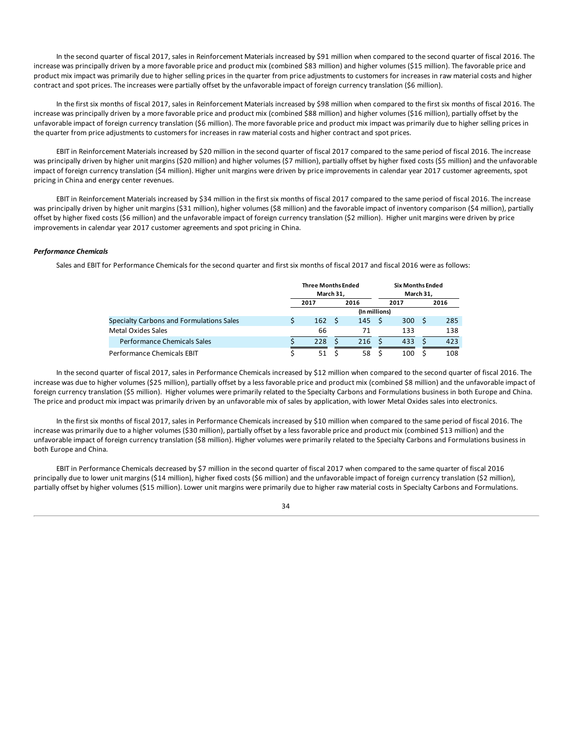In the second quarter of fiscal 2017, sales in Reinforcement Materials increased by $91 million when compared to the second quarter of fiscal 2016. The increase was principally driven by a more favorable price and product mix (combined $83 million) and higher volumes ($15 million). The favorable price and product mix impact was primarily due to higher selling prices in the quarter from price adjustments to customers for increases in raw material costs and higher contract and spot prices. The increases were partially offset by the unfavorable impact of foreign currency translation ($6 million).

In the first six months of fiscal 2017, sales in Reinforcement Materials increased by $98 million when compared to the first six months of fiscal 2016. The increase was principally driven by a more favorable price and product mix (combined $88 million) and higher volumes ($16 million), partially offset by the unfavorable impact of foreign currency translation ($6 million). The more favorable price and product mix impact was primarily due to higher selling prices in the quarter from price adjustments to customers for increases in raw material costs and higher contract and spot prices.

EBIT in Reinforcement Materials increased by $20 million in the second quarter of fiscal 2017 compared to the same period of fiscal 2016. The increase was principally driven by higher unit margins ($20 million) and higher volumes ($7 million), partially offset by higher fixed costs ($5 million) and the unfavorable impact of foreign currency translation ($4 million). Higher unit margins were driven by price improvements in calendar year 2017 customer agreements, spot pricing in China and energy center revenues.

EBIT in Reinforcement Materials increased by $34 million in the first six months of fiscal 2017 compared to the same period of fiscal 2016. The increase was principally driven by higher unit margins ($31 million), higher volumes ($8 million) and the favorable impact of inventory comparison ($4 million), partially offset by higher fixed costs ($6 million) and the unfavorable impact of foreign currency translation ($2 million). Higher unit margins were driven by price improvements in calendar year 2017 customer agreements and spot pricing in China.

***Performance Chemicals***

Sales and EBIT for Performance Chemicals for the second quarter and first six months of fiscal 2017 and fiscal 2016 were as follows:

| | Three Months Ended March 31, | | Six Months Ended March 31, | |
|---|---|---|---|---|
| | 2017 | 2016 | 2017 | 2016 |
| | (In millions) | | | |
| Specialty Carbons and Formulations Sales | $ 162 | $ 145 | $ 300 | $ 285 |
| Metal Oxides Sales | 66 | 71 | 133 | 138 |
| Performance Chemicals Sales | $ 228 | $ 216 | $ 433 | $ 423 |
| Performance Chemicals EBIT | $ 51 | $ 58 | $ 100 | $ 108 |

In the second quarter of fiscal 2017, sales in Performance Chemicals increased by $12 million when compared to the second quarter of fiscal 2016. The increase was due to higher volumes ($25 million), partially offset by a less favorable price and product mix (combined $8 million) and the unfavorable impact of foreign currency translation ($5 million). Higher volumes were primarily related to the Specialty Carbons and Formulations business in both Europe and China. The price and product mix impact was primarily driven by an unfavorable mix of sales by application, with lower Metal Oxides sales into electronics.

In the first six months of fiscal 2017, sales in Performance Chemicals increased by $10 million when compared to the same period of fiscal 2016. The increase was primarily due to a higher volumes ($30 million), partially offset by a less favorable price and product mix (combined $13 million) and the unfavorable impact of foreign currency translation ($8 million). Higher volumes were primarily related to the Specialty Carbons and Formulations business in both Europe and China.

EBIT in Performance Chemicals decreased by $7 million in the second quarter of fiscal 2017 when compared to the same quarter of fiscal 2016 principally due to lower unit margins ($14 million), higher fixed costs ($6 million) and the unfavorable impact of foreign currency translation ($2 million), partially offset by higher volumes ($15 million). Lower unit margins were primarily due to higher raw material costs in Specialty Carbons and Formulations.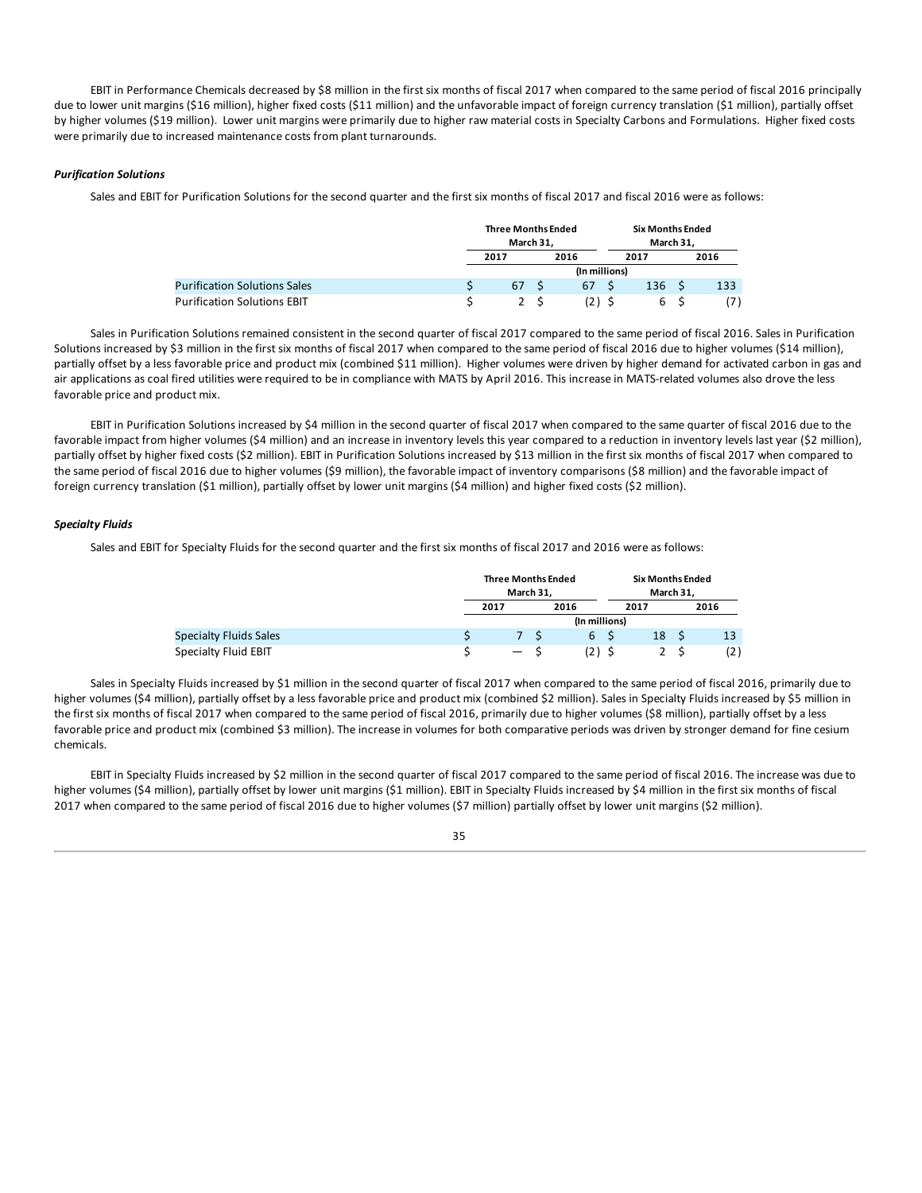EBIT in Performance Chemicals decreased by $8 million in the first six months of fiscal 2017 when compared to the same period of fiscal 2016 principally due to lower unit margins ($16 million), higher fixed costs ($11 million) and the unfavorable impact of foreign currency translation ($1 million), partially offset by higher volumes ($19 million). Lower unit margins were primarily due to higher raw material costs in Specialty Carbons and Formulations. Higher fixed costs were primarily due to increased maintenance costs from plant turnarounds.

***Purification Solutions***

Sales and EBIT for Purification Solutions for the second quarter and the first six months of fiscal 2017 and fiscal 2016 were as follows:

| | Three Months Ended March 31, | | Six Months Ended March 31, | |
|---|---|---|---|---|
| | 2017 | 2016 | 2017 | 2016 |
| | (In millions) | | | |
| Purification Solutions Sales | $ 67 | $ 67 | $ 136 | $ 133 |
| Purification Solutions EBIT | $ 2 | $ (2) | $ 6 | $ (7) |

Sales in Purification Solutions remained consistent in the second quarter of fiscal 2017 compared to the same period of fiscal 2016. Sales in Purification Solutions increased by $3 million in the first six months of fiscal 2017 when compared to the same period of fiscal 2016 due to higher volumes ($14 million), partially offset by a less favorable price and product mix (combined $11 million). Higher volumes were driven by higher demand for activated carbon in gas and air applications as coal fired utilities were required to be in compliance with MATS by April 2016. This increase in MATS-related volumes also drove the less favorable price and product mix.

EBIT in Purification Solutions increased by $4 million in the second quarter of fiscal 2017 when compared to the same quarter of fiscal 2016 due to the favorable impact from higher volumes ($4 million) and an increase in inventory levels this year compared to a reduction in inventory levels last year ($2 million), partially offset by higher fixed costs ($2 million). EBIT in Purification Solutions increased by $13 million in the first six months of fiscal 2017 when compared to the same period of fiscal 2016 due to higher volumes ($9 million), the favorable impact of inventory comparisons ($8 million) and the favorable impact of foreign currency translation ($1 million), partially offset by lower unit margins ($4 million) and higher fixed costs ($2 million).

***Specialty Fluids***

Sales and EBIT for Specialty Fluids for the second quarter and the first six months of fiscal 2017 and 2016 were as follows:

| | Three Months Ended March 31, | | Six Months Ended March 31, | |
|---|---|---|---|---|
| | 2017 | 2016 | 2017 | 2016 |
| | (In millions) | | | |
| Specialty Fluids Sales | $ 7 | $ 6 | $ 18 | $ 13 |
| Specialty Fluid EBIT | $ — | $ (2) | $ 2 | $ (2) |

Sales in Specialty Fluids increased by $1 million in the second quarter of fiscal 2017 when compared to the same period of fiscal 2016, primarily due to higher volumes ($4 million), partially offset by a less favorable price and product mix (combined $2 million). Sales in Specialty Fluids increased by $5 million in the first six months of fiscal 2017 when compared to the same period of fiscal 2016, primarily due to higher volumes ($8 million), partially offset by a less favorable price and product mix (combined $3 million). The increase in volumes for both comparative periods was driven by stronger demand for fine cesium chemicals.

EBIT in Specialty Fluids increased by $2 million in the second quarter of fiscal 2017 compared to the same period of fiscal 2016. The increase was due to higher volumes ($4 million), partially offset by lower unit margins ($1 million). EBIT in Specialty Fluids increased by $4 million in the first six months of fiscal 2017 when compared to the same period of fiscal 2016 due to higher volumes ($7 million) partially offset by lower unit margins ($2 million).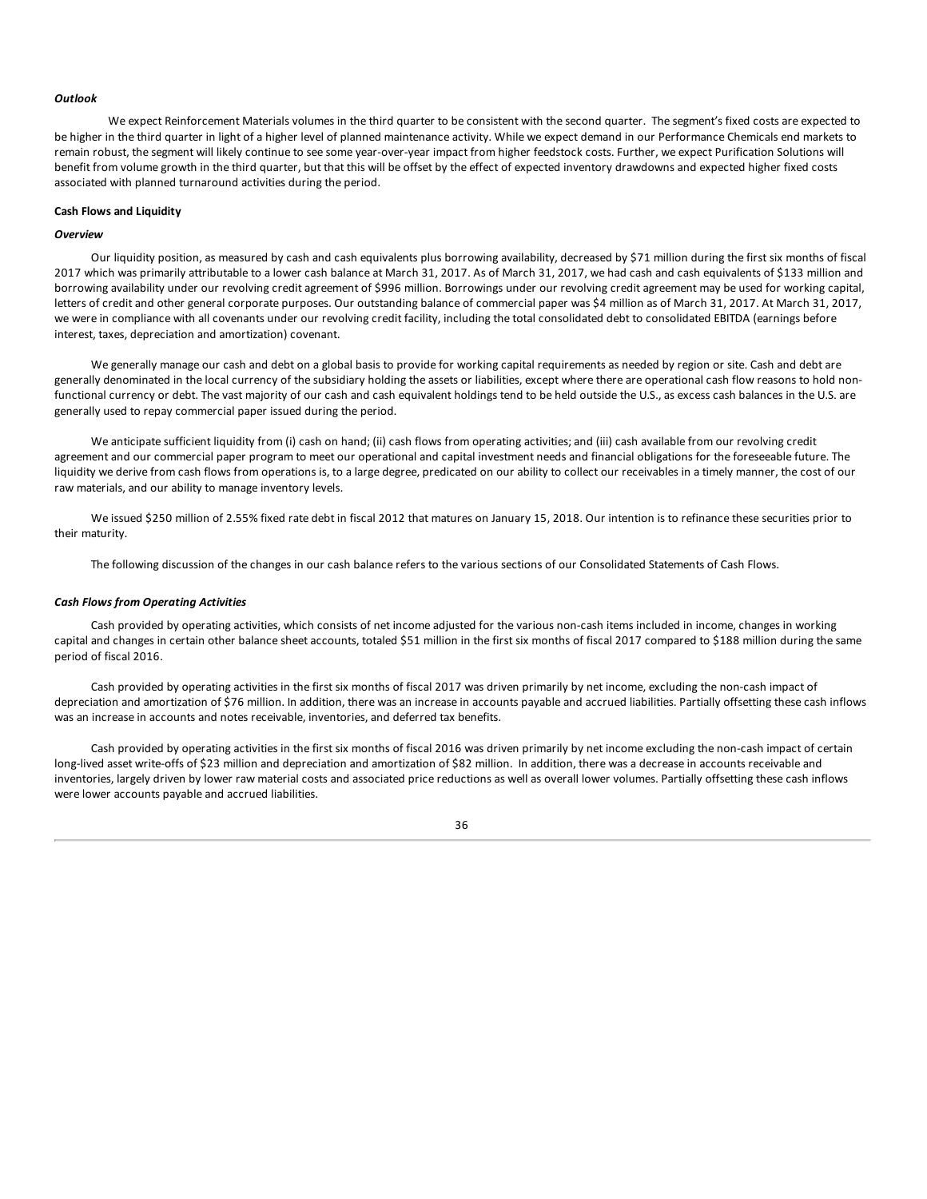### *Outlook*

We expect Reinforcement Materials volumes in the third quarter to be consistent with the second quarter. The segment's fixed costs are expected to be higher in the third quarter in light of a higher level of planned maintenance activity. While we expect demand in our Performance Chemicals end markets to remain robust, the segment will likely continue to see some year-over-year impact from higher feedstock costs. Further, we expect Purification Solutions will benefit from volume growth in the third quarter, but that this will be offset by the effect of expected inventory drawdowns and expected higher fixed costs associated with planned turnaround activities during the period.

## Cash Flows and Liquidity

### *Overview*

Our liquidity position, as measured by cash and cash equivalents plus borrowing availability, decreased by $71 million during the first six months of fiscal 2017 which was primarily attributable to a lower cash balance at March 31, 2017. As of March 31, 2017, we had cash and cash equivalents of $133 million and borrowing availability under our revolving credit agreement of $996 million. Borrowings under our revolving credit agreement may be used for working capital, letters of credit and other general corporate purposes. Our outstanding balance of commercial paper was $4 million as of March 31, 2017. At March 31, 2017, we were in compliance with all covenants under our revolving credit facility, including the total consolidated debt to consolidated EBITDA (earnings before interest, taxes, depreciation and amortization) covenant.

We generally manage our cash and debt on a global basis to provide for working capital requirements as needed by region or site. Cash and debt are generally denominated in the local currency of the subsidiary holding the assets or liabilities, except where there are operational cash flow reasons to hold non-functional currency or debt. The vast majority of our cash and cash equivalent holdings tend to be held outside the U.S., as excess cash balances in the U.S. are generally used to repay commercial paper issued during the period.

We anticipate sufficient liquidity from (i) cash on hand; (ii) cash flows from operating activities; and (iii) cash available from our revolving credit agreement and our commercial paper program to meet our operational and capital investment needs and financial obligations for the foreseeable future. The liquidity we derive from cash flows from operations is, to a large degree, predicated on our ability to collect our receivables in a timely manner, the cost of our raw materials, and our ability to manage inventory levels.

We issued $250 million of 2.55% fixed rate debt in fiscal 2012 that matures on January 15, 2018. Our intention is to refinance these securities prior to their maturity.

The following discussion of the changes in our cash balance refers to the various sections of our Consolidated Statements of Cash Flows.

### *Cash Flows from Operating Activities*

Cash provided by operating activities, which consists of net income adjusted for the various non-cash items included in income, changes in working capital and changes in certain other balance sheet accounts, totaled $51 million in the first six months of fiscal 2017 compared to $188 million during the same period of fiscal 2016.

Cash provided by operating activities in the first six months of fiscal 2017 was driven primarily by net income, excluding the non-cash impact of depreciation and amortization of $76 million. In addition, there was an increase in accounts payable and accrued liabilities. Partially offsetting these cash inflows was an increase in accounts and notes receivable, inventories, and deferred tax benefits.

Cash provided by operating activities in the first six months of fiscal 2016 was driven primarily by net income excluding the non-cash impact of certain long-lived asset write-offs of $23 million and depreciation and amortization of $82 million. In addition, there was a decrease in accounts receivable and inventories, largely driven by lower raw material costs and associated price reductions as well as overall lower volumes. Partially offsetting these cash inflows were lower accounts payable and accrued liabilities.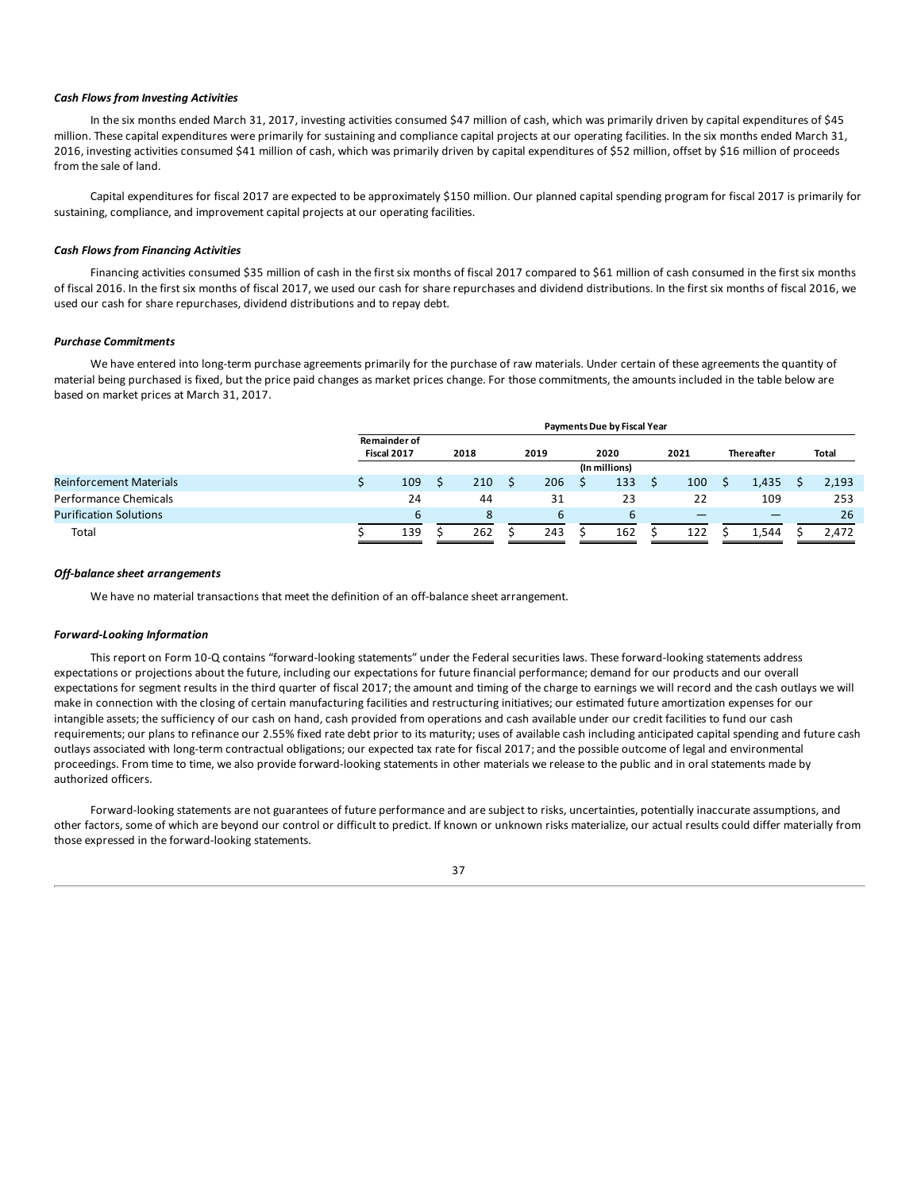***Cash Flows from Investing Activities***

In the six months ended March 31, 2017, investing activities consumed $47 million of cash, which was primarily driven by capital expenditures of $45 million. These capital expenditures were primarily for sustaining and compliance capital projects at our operating facilities. In the six months ended March 31, 2016, investing activities consumed $41 million of cash, which was primarily driven by capital expenditures of $52 million, offset by $16 million of proceeds from the sale of land.

Capital expenditures for fiscal 2017 are expected to be approximately $150 million. Our planned capital spending program for fiscal 2017 is primarily for sustaining, compliance, and improvement capital projects at our operating facilities.

***Cash Flows from Financing Activities***

Financing activities consumed $35 million of cash in the first six months of fiscal 2017 compared to $61 million of cash consumed in the first six months of fiscal 2016. In the first six months of fiscal 2017, we used our cash for share repurchases and dividend distributions. In the first six months of fiscal 2016, we used our cash for share repurchases, dividend distributions and to repay debt.

***Purchase Commitments***

We have entered into long-term purchase agreements primarily for the purchase of raw materials. Under certain of these agreements the quantity of material being purchased is fixed, but the price paid changes as market prices change. For those commitments, the amounts included in the table below are based on market prices at March 31, 2017.

| | Payments Due by Fiscal Year | | | | | | |
|---|---|---|---|---|---|---|---|
| | Remainder of Fiscal 2017 | 2018 | 2019 | 2020 | 2021 | Thereafter | Total |
| | (In millions) | | | | | | |
| Reinforcement Materials | $ 109 | $ 210 | $ 206 | $ 133 | $ 100 | $ 1,435 | $ 2,193 |
| Performance Chemicals | 24 | 44 | 31 | 23 | 22 | 109 | 253 |
| Purification Solutions | 6 | 8 | 6 | 6 | — | — | 26 |
| Total | $ 139 | $ 262 | $ 243 | $ 162 | $ 122 | $ 1,544 | $ 2,472 |

***Off-balance sheet arrangements***

We have no material transactions that meet the definition of an off-balance sheet arrangement.

***Forward-Looking Information***

This report on Form 10-Q contains "forward-looking statements" under the Federal securities laws. These forward-looking statements address expectations or projections about the future, including our expectations for future financial performance; demand for our products and our overall expectations for segment results in the third quarter of fiscal 2017; the amount and timing of the charge to earnings we will record and the cash outlays we will make in connection with the closing of certain manufacturing facilities and restructuring initiatives; our estimated future amortization expenses for our intangible assets; the sufficiency of our cash on hand, cash provided from operations and cash available under our credit facilities to fund our cash requirements; our plans to refinance our 2.55% fixed rate debt prior to its maturity; uses of available cash including anticipated capital spending and future cash outlays associated with long-term contractual obligations; our expected tax rate for fiscal 2017; and the possible outcome of legal and environmental proceedings. From time to time, we also provide forward-looking statements in other materials we release to the public and in oral statements made by authorized officers.

Forward-looking statements are not guarantees of future performance and are subject to risks, uncertainties, potentially inaccurate assumptions, and other factors, some of which are beyond our control or difficult to predict. If known or unknown risks materialize, our actual results could differ materially from those expressed in the forward-looking statements.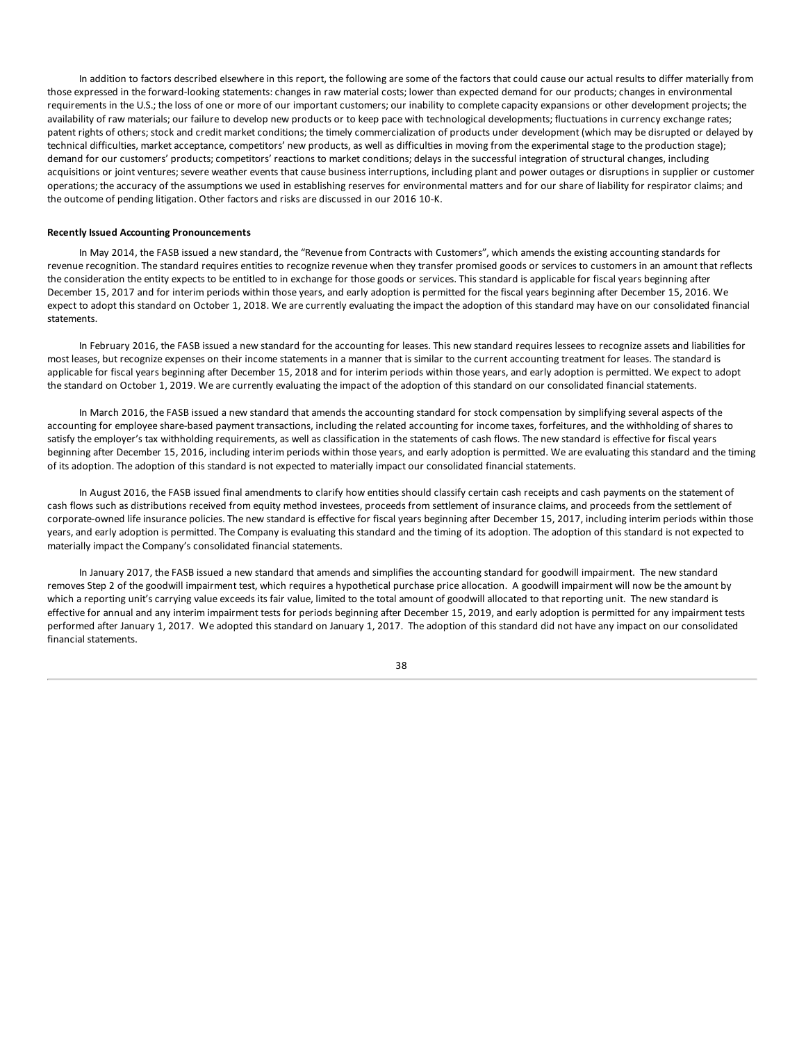In addition to factors described elsewhere in this report, the following are some of the factors that could cause our actual results to differ materially from those expressed in the forward-looking statements: changes in raw material costs; lower than expected demand for our products; changes in environmental requirements in the U.S.; the loss of one or more of our important customers; our inability to complete capacity expansions or other development projects; the availability of raw materials; our failure to develop new products or to keep pace with technological developments; fluctuations in currency exchange rates; patent rights of others; stock and credit market conditions; the timely commercialization of products under development (which may be disrupted or delayed by technical difficulties, market acceptance, competitors' new products, as well as difficulties in moving from the experimental stage to the production stage); demand for our customers' products; competitors' reactions to market conditions; delays in the successful integration of structural changes, including acquisitions or joint ventures; severe weather events that cause business interruptions, including plant and power outages or disruptions in supplier or customer operations; the accuracy of the assumptions we used in establishing reserves for environmental matters and for our share of liability for respirator claims; and the outcome of pending litigation. Other factors and risks are discussed in our 2016 10-K.

**Recently Issued Accounting Pronouncements**

In May 2014, the FASB issued a new standard, the "Revenue from Contracts with Customers", which amends the existing accounting standards for revenue recognition. The standard requires entities to recognize revenue when they transfer promised goods or services to customers in an amount that reflects the consideration the entity expects to be entitled to in exchange for those goods or services. This standard is applicable for fiscal years beginning after December 15, 2017 and for interim periods within those years, and early adoption is permitted for the fiscal years beginning after December 15, 2016. We expect to adopt this standard on October 1, 2018. We are currently evaluating the impact the adoption of this standard may have on our consolidated financial statements.

In February 2016, the FASB issued a new standard for the accounting for leases. This new standard requires lessees to recognize assets and liabilities for most leases, but recognize expenses on their income statements in a manner that is similar to the current accounting treatment for leases. The standard is applicable for fiscal years beginning after December 15, 2018 and for interim periods within those years, and early adoption is permitted. We expect to adopt the standard on October 1, 2019. We are currently evaluating the impact of the adoption of this standard on our consolidated financial statements.

In March 2016, the FASB issued a new standard that amends the accounting standard for stock compensation by simplifying several aspects of the accounting for employee share-based payment transactions, including the related accounting for income taxes, forfeitures, and the withholding of shares to satisfy the employer's tax withholding requirements, as well as classification in the statements of cash flows. The new standard is effective for fiscal years beginning after December 15, 2016, including interim periods within those years, and early adoption is permitted. We are evaluating this standard and the timing of its adoption. The adoption of this standard is not expected to materially impact our consolidated financial statements.

In August 2016, the FASB issued final amendments to clarify how entities should classify certain cash receipts and cash payments on the statement of cash flows such as distributions received from equity method investees, proceeds from settlement of insurance claims, and proceeds from the settlement of corporate-owned life insurance policies. The new standard is effective for fiscal years beginning after December 15, 2017, including interim periods within those years, and early adoption is permitted. The Company is evaluating this standard and the timing of its adoption. The adoption of this standard is not expected to materially impact the Company's consolidated financial statements.

In January 2017, the FASB issued a new standard that amends and simplifies the accounting standard for goodwill impairment. The new standard removes Step 2 of the goodwill impairment test, which requires a hypothetical purchase price allocation. A goodwill impairment will now be the amount by which a reporting unit's carrying value exceeds its fair value, limited to the total amount of goodwill allocated to that reporting unit. The new standard is effective for annual and any interim impairment tests for periods beginning after December 15, 2019, and early adoption is permitted for any impairment tests performed after January 1, 2017. We adopted this standard on January 1, 2017. The adoption of this standard did not have any impact on our consolidated financial statements.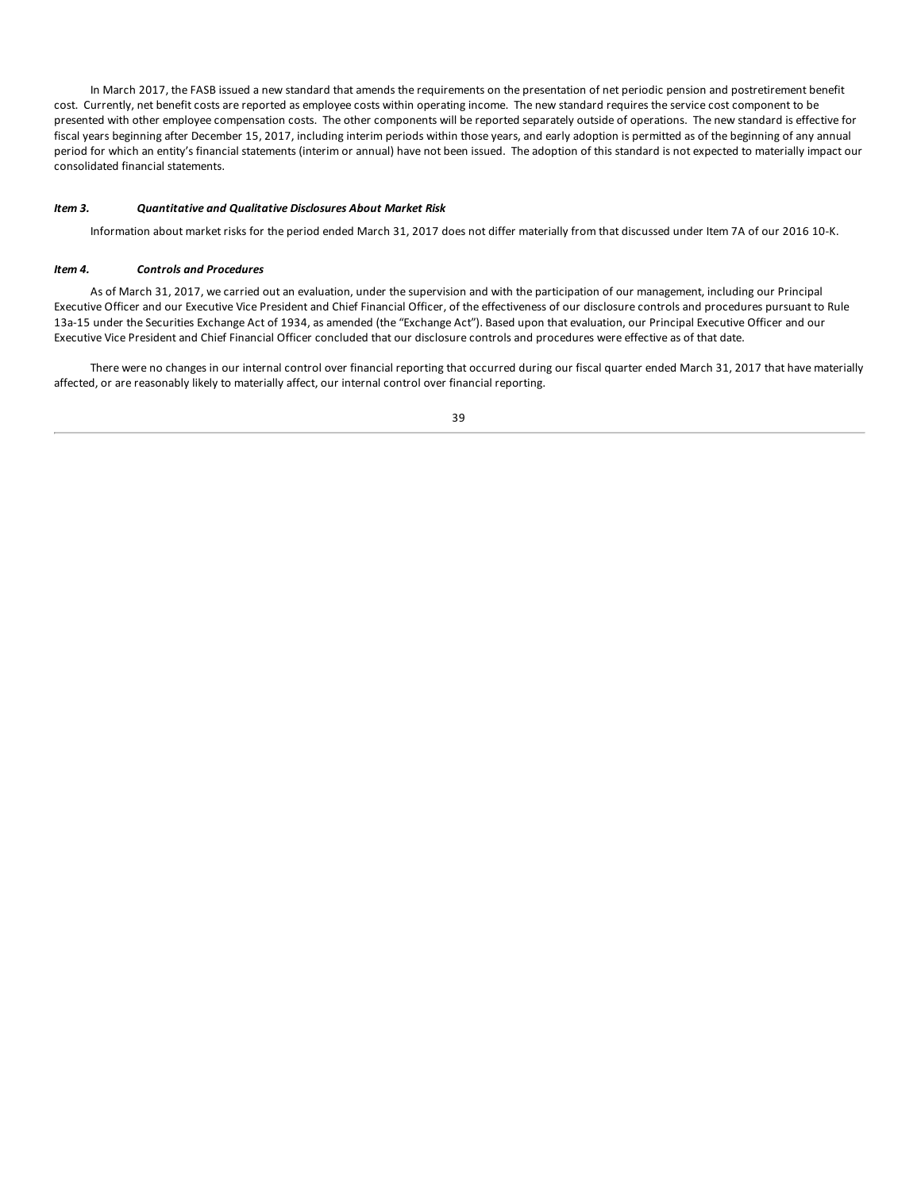In March 2017, the FASB issued a new standard that amends the requirements on the presentation of net periodic pension and postretirement benefit cost. Currently, net benefit costs are reported as employee costs within operating income. The new standard requires the service cost component to be presented with other employee compensation costs. The other components will be reported separately outside of operations. The new standard is effective for fiscal years beginning after December 15, 2017, including interim periods within those years, and early adoption is permitted as of the beginning of any annual period for which an entity's financial statements (interim or annual) have not been issued. The adoption of this standard is not expected to materially impact our consolidated financial statements.

### *Item 3. Quantitative and Qualitative Disclosures About Market Risk*

Information about market risks for the period ended March 31, 2017 does not differ materially from that discussed under Item 7A of our 2016 10-K.

### *Item 4. Controls and Procedures*

As of March 31, 2017, we carried out an evaluation, under the supervision and with the participation of our management, including our Principal Executive Officer and our Executive Vice President and Chief Financial Officer, of the effectiveness of our disclosure controls and procedures pursuant to Rule 13a-15 under the Securities Exchange Act of 1934, as amended (the "Exchange Act"). Based upon that evaluation, our Principal Executive Officer and our Executive Vice President and Chief Financial Officer concluded that our disclosure controls and procedures were effective as of that date.

There were no changes in our internal control over financial reporting that occurred during our fiscal quarter ended March 31, 2017 that have materially affected, or are reasonably likely to materially affect, our internal control over financial reporting.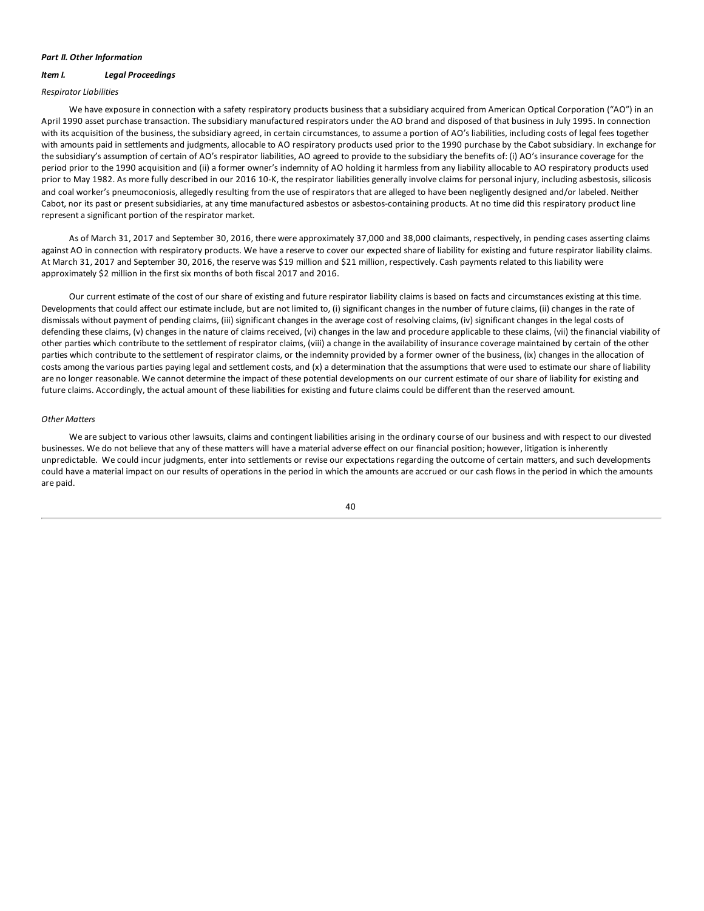***Part II. Other Information***

***Item I. Legal Proceedings***

*Respirator Liabilities*

We have exposure in connection with a safety respiratory products business that a subsidiary acquired from American Optical Corporation ("AO") in an April 1990 asset purchase transaction. The subsidiary manufactured respirators under the AO brand and disposed of that business in July 1995. In connection with its acquisition of the business, the subsidiary agreed, in certain circumstances, to assume a portion of AO's liabilities, including costs of legal fees together with amounts paid in settlements and judgments, allocable to AO respiratory products used prior to the 1990 purchase by the Cabot subsidiary. In exchange for the subsidiary's assumption of certain of AO's respirator liabilities, AO agreed to provide to the subsidiary the benefits of: (i) AO's insurance coverage for the period prior to the 1990 acquisition and (ii) a former owner's indemnity of AO holding it harmless from any liability allocable to AO respiratory products used prior to May 1982. As more fully described in our 2016 10-K, the respirator liabilities generally involve claims for personal injury, including asbestosis, silicosis and coal worker's pneumoconiosis, allegedly resulting from the use of respirators that are alleged to have been negligently designed and/or labeled. Neither Cabot, nor its past or present subsidiaries, at any time manufactured asbestos or asbestos-containing products. At no time did this respiratory product line represent a significant portion of the respirator market.

As of March 31, 2017 and September 30, 2016, there were approximately 37,000 and 38,000 claimants, respectively, in pending cases asserting claims against AO in connection with respiratory products. We have a reserve to cover our expected share of liability for existing and future respirator liability claims. At March 31, 2017 and September 30, 2016, the reserve was $19 million and $21 million, respectively. Cash payments related to this liability were approximately $2 million in the first six months of both fiscal 2017 and 2016.

Our current estimate of the cost of our share of existing and future respirator liability claims is based on facts and circumstances existing at this time. Developments that could affect our estimate include, but are not limited to, (i) significant changes in the number of future claims, (ii) changes in the rate of dismissals without payment of pending claims, (iii) significant changes in the average cost of resolving claims, (iv) significant changes in the legal costs of defending these claims, (v) changes in the nature of claims received, (vi) changes in the law and procedure applicable to these claims, (vii) the financial viability of other parties which contribute to the settlement of respirator claims, (viii) a change in the availability of insurance coverage maintained by certain of the other parties which contribute to the settlement of respirator claims, or the indemnity provided by a former owner of the business, (ix) changes in the allocation of costs among the various parties paying legal and settlement costs, and (x) a determination that the assumptions that were used to estimate our share of liability are no longer reasonable. We cannot determine the impact of these potential developments on our current estimate of our share of liability for existing and future claims. Accordingly, the actual amount of these liabilities for existing and future claims could be different than the reserved amount.

*Other Matters*

We are subject to various other lawsuits, claims and contingent liabilities arising in the ordinary course of our business and with respect to our divested businesses. We do not believe that any of these matters will have a material adverse effect on our financial position; however, litigation is inherently unpredictable. We could incur judgments, enter into settlements or revise our expectations regarding the outcome of certain matters, and such developments could have a material impact on our results of operations in the period in which the amounts are accrued or our cash flows in the period in which the amounts are paid.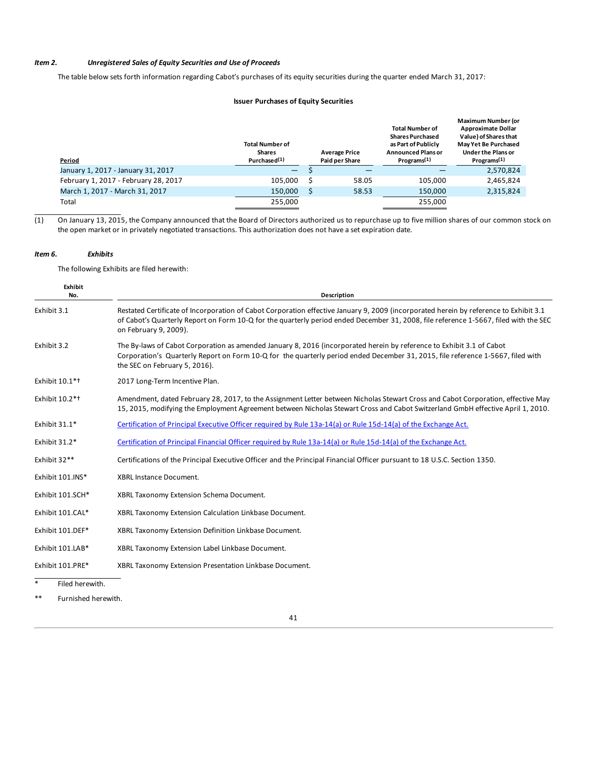*Item 2.* ***Unregistered Sales of Equity Securities and Use of Proceeds***

The table below sets forth information regarding Cabot's purchases of its equity securities during the quarter ended March 31, 2017:

**Issuer Purchases of Equity Securities**

| Period | Total Number of Shares Purchased(1) | Average Price Paid per Share | Total Number of Shares Purchased as Part of Publicly Announced Plans or Programs(1) | Maximum Number (or Approximate Dollar Value) of Shares that May Yet Be Purchased Under the Plans or Programs(1) |
|---|---|---|---|---|
| January 1, 2017 - January 31, 2017 | — | $ — | — | 2,570,824 |
| February 1, 2017 - February 28, 2017 | 105,000 | $ 58.05 | 105,000 | 2,465,824 |
| March 1, 2017 - March 31, 2017 | 150,000 | $ 58.53 | 150,000 | 2,315,824 |
| Total | 255,000 | | 255,000 | |

(1) On January 13, 2015, the Company announced that the Board of Directors authorized us to repurchase up to five million shares of our common stock on the open market or in privately negotiated transactions. This authorization does not have a set expiration date.

*Item 6.* ***Exhibits***

The following Exhibits are filed herewith:

| Exhibit No. | Description |
|---|---|
| Exhibit 3.1 | Restated Certificate of Incorporation of Cabot Corporation effective January 9, 2009 (incorporated herein by reference to Exhibit 3.1 of Cabot's Quarterly Report on Form 10-Q for the quarterly period ended December 31, 2008, file reference 1-5667, filed with the SEC on February 9, 2009). |
| Exhibit 3.2 | The By-laws of Cabot Corporation as amended January 8, 2016 (incorporated herein by reference to Exhibit 3.1 of Cabot Corporation's Quarterly Report on Form 10-Q for the quarterly period ended December 31, 2015, file reference 1-5667, filed with the SEC on February 5, 2016). |
| Exhibit 10.1*† | 2017 Long-Term Incentive Plan. |
| Exhibit 10.2*† | Amendment, dated February 28, 2017, to the Assignment Letter between Nicholas Stewart Cross and Cabot Corporation, effective May 15, 2015, modifying the Employment Agreement between Nicholas Stewart Cross and Cabot Switzerland GmbH effective April 1, 2010. |
| Exhibit 31.1* | Certification of Principal Executive Officer required by Rule 13a-14(a) or Rule 15d-14(a) of the Exchange Act. |
| Exhibit 31.2* | Certification of Principal Financial Officer required by Rule 13a-14(a) or Rule 15d-14(a) of the Exchange Act. |
| Exhibit 32** | Certifications of the Principal Executive Officer and the Principal Financial Officer pursuant to 18 U.S.C. Section 1350. |
| Exhibit 101.INS* | XBRL Instance Document. |
| Exhibit 101.SCH* | XBRL Taxonomy Extension Schema Document. |
| Exhibit 101.CAL* | XBRL Taxonomy Extension Calculation Linkbase Document. |
| Exhibit 101.DEF* | XBRL Taxonomy Extension Definition Linkbase Document. |
| Exhibit 101.LAB* | XBRL Taxonomy Extension Label Linkbase Document. |
| Exhibit 101.PRE* | XBRL Taxonomy Extension Presentation Linkbase Document. |

\* Filed herewith.

\** Furnished herewith.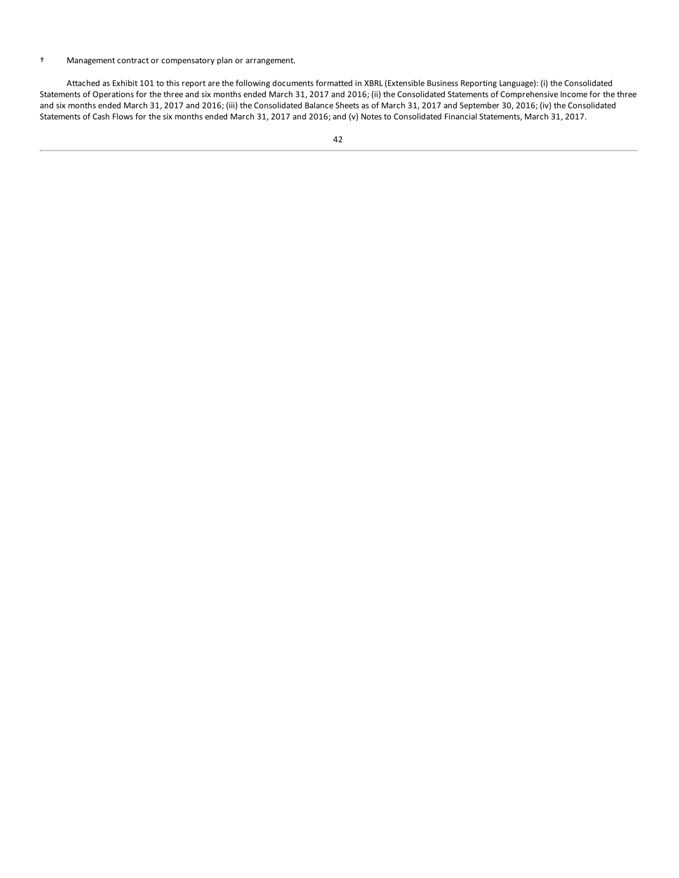† Management contract or compensatory plan or arrangement.

Attached as Exhibit 101 to this report are the following documents formatted in XBRL (Extensible Business Reporting Language): (i) the Consolidated Statements of Operations for the three and six months ended March 31, 2017 and 2016; (ii) the Consolidated Statements of Comprehensive Income for the three and six months ended March 31, 2017 and 2016; (iii) the Consolidated Balance Sheets as of March 31, 2017 and September 30, 2016; (iv) the Consolidated Statements of Cash Flows for the six months ended March 31, 2017 and 2016; and (v) Notes to Consolidated Financial Statements, March 31, 2017.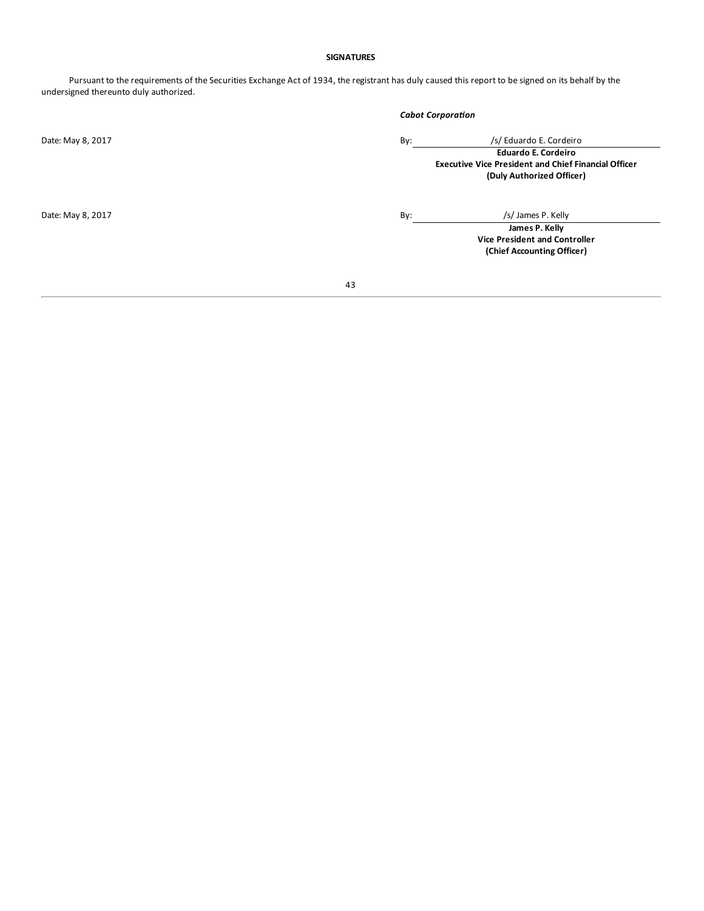**SIGNATURES**

Pursuant to the requirements of the Securities Exchange Act of 1934, the registrant has duly caused this report to be signed on its behalf by the undersigned thereunto duly authorized.

***Cabot Corporation***

Date: May 8, 2017

By: /s/ Eduardo E. Cordeiro

**Eduardo E. Cordeiro**
**Executive Vice President and Chief Financial Officer**
**(Duly Authorized Officer)**

Date: May 8, 2017

By: /s/ James P. Kelly

**James P. Kelly**
**Vice President and Controller**
**(Chief Accounting Officer)**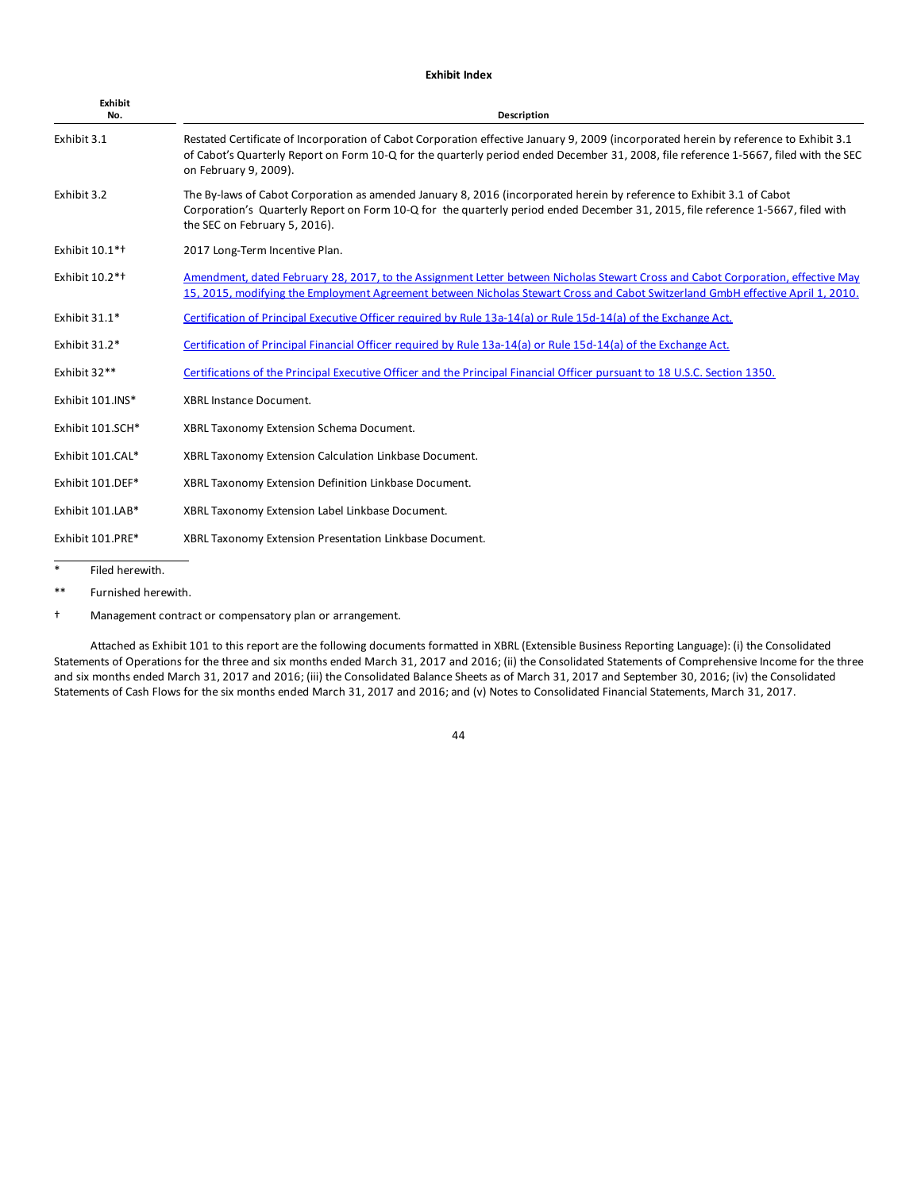**Exhibit Index**

| Exhibit No. | Description |
|---|---|
| Exhibit 3.1 | Restated Certificate of Incorporation of Cabot Corporation effective January 9, 2009 (incorporated herein by reference to Exhibit 3.1 of Cabot's Quarterly Report on Form 10-Q for the quarterly period ended December 31, 2008, file reference 1-5667, filed with the SEC on February 9, 2009). |
| Exhibit 3.2 | The By-laws of Cabot Corporation as amended January 8, 2016 (incorporated herein by reference to Exhibit 3.1 of Cabot Corporation's Quarterly Report on Form 10-Q for the quarterly period ended December 31, 2015, file reference 1-5667, filed with the SEC on February 5, 2016). |
| Exhibit 10.1*† | 2017 Long-Term Incentive Plan. |
| Exhibit 10.2*† | Amendment, dated February 28, 2017, to the Assignment Letter between Nicholas Stewart Cross and Cabot Corporation, effective May 15, 2015, modifying the Employment Agreement between Nicholas Stewart Cross and Cabot Switzerland GmbH effective April 1, 2010. |
| Exhibit 31.1* | Certification of Principal Executive Officer required by Rule 13a-14(a) or Rule 15d-14(a) of the Exchange Act. |
| Exhibit 31.2* | Certification of Principal Financial Officer required by Rule 13a-14(a) or Rule 15d-14(a) of the Exchange Act. |
| Exhibit 32** | Certifications of the Principal Executive Officer and the Principal Financial Officer pursuant to 18 U.S.C. Section 1350. |
| Exhibit 101.INS* | XBRL Instance Document. |
| Exhibit 101.SCH* | XBRL Taxonomy Extension Schema Document. |
| Exhibit 101.CAL* | XBRL Taxonomy Extension Calculation Linkbase Document. |
| Exhibit 101.DEF* | XBRL Taxonomy Extension Definition Linkbase Document. |
| Exhibit 101.LAB* | XBRL Taxonomy Extension Label Linkbase Document. |
| Exhibit 101.PRE* | XBRL Taxonomy Extension Presentation Linkbase Document. |

\* Filed herewith.

\*\* Furnished herewith.

† Management contract or compensatory plan or arrangement.

Attached as Exhibit 101 to this report are the following documents formatted in XBRL (Extensible Business Reporting Language): (i) the Consolidated Statements of Operations for the three and six months ended March 31, 2017 and 2016; (ii) the Consolidated Statements of Comprehensive Income for the three and six months ended March 31, 2017 and 2016; (iii) the Consolidated Balance Sheets as of March 31, 2017 and September 30, 2016; (iv) the Consolidated Statements of Cash Flows for the six months ended March 31, 2017 and 2016; and (v) Notes to Consolidated Financial Statements, March 31, 2017.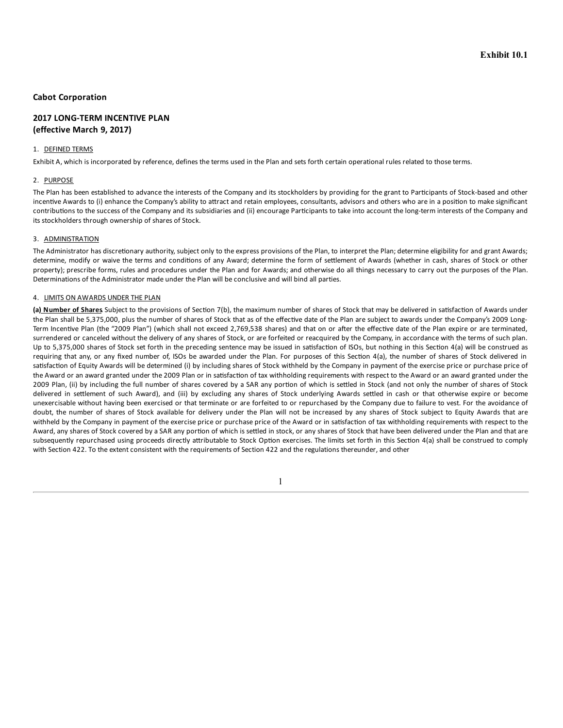Exhibit 10.1

**Cabot Corporation**

## 2017 LONG-TERM INCENTIVE PLAN
## (effective March 9, 2017)

1. DEFINED TERMS

Exhibit A, which is incorporated by reference, defines the terms used in the Plan and sets forth certain operational rules related to those terms.

2. PURPOSE

The Plan has been established to advance the interests of the Company and its stockholders by providing for the grant to Participants of Stock-based and other incentive Awards to (i) enhance the Company's ability to attract and retain employees, consultants, advisors and others who are in a position to make significant contributions to the success of the Company and its subsidiaries and (ii) encourage Participants to take into account the long-term interests of the Company and its stockholders through ownership of shares of Stock.

3. ADMINISTRATION

The Administrator has discretionary authority, subject only to the express provisions of the Plan, to interpret the Plan; determine eligibility for and grant Awards; determine, modify or waive the terms and conditions of any Award; determine the form of settlement of Awards (whether in cash, shares of Stock or other property); prescribe forms, rules and procedures under the Plan and for Awards; and otherwise do all things necessary to carry out the purposes of the Plan. Determinations of the Administrator made under the Plan will be conclusive and will bind all parties.

4. LIMITS ON AWARDS UNDER THE PLAN

**(a) Number of Shares** Subject to the provisions of Section 7(b), the maximum number of shares of Stock that may be delivered in satisfaction of Awards under the Plan shall be 5,375,000, plus the number of shares of Stock that as of the effective date of the Plan are subject to awards under the Company's 2009 Long-Term Incentive Plan (the "2009 Plan") (which shall not exceed 2,769,538 shares) and that on or after the effective date of the Plan expire or are terminated, surrendered or canceled without the delivery of any shares of Stock, or are forfeited or reacquired by the Company, in accordance with the terms of such plan. Up to 5,375,000 shares of Stock set forth in the preceding sentence may be issued in satisfaction of ISOs, but nothing in this Section 4(a) will be construed as requiring that any, or any fixed number of, ISOs be awarded under the Plan. For purposes of this Section 4(a), the number of shares of Stock delivered in satisfaction of Equity Awards will be determined (i) by including shares of Stock withheld by the Company in payment of the exercise price or purchase price of the Award or an award granted under the 2009 Plan or in satisfaction of tax withholding requirements with respect to the Award or an award granted under the 2009 Plan, (ii) by including the full number of shares covered by a SAR any portion of which is settled in Stock (and not only the number of shares of Stock delivered in settlement of such Award), and (iii) by excluding any shares of Stock underlying Awards settled in cash or that otherwise expire or become unexercisable without having been exercised or that terminate or are forfeited to or repurchased by the Company due to failure to vest. For the avoidance of doubt, the number of shares of Stock available for delivery under the Plan will not be increased by any shares of Stock subject to Equity Awards that are withheld by the Company in payment of the exercise price or purchase price of the Award or in satisfaction of tax withholding requirements with respect to the Award, any shares of Stock covered by a SAR any portion of which is settled in stock, or any shares of Stock that have been delivered under the Plan and that are subsequently repurchased using proceeds directly attributable to Stock Option exercises. The limits set forth in this Section 4(a) shall be construed to comply with Section 422. To the extent consistent with the requirements of Section 422 and the regulations thereunder, and other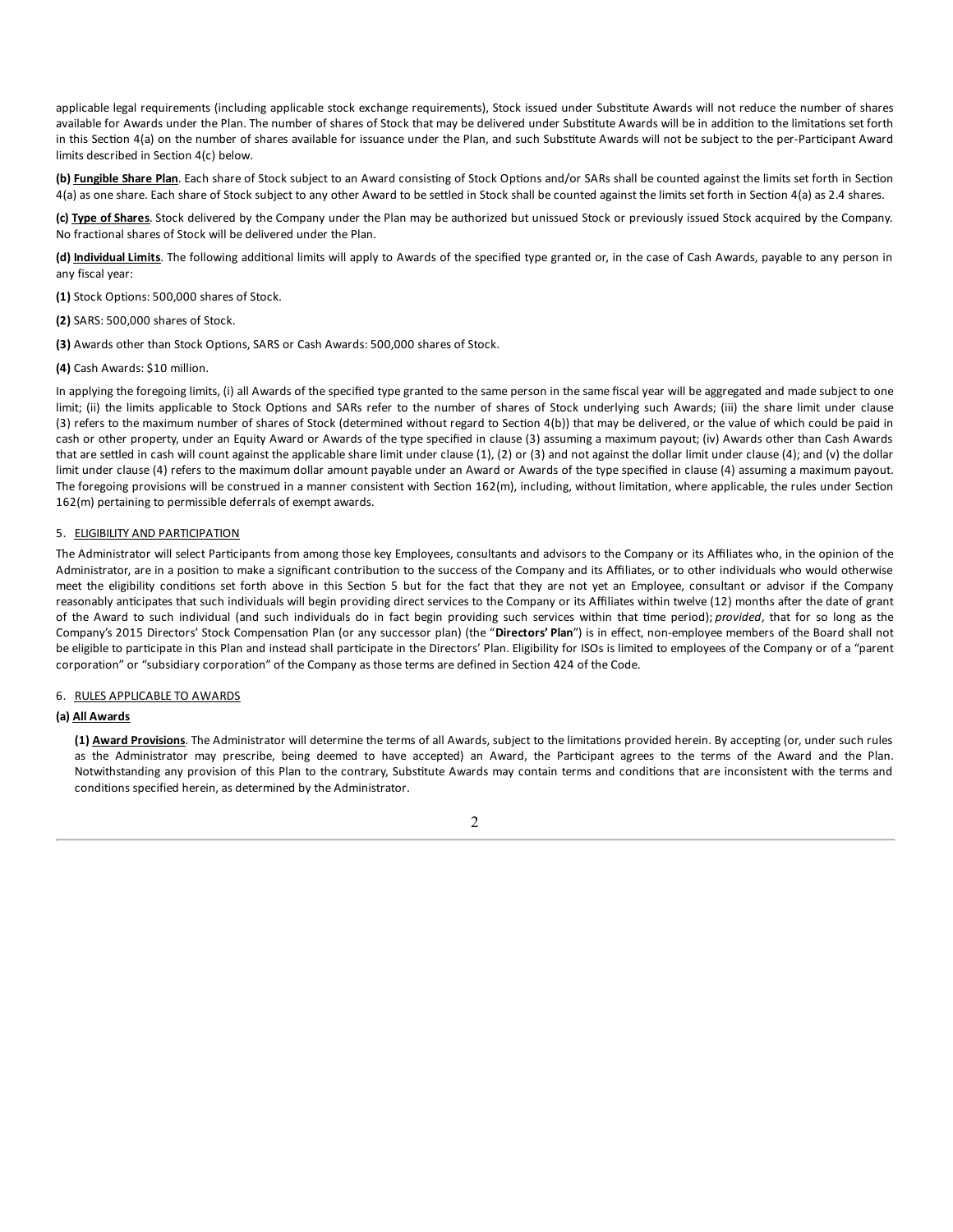applicable legal requirements (including applicable stock exchange requirements), Stock issued under Substitute Awards will not reduce the number of shares available for Awards under the Plan. The number of shares of Stock that may be delivered under Substitute Awards will be in addition to the limitations set forth in this Section 4(a) on the number of shares available for issuance under the Plan, and such Substitute Awards will not be subject to the per-Participant Award limits described in Section 4(c) below.

**(b)** **Fungible Share Plan**. Each share of Stock subject to an Award consisting of Stock Options and/or SARs shall be counted against the limits set forth in Section 4(a) as one share. Each share of Stock subject to any other Award to be settled in Stock shall be counted against the limits set forth in Section 4(a) as 2.4 shares.

**(c)** **Type of Shares**. Stock delivered by the Company under the Plan may be authorized but unissued Stock or previously issued Stock acquired by the Company. No fractional shares of Stock will be delivered under the Plan.

**(d)** **Individual Limits**. The following additional limits will apply to Awards of the specified type granted or, in the case of Cash Awards, payable to any person in any fiscal year:

**(1)** Stock Options: 500,000 shares of Stock.

**(2)** SARS: 500,000 shares of Stock.

**(3)** Awards other than Stock Options, SARS or Cash Awards: 500,000 shares of Stock.

**(4)** Cash Awards: $10 million.

In applying the foregoing limits, (i) all Awards of the specified type granted to the same person in the same fiscal year will be aggregated and made subject to one limit; (ii) the limits applicable to Stock Options and SARs refer to the number of shares of Stock underlying such Awards; (iii) the share limit under clause (3) refers to the maximum number of shares of Stock (determined without regard to Section 4(b)) that may be delivered, or the value of which could be paid in cash or other property, under an Equity Award or Awards of the type specified in clause (3) assuming a maximum payout; (iv) Awards other than Cash Awards that are settled in cash will count against the applicable share limit under clause (1), (2) or (3) and not against the dollar limit under clause (4); and (v) the dollar limit under clause (4) refers to the maximum dollar amount payable under an Award or Awards of the type specified in clause (4) assuming a maximum payout. The foregoing provisions will be construed in a manner consistent with Section 162(m), including, without limitation, where applicable, the rules under Section 162(m) pertaining to permissible deferrals of exempt awards.

5. ELIGIBILITY AND PARTICIPATION

The Administrator will select Participants from among those key Employees, consultants and advisors to the Company or its Affiliates who, in the opinion of the Administrator, are in a position to make a significant contribution to the success of the Company and its Affiliates, or to other individuals who would otherwise meet the eligibility conditions set forth above in this Section 5 but for the fact that they are not yet an Employee, consultant or advisor if the Company reasonably anticipates that such individuals will begin providing direct services to the Company or its Affiliates within twelve (12) months after the date of grant of the Award to such individual (and such individuals do in fact begin providing such services within that time period); *provided*, that for so long as the Company's 2015 Directors' Stock Compensation Plan (or any successor plan) (the "**Directors' Plan**") is in effect, non-employee members of the Board shall not be eligible to participate in this Plan and instead shall participate in the Directors' Plan. Eligibility for ISOs is limited to employees of the Company or of a "parent corporation" or "subsidiary corporation" of the Company as those terms are defined in Section 424 of the Code.

6. RULES APPLICABLE TO AWARDS

**(a)** **All Awards**

**(1)** **Award Provisions**. The Administrator will determine the terms of all Awards, subject to the limitations provided herein. By accepting (or, under such rules as the Administrator may prescribe, being deemed to have accepted) an Award, the Participant agrees to the terms of the Award and the Plan. Notwithstanding any provision of this Plan to the contrary, Substitute Awards may contain terms and conditions that are inconsistent with the terms and conditions specified herein, as determined by the Administrator.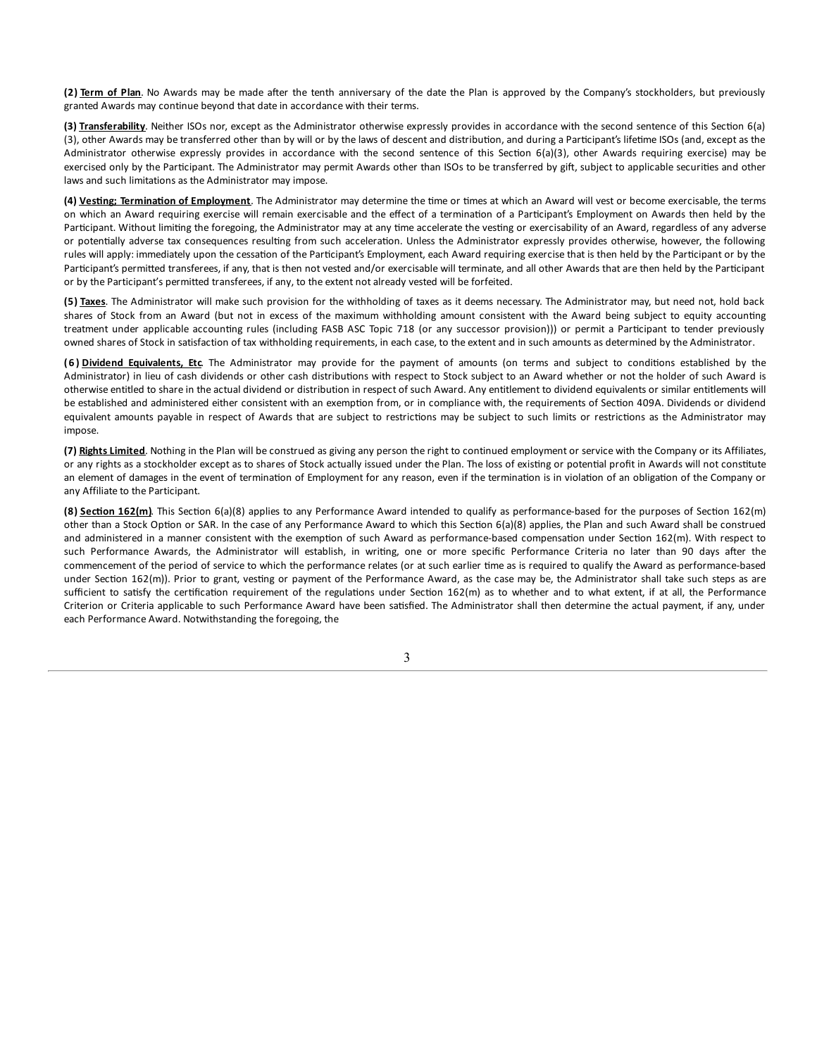**(2) <u>Term of Plan</u>**. No Awards may be made after the tenth anniversary of the date the Plan is approved by the Company's stockholders, but previously granted Awards may continue beyond that date in accordance with their terms.

**(3) <u>Transferability</u>**. Neither ISOs nor, except as the Administrator otherwise expressly provides in accordance with the second sentence of this Section 6(a)(3), other Awards may be transferred other than by will or by the laws of descent and distribution, and during a Participant's lifetime ISOs (and, except as the Administrator otherwise expressly provides in accordance with the second sentence of this Section 6(a)(3), other Awards requiring exercise) may be exercised only by the Participant. The Administrator may permit Awards other than ISOs to be transferred by gift, subject to applicable securities and other laws and such limitations as the Administrator may impose.

**(4) <u>Vesting; Termination of Employment</u>**. The Administrator may determine the time or times at which an Award will vest or become exercisable, the terms on which an Award requiring exercise will remain exercisable and the effect of a termination of a Participant's Employment on Awards then held by the Participant. Without limiting the foregoing, the Administrator may at any time accelerate the vesting or exercisability of an Award, regardless of any adverse or potentially adverse tax consequences resulting from such acceleration. Unless the Administrator expressly provides otherwise, however, the following rules will apply: immediately upon the cessation of the Participant's Employment, each Award requiring exercise that is then held by the Participant or by the Participant's permitted transferees, if any, that is then not vested and/or exercisable will terminate, and all other Awards that are then held by the Participant or by the Participant's permitted transferees, if any, to the extent not already vested will be forfeited.

**(5) <u>Taxes</u>**. The Administrator will make such provision for the withholding of taxes as it deems necessary. The Administrator may, but need not, hold back shares of Stock from an Award (but not in excess of the maximum withholding amount consistent with the Award being subject to equity accounting treatment under applicable accounting rules (including FASB ASC Topic 718 (or any successor provision))) or permit a Participant to tender previously owned shares of Stock in satisfaction of tax withholding requirements, in each case, to the extent and in such amounts as determined by the Administrator.

**(6) <u>Dividend Equivalents, Etc</u>**. The Administrator may provide for the payment of amounts (on terms and subject to conditions established by the Administrator) in lieu of cash dividends or other cash distributions with respect to Stock subject to an Award whether or not the holder of such Award is otherwise entitled to share in the actual dividend or distribution in respect of such Award. Any entitlement to dividend equivalents or similar entitlements will be established and administered either consistent with an exemption from, or in compliance with, the requirements of Section 409A. Dividends or dividend equivalent amounts payable in respect of Awards that are subject to restrictions may be subject to such limits or restrictions as the Administrator may impose.

**(7) <u>Rights Limited</u>**. Nothing in the Plan will be construed as giving any person the right to continued employment or service with the Company or its Affiliates, or any rights as a stockholder except as to shares of Stock actually issued under the Plan. The loss of existing or potential profit in Awards will not constitute an element of damages in the event of termination of Employment for any reason, even if the termination is in violation of an obligation of the Company or any Affiliate to the Participant.

**(8) <u>Section 162(m)</u>**. This Section 6(a)(8) applies to any Performance Award intended to qualify as performance-based for the purposes of Section 162(m) other than a Stock Option or SAR. In the case of any Performance Award to which this Section 6(a)(8) applies, the Plan and such Award shall be construed and administered in a manner consistent with the exemption of such Award as performance-based compensation under Section 162(m). With respect to such Performance Awards, the Administrator will establish, in writing, one or more specific Performance Criteria no later than 90 days after the commencement of the period of service to which the performance relates (or at such earlier time as is required to qualify the Award as performance-based under Section 162(m)). Prior to grant, vesting or payment of the Performance Award, as the case may be, the Administrator shall take such steps as are sufficient to satisfy the certification requirement of the regulations under Section 162(m) as to whether and to what extent, if at all, the Performance Criterion or Criteria applicable to such Performance Award have been satisfied. The Administrator shall then determine the actual payment, if any, under each Performance Award. Notwithstanding the foregoing, the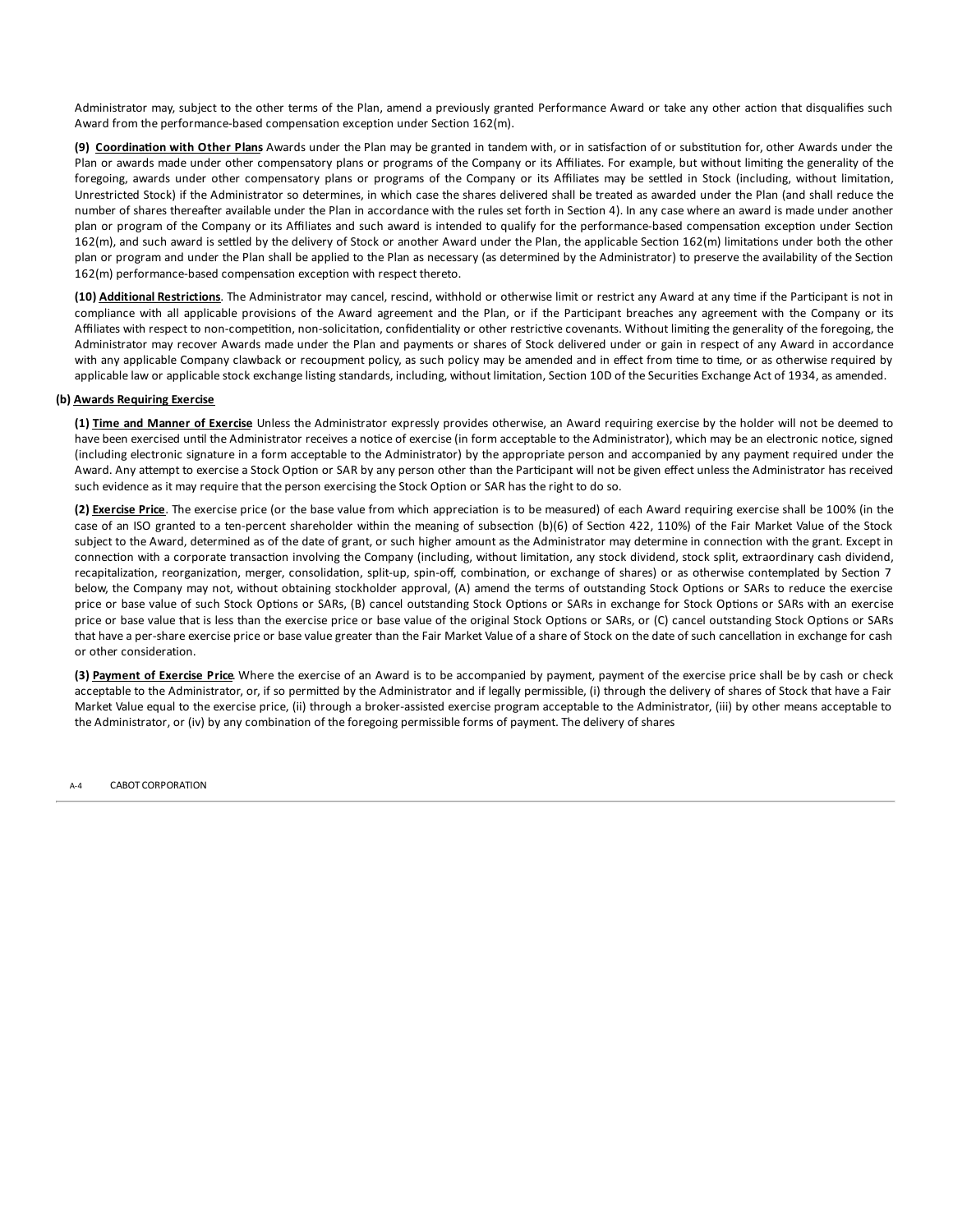Administrator may, subject to the other terms of the Plan, amend a previously granted Performance Award or take any other action that disqualifies such Award from the performance-based compensation exception under Section 162(m).

**(9) Coordination with Other Plans**. Awards under the Plan may be granted in tandem with, or in satisfaction of or substitution for, other Awards under the Plan or awards made under other compensatory plans or programs of the Company or its Affiliates. For example, but without limiting the generality of the foregoing, awards under other compensatory plans or programs of the Company or its Affiliates may be settled in Stock (including, without limitation, Unrestricted Stock) if the Administrator so determines, in which case the shares delivered shall be treated as awarded under the Plan (and shall reduce the number of shares thereafter available under the Plan in accordance with the rules set forth in Section 4). In any case where an award is made under another plan or program of the Company or its Affiliates and such award is intended to qualify for the performance-based compensation exception under Section 162(m), and such award is settled by the delivery of Stock or another Award under the Plan, the applicable Section 162(m) limitations under both the other plan or program and under the Plan shall be applied to the Plan as necessary (as determined by the Administrator) to preserve the availability of the Section 162(m) performance-based compensation exception with respect thereto.

**(10) Additional Restrictions**. The Administrator may cancel, rescind, withhold or otherwise limit or restrict any Award at any time if the Participant is not in compliance with all applicable provisions of the Award agreement and the Plan, or if the Participant breaches any agreement with the Company or its Affiliates with respect to non-competition, non-solicitation, confidentiality or other restrictive covenants. Without limiting the generality of the foregoing, the Administrator may recover Awards made under the Plan and payments or shares of Stock delivered under or gain in respect of any Award in accordance with any applicable Company clawback or recoupment policy, as such policy may be amended and in effect from time to time, or as otherwise required by applicable law or applicable stock exchange listing standards, including, without limitation, Section 10D of the Securities Exchange Act of 1934, as amended.

**(b) Awards Requiring Exercise**

**(1) Time and Manner of Exercise**. Unless the Administrator expressly provides otherwise, an Award requiring exercise by the holder will not be deemed to have been exercised until the Administrator receives a notice of exercise (in form acceptable to the Administrator), which may be an electronic notice, signed (including electronic signature in a form acceptable to the Administrator) by the appropriate person and accompanied by any payment required under the Award. Any attempt to exercise a Stock Option or SAR by any person other than the Participant will not be given effect unless the Administrator has received such evidence as it may require that the person exercising the Stock Option or SAR has the right to do so.

**(2) Exercise Price**. The exercise price (or the base value from which appreciation is to be measured) of each Award requiring exercise shall be 100% (in the case of an ISO granted to a ten-percent shareholder within the meaning of subsection (b)(6) of Section 422, 110%) of the Fair Market Value of the Stock subject to the Award, determined as of the date of grant, or such higher amount as the Administrator may determine in connection with the grant. Except in connection with a corporate transaction involving the Company (including, without limitation, any stock dividend, stock split, extraordinary cash dividend, recapitalization, reorganization, merger, consolidation, split-up, spin-off, combination, or exchange of shares) or as otherwise contemplated by Section 7 below, the Company may not, without obtaining stockholder approval, (A) amend the terms of outstanding Stock Options or SARs to reduce the exercise price or base value of such Stock Options or SARs, (B) cancel outstanding Stock Options or SARs in exchange for Stock Options or SARs with an exercise price or base value that is less than the exercise price or base value of the original Stock Options or SARs, or (C) cancel outstanding Stock Options or SARs that have a per-share exercise price or base value greater than the Fair Market Value of a share of Stock on the date of such cancellation in exchange for cash or other consideration.

**(3) Payment of Exercise Price**. Where the exercise of an Award is to be accompanied by payment, payment of the exercise price shall be by cash or check acceptable to the Administrator, or, if so permitted by the Administrator and if legally permissible, (i) through the delivery of shares of Stock that have a Fair Market Value equal to the exercise price, (ii) through a broker-assisted exercise program acceptable to the Administrator, (iii) by other means acceptable to the Administrator, or (iv) by any combination of the foregoing permissible forms of payment. The delivery of shares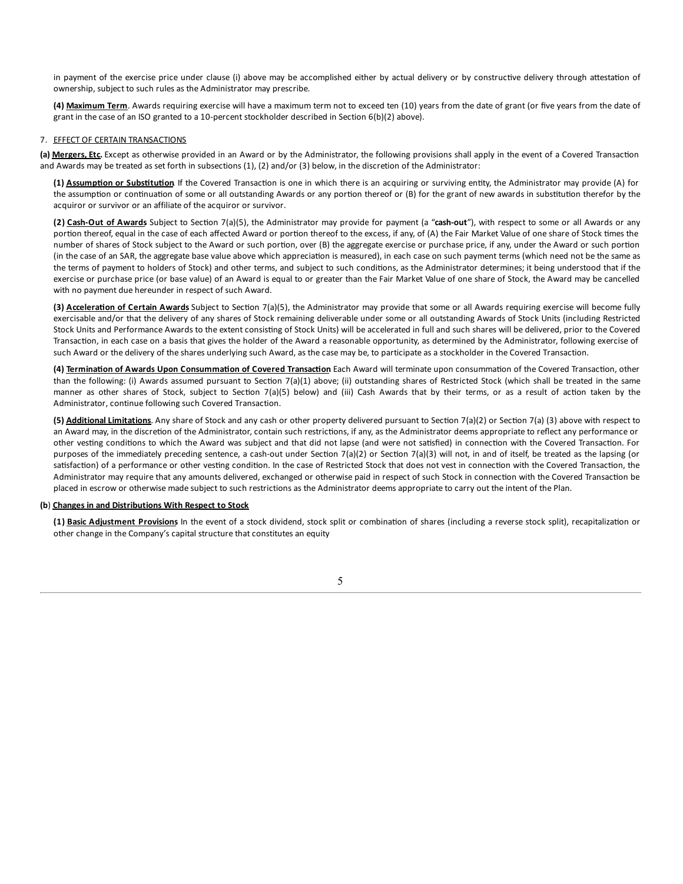in payment of the exercise price under clause (i) above may be accomplished either by actual delivery or by constructive delivery through attestation of ownership, subject to such rules as the Administrator may prescribe.

**(4) <u>Maximum Term</u>**. Awards requiring exercise will have a maximum term not to exceed ten (10) years from the date of grant (or five years from the date of grant in the case of an ISO granted to a 10-percent stockholder described in Section 6(b)(2) above).

7. <u>EFFECT OF CERTAIN TRANSACTIONS</u>

**(a) <u>Mergers, Etc.</u>** Except as otherwise provided in an Award or by the Administrator, the following provisions shall apply in the event of a Covered Transaction and Awards may be treated as set forth in subsections (1), (2) and/or (3) below, in the discretion of the Administrator:

**(1) <u>Assumption or Substitution</u>**. If the Covered Transaction is one in which there is an acquiring or surviving entity, the Administrator may provide (A) for the assumption or continuation of some or all outstanding Awards or any portion thereof or (B) for the grant of new awards in substitution therefor by the acquiror or survivor or an affiliate of the acquiror or survivor.

**(2) <u>Cash-Out of Awards</u>**. Subject to Section 7(a)(5), the Administrator may provide for payment (a "**cash-out**"), with respect to some or all Awards or any portion thereof, equal in the case of each affected Award or portion thereof to the excess, if any, of (A) the Fair Market Value of one share of Stock times the number of shares of Stock subject to the Award or such portion, over (B) the aggregate exercise or purchase price, if any, under the Award or such portion (in the case of an SAR, the aggregate base value above which appreciation is measured), in each case on such payment terms (which need not be the same as the terms of payment to holders of Stock) and other terms, and subject to such conditions, as the Administrator determines; it being understood that if the exercise or purchase price (or base value) of an Award is equal to or greater than the Fair Market Value of one share of Stock, the Award may be cancelled with no payment due hereunder in respect of such Award.

**(3) <u>Acceleration of Certain Awards</u>**. Subject to Section 7(a)(5), the Administrator may provide that some or all Awards requiring exercise will become fully exercisable and/or that the delivery of any shares of Stock remaining deliverable under some or all outstanding Awards of Stock Units (including Restricted Stock Units and Performance Awards to the extent consisting of Stock Units) will be accelerated in full and such shares will be delivered, prior to the Covered Transaction, in each case on a basis that gives the holder of the Award a reasonable opportunity, as determined by the Administrator, following exercise of such Award or the delivery of the shares underlying such Award, as the case may be, to participate as a stockholder in the Covered Transaction.

**(4) <u>Termination of Awards Upon Consummation of Covered Transaction</u>**. Each Award will terminate upon consummation of the Covered Transaction, other than the following: (i) Awards assumed pursuant to Section 7(a)(1) above; (ii) outstanding shares of Restricted Stock (which shall be treated in the same manner as other shares of Stock, subject to Section 7(a)(5) below) and (iii) Cash Awards that by their terms, or as a result of action taken by the Administrator, continue following such Covered Transaction.

**(5) <u>Additional Limitations</u>**. Any share of Stock and any cash or other property delivered pursuant to Section 7(a)(2) or Section 7(a) (3) above with respect to an Award may, in the discretion of the Administrator, contain such restrictions, if any, as the Administrator deems appropriate to reflect any performance or other vesting conditions to which the Award was subject and that did not lapse (and were not satisfied) in connection with the Covered Transaction. For purposes of the immediately preceding sentence, a cash-out under Section 7(a)(2) or Section 7(a)(3) will not, in and of itself, be treated as the lapsing (or satisfaction) of a performance or other vesting condition. In the case of Restricted Stock that does not vest in connection with the Covered Transaction, the Administrator may require that any amounts delivered, exchanged or otherwise paid in respect of such Stock in connection with the Covered Transaction be placed in escrow or otherwise made subject to such restrictions as the Administrator deems appropriate to carry out the intent of the Plan.

**(b) <u>Changes in and Distributions With Respect to Stock</u>**

**(1) <u>Basic Adjustment Provisions</u>**. In the event of a stock dividend, stock split or combination of shares (including a reverse stock split), recapitalization or other change in the Company's capital structure that constitutes an equity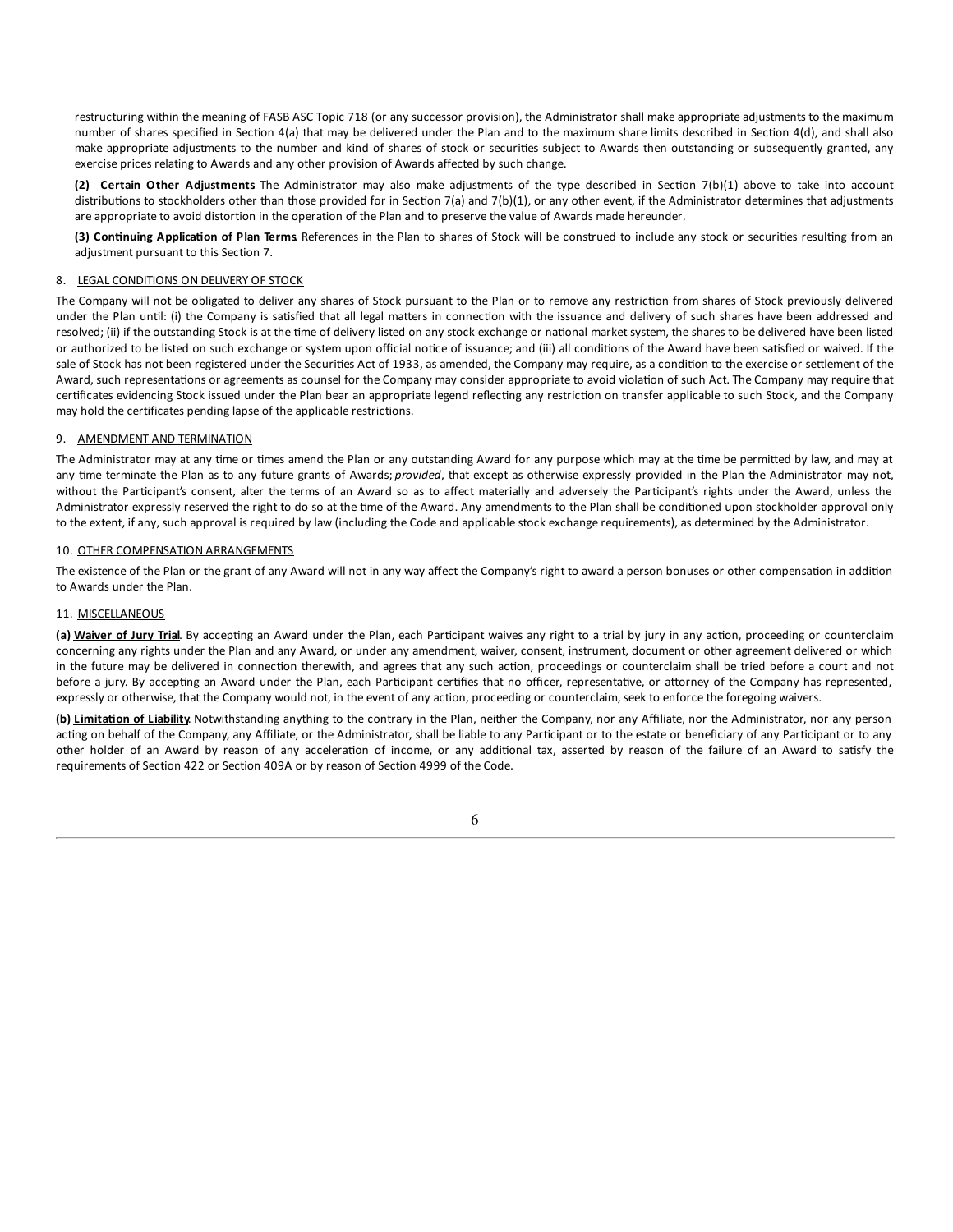restructuring within the meaning of FASB ASC Topic 718 (or any successor provision), the Administrator shall make appropriate adjustments to the maximum number of shares specified in Section 4(a) that may be delivered under the Plan and to the maximum share limits described in Section 4(d), and shall also make appropriate adjustments to the number and kind of shares of stock or securities subject to Awards then outstanding or subsequently granted, any exercise prices relating to Awards and any other provision of Awards affected by such change.

**(2) Certain Other Adjustments** The Administrator may also make adjustments of the type described in Section 7(b)(1) above to take into account distributions to stockholders other than those provided for in Section 7(a) and 7(b)(1), or any other event, if the Administrator determines that adjustments are appropriate to avoid distortion in the operation of the Plan and to preserve the value of Awards made hereunder.

**(3) Continuing Application of Plan Terms**. References in the Plan to shares of Stock will be construed to include any stock or securities resulting from an adjustment pursuant to this Section 7.

8. LEGAL CONDITIONS ON DELIVERY OF STOCK

The Company will not be obligated to deliver any shares of Stock pursuant to the Plan or to remove any restriction from shares of Stock previously delivered under the Plan until: (i) the Company is satisfied that all legal matters in connection with the issuance and delivery of such shares have been addressed and resolved; (ii) if the outstanding Stock is at the time of delivery listed on any stock exchange or national market system, the shares to be delivered have been listed or authorized to be listed on such exchange or system upon official notice of issuance; and (iii) all conditions of the Award have been satisfied or waived. If the sale of Stock has not been registered under the Securities Act of 1933, as amended, the Company may require, as a condition to the exercise or settlement of the Award, such representations or agreements as counsel for the Company may consider appropriate to avoid violation of such Act. The Company may require that certificates evidencing Stock issued under the Plan bear an appropriate legend reflecting any restriction on transfer applicable to such Stock, and the Company may hold the certificates pending lapse of the applicable restrictions.

9. AMENDMENT AND TERMINATION

The Administrator may at any time or times amend the Plan or any outstanding Award for any purpose which may at the time be permitted by law, and may at any time terminate the Plan as to any future grants of Awards; *provided*, that except as otherwise expressly provided in the Plan the Administrator may not, without the Participant's consent, alter the terms of an Award so as to affect materially and adversely the Participant's rights under the Award, unless the Administrator expressly reserved the right to do so at the time of the Award. Any amendments to the Plan shall be conditioned upon stockholder approval only to the extent, if any, such approval is required by law (including the Code and applicable stock exchange requirements), as determined by the Administrator.

10. OTHER COMPENSATION ARRANGEMENTS

The existence of the Plan or the grant of any Award will not in any way affect the Company's right to award a person bonuses or other compensation in addition to Awards under the Plan.

11. MISCELLANEOUS

**(a) Waiver of Jury Trial**. By accepting an Award under the Plan, each Participant waives any right to a trial by jury in any action, proceeding or counterclaim concerning any rights under the Plan and any Award, or under any amendment, waiver, consent, instrument, document or other agreement delivered or which in the future may be delivered in connection therewith, and agrees that any such action, proceedings or counterclaim shall be tried before a court and not before a jury. By accepting an Award under the Plan, each Participant certifies that no officer, representative, or attorney of the Company has represented, expressly or otherwise, that the Company would not, in the event of any action, proceeding or counterclaim, seek to enforce the foregoing waivers.

**(b) Limitation of Liability**. Notwithstanding anything to the contrary in the Plan, neither the Company, nor any Affiliate, nor the Administrator, nor any person acting on behalf of the Company, any Affiliate, or the Administrator, shall be liable to any Participant or to the estate or beneficiary of any Participant or to any other holder of an Award by reason of any acceleration of income, or any additional tax, asserted by reason of the failure of an Award to satisfy the requirements of Section 422 or Section 409A or by reason of Section 4999 of the Code.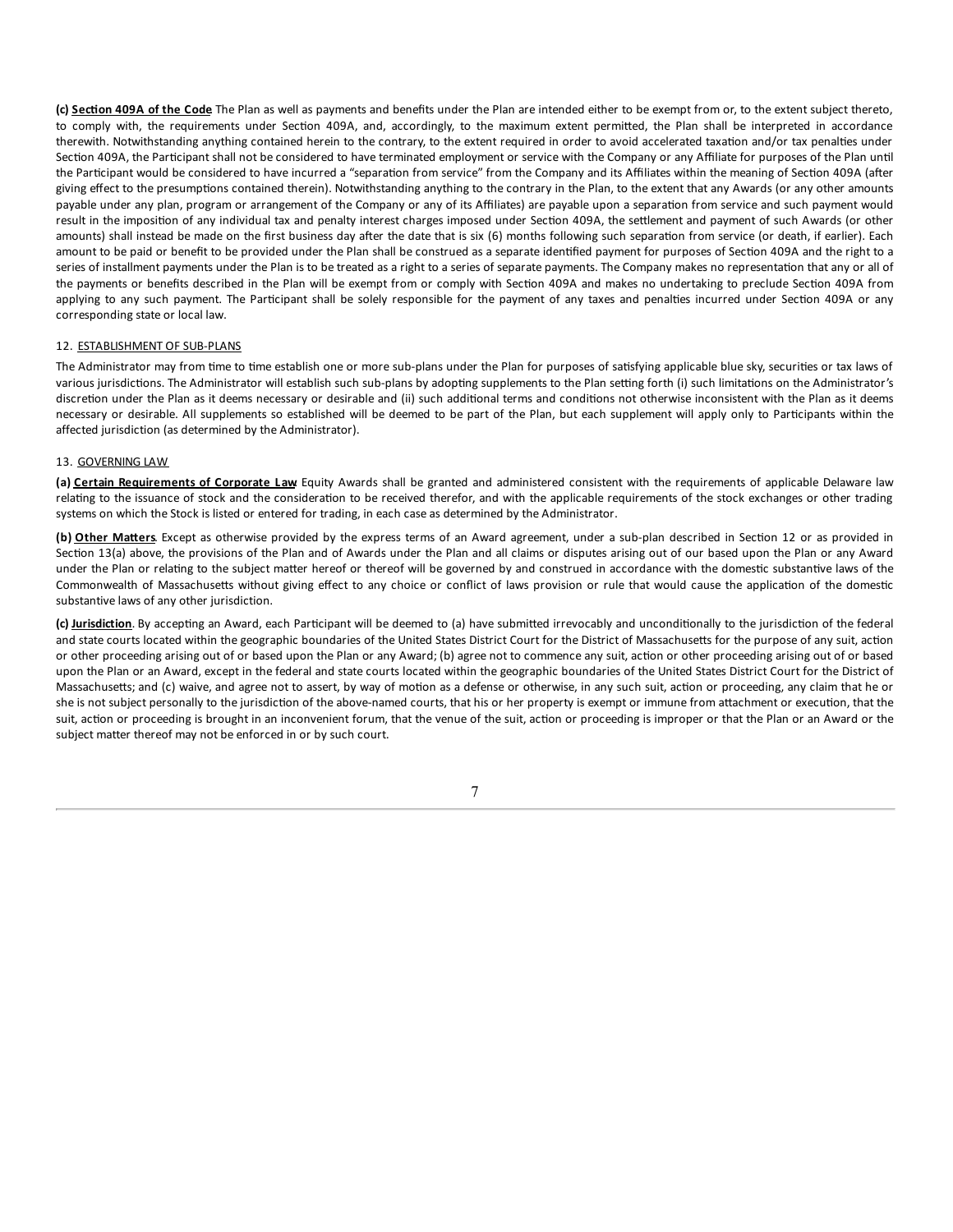**(c) Section 409A of the Code** The Plan as well as payments and benefits under the Plan are intended either to be exempt from or, to the extent subject thereto, to comply with, the requirements under Section 409A, and, accordingly, to the maximum extent permitted, the Plan shall be interpreted in accordance therewith. Notwithstanding anything contained herein to the contrary, to the extent required in order to avoid accelerated taxation and/or tax penalties under Section 409A, the Participant shall not be considered to have terminated employment or service with the Company or any Affiliate for purposes of the Plan until the Participant would be considered to have incurred a "separation from service" from the Company and its Affiliates within the meaning of Section 409A (after giving effect to the presumptions contained therein). Notwithstanding anything to the contrary in the Plan, to the extent that any Awards (or any other amounts payable under any plan, program or arrangement of the Company or any of its Affiliates) are payable upon a separation from service and such payment would result in the imposition of any individual tax and penalty interest charges imposed under Section 409A, the settlement and payment of such Awards (or other amounts) shall instead be made on the first business day after the date that is six (6) months following such separation from service (or death, if earlier). Each amount to be paid or benefit to be provided under the Plan shall be construed as a separate identified payment for purposes of Section 409A and the right to a series of installment payments under the Plan is to be treated as a right to a series of separate payments. The Company makes no representation that any or all of the payments or benefits described in the Plan will be exempt from or comply with Section 409A and makes no undertaking to preclude Section 409A from applying to any such payment. The Participant shall be solely responsible for the payment of any taxes and penalties incurred under Section 409A or any corresponding state or local law.

12. ESTABLISHMENT OF SUB-PLANS

The Administrator may from time to time establish one or more sub-plans under the Plan for purposes of satisfying applicable blue sky, securities or tax laws of various jurisdictions. The Administrator will establish such sub-plans by adopting supplements to the Plan setting forth (i) such limitations on the Administrator's discretion under the Plan as it deems necessary or desirable and (ii) such additional terms and conditions not otherwise inconsistent with the Plan as it deems necessary or desirable. All supplements so established will be deemed to be part of the Plan, but each supplement will apply only to Participants within the affected jurisdiction (as determined by the Administrator).

13. GOVERNING LAW

**(a) Certain Requirements of Corporate Law**. Equity Awards shall be granted and administered consistent with the requirements of applicable Delaware law relating to the issuance of stock and the consideration to be received therefor, and with the applicable requirements of the stock exchanges or other trading systems on which the Stock is listed or entered for trading, in each case as determined by the Administrator.

**(b) Other Matters**. Except as otherwise provided by the express terms of an Award agreement, under a sub-plan described in Section 12 or as provided in Section 13(a) above, the provisions of the Plan and of Awards under the Plan and all claims or disputes arising out of our based upon the Plan or any Award under the Plan or relating to the subject matter hereof or thereof will be governed by and construed in accordance with the domestic substantive laws of the Commonwealth of Massachusetts without giving effect to any choice or conflict of laws provision or rule that would cause the application of the domestic substantive laws of any other jurisdiction.

**(c) Jurisdiction**. By accepting an Award, each Participant will be deemed to (a) have submitted irrevocably and unconditionally to the jurisdiction of the federal and state courts located within the geographic boundaries of the United States District Court for the District of Massachusetts for the purpose of any suit, action or other proceeding arising out of or based upon the Plan or any Award; (b) agree not to commence any suit, action or other proceeding arising out of or based upon the Plan or an Award, except in the federal and state courts located within the geographic boundaries of the United States District Court for the District of Massachusetts; and (c) waive, and agree not to assert, by way of motion as a defense or otherwise, in any such suit, action or proceeding, any claim that he or she is not subject personally to the jurisdiction of the above-named courts, that his or her property is exempt or immune from attachment or execution, that the suit, action or proceeding is brought in an inconvenient forum, that the venue of the suit, action or proceeding is improper or that the Plan or an Award or the subject matter thereof may not be enforced in or by such court.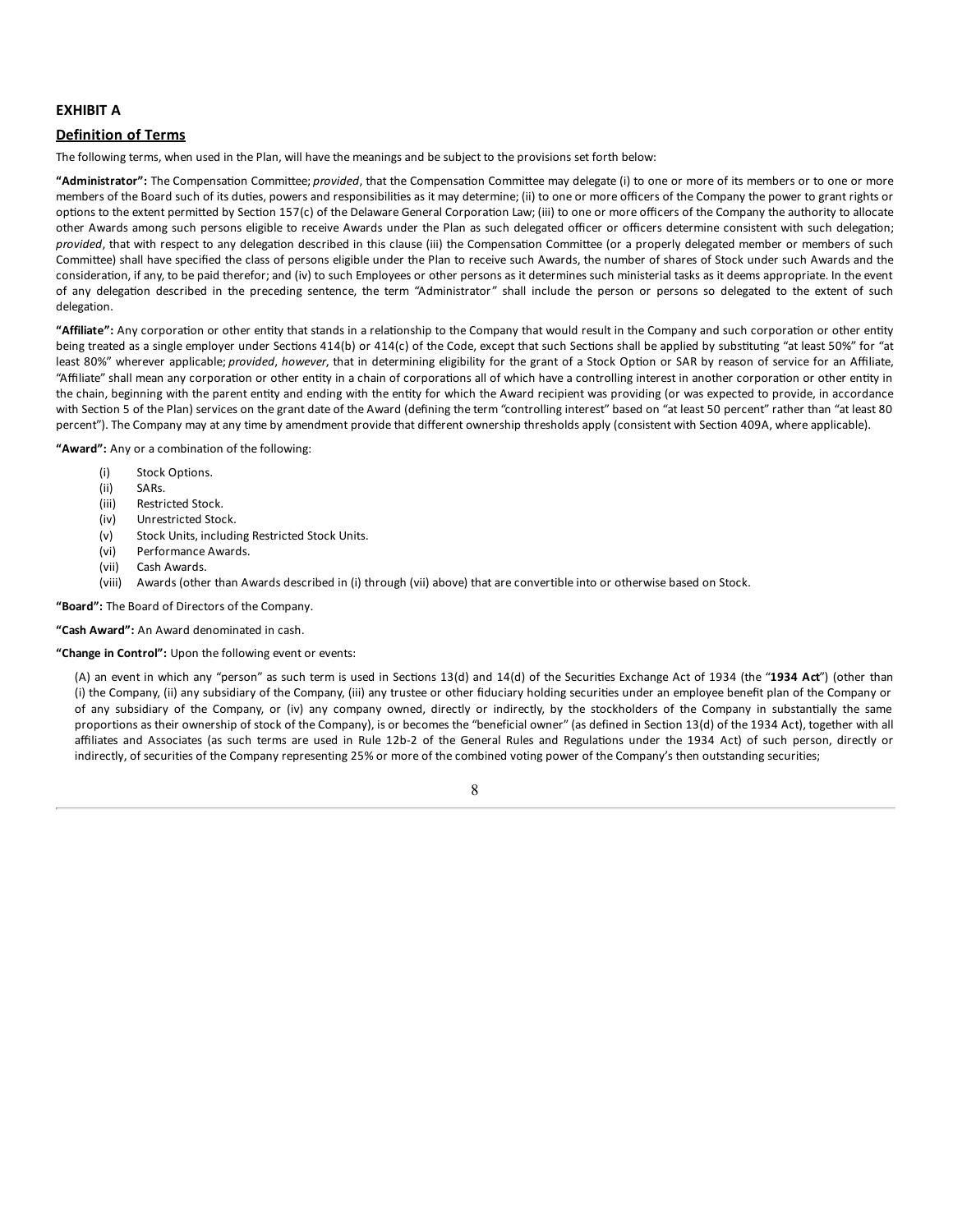## EXHIBIT A

## Definition of Terms

The following terms, when used in the Plan, will have the meanings and be subject to the provisions set forth below:

**"Administrator":** The Compensation Committee; *provided*, that the Compensation Committee may delegate (i) to one or more of its members or to one or more members of the Board such of its duties, powers and responsibilities as it may determine; (ii) to one or more officers of the Company the power to grant rights or options to the extent permitted by Section 157(c) of the Delaware General Corporation Law; (iii) to one or more officers of the Company the authority to allocate other Awards among such persons eligible to receive Awards under the Plan as such delegated officer or officers determine consistent with such delegation; *provided*, that with respect to any delegation described in this clause (iii) the Compensation Committee (or a properly delegated member or members of such Committee) shall have specified the class of persons eligible under the Plan to receive such Awards, the number of shares of Stock under such Awards and the consideration, if any, to be paid therefor; and (iv) to such Employees or other persons as it determines such ministerial tasks as it deems appropriate. In the event of any delegation described in the preceding sentence, the term "Administrator" shall include the person or persons so delegated to the extent of such delegation.

**"Affiliate":** Any corporation or other entity that stands in a relationship to the Company that would result in the Company and such corporation or other entity being treated as a single employer under Sections 414(b) or 414(c) of the Code, except that such Sections shall be applied by substituting "at least 50%" for "at least 80%" wherever applicable; *provided*, *however*, that in determining eligibility for the grant of a Stock Option or SAR by reason of service for an Affiliate, "Affiliate" shall mean any corporation or other entity in a chain of corporations all of which have a controlling interest in another corporation or other entity in the chain, beginning with the parent entity and ending with the entity for which the Award recipient was providing (or was expected to provide, in accordance with Section 5 of the Plan) services on the grant date of the Award (defining the term "controlling interest" based on "at least 50 percent" rather than "at least 80 percent"). The Company may at any time by amendment provide that different ownership thresholds apply (consistent with Section 409A, where applicable).

**"Award":** Any or a combination of the following:

- (i) Stock Options.
- (ii) SARs.
- (iii) Restricted Stock.
- (iv) Unrestricted Stock.
- (v) Stock Units, including Restricted Stock Units.
- (vi) Performance Awards.
- (vii) Cash Awards.
- (viii) Awards (other than Awards described in (i) through (vii) above) that are convertible into or otherwise based on Stock.

**"Board":** The Board of Directors of the Company.

**"Cash Award":** An Award denominated in cash.

**"Change in Control":** Upon the following event or events:

(A) an event in which any "person" as such term is used in Sections 13(d) and 14(d) of the Securities Exchange Act of 1934 (the "**1934 Act**") (other than (i) the Company, (ii) any subsidiary of the Company, (iii) any trustee or other fiduciary holding securities under an employee benefit plan of the Company or of any subsidiary of the Company, or (iv) any company owned, directly or indirectly, by the stockholders of the Company in substantially the same proportions as their ownership of stock of the Company), is or becomes the "beneficial owner" (as defined in Section 13(d) of the 1934 Act), together with all affiliates and Associates (as such terms are used in Rule 12b-2 of the General Rules and Regulations under the 1934 Act) of such person, directly or indirectly, of securities of the Company representing 25% or more of the combined voting power of the Company's then outstanding securities;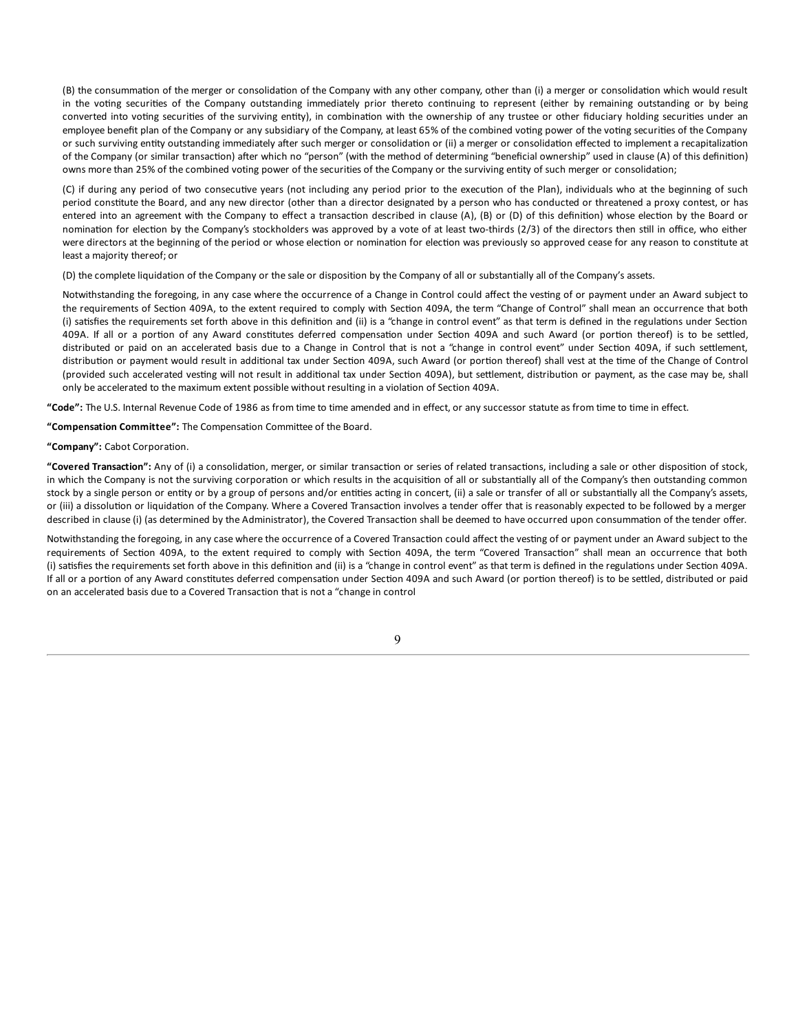(B) the consummation of the merger or consolidation of the Company with any other company, other than (i) a merger or consolidation which would result in the voting securities of the Company outstanding immediately prior thereto continuing to represent (either by remaining outstanding or by being converted into voting securities of the surviving entity), in combination with the ownership of any trustee or other fiduciary holding securities under an employee benefit plan of the Company or any subsidiary of the Company, at least 65% of the combined voting power of the voting securities of the Company or such surviving entity outstanding immediately after such merger or consolidation or (ii) a merger or consolidation effected to implement a recapitalization of the Company (or similar transaction) after which no "person" (with the method of determining "beneficial ownership" used in clause (A) of this definition) owns more than 25% of the combined voting power of the securities of the Company or the surviving entity of such merger or consolidation;

(C) if during any period of two consecutive years (not including any period prior to the execution of the Plan), individuals who at the beginning of such period constitute the Board, and any new director (other than a director designated by a person who has conducted or threatened a proxy contest, or has entered into an agreement with the Company to effect a transaction described in clause (A), (B) or (D) of this definition) whose election by the Board or nomination for election by the Company's stockholders was approved by a vote of at least two-thirds (2/3) of the directors then still in office, who either were directors at the beginning of the period or whose election or nomination for election was previously so approved cease for any reason to constitute at least a majority thereof; or

(D) the complete liquidation of the Company or the sale or disposition by the Company of all or substantially all of the Company's assets.

Notwithstanding the foregoing, in any case where the occurrence of a Change in Control could affect the vesting of or payment under an Award subject to the requirements of Section 409A, to the extent required to comply with Section 409A, the term "Change of Control" shall mean an occurrence that both (i) satisfies the requirements set forth above in this definition and (ii) is a "change in control event" as that term is defined in the regulations under Section 409A. If all or a portion of any Award constitutes deferred compensation under Section 409A and such Award (or portion thereof) is to be settled, distributed or paid on an accelerated basis due to a Change in Control that is not a "change in control event" under Section 409A, if such settlement, distribution or payment would result in additional tax under Section 409A, such Award (or portion thereof) shall vest at the time of the Change of Control (provided such accelerated vesting will not result in additional tax under Section 409A), but settlement, distribution or payment, as the case may be, shall only be accelerated to the maximum extent possible without resulting in a violation of Section 409A.

**"Code":** The U.S. Internal Revenue Code of 1986 as from time to time amended and in effect, or any successor statute as from time to time in effect.

**"Compensation Committee":** The Compensation Committee of the Board.

**"Company":** Cabot Corporation.

**"Covered Transaction":** Any of (i) a consolidation, merger, or similar transaction or series of related transactions, including a sale or other disposition of stock, in which the Company is not the surviving corporation or which results in the acquisition of all or substantially all of the Company's then outstanding common stock by a single person or entity or by a group of persons and/or entities acting in concert, (ii) a sale or transfer of all or substantially all the Company's assets, or (iii) a dissolution or liquidation of the Company. Where a Covered Transaction involves a tender offer that is reasonably expected to be followed by a merger described in clause (i) (as determined by the Administrator), the Covered Transaction shall be deemed to have occurred upon consummation of the tender offer.

Notwithstanding the foregoing, in any case where the occurrence of a Covered Transaction could affect the vesting of or payment under an Award subject to the requirements of Section 409A, to the extent required to comply with Section 409A, the term "Covered Transaction" shall mean an occurrence that both (i) satisfies the requirements set forth above in this definition and (ii) is a "change in control event" as that term is defined in the regulations under Section 409A. If all or a portion of any Award constitutes deferred compensation under Section 409A and such Award (or portion thereof) is to be settled, distributed or paid on an accelerated basis due to a Covered Transaction that is not a "change in control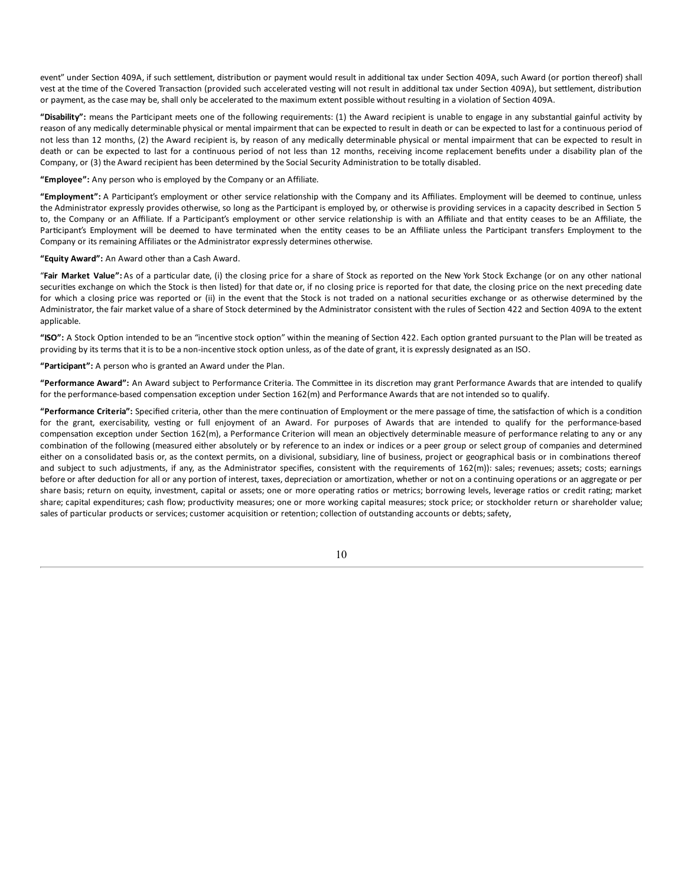event" under Section 409A, if such settlement, distribution or payment would result in additional tax under Section 409A, such Award (or portion thereof) shall vest at the time of the Covered Transaction (provided such accelerated vesting will not result in additional tax under Section 409A), but settlement, distribution or payment, as the case may be, shall only be accelerated to the maximum extent possible without resulting in a violation of Section 409A.

**"Disability":** means the Participant meets one of the following requirements: (1) the Award recipient is unable to engage in any substantial gainful activity by reason of any medically determinable physical or mental impairment that can be expected to result in death or can be expected to last for a continuous period of not less than 12 months, (2) the Award recipient is, by reason of any medically determinable physical or mental impairment that can be expected to result in death or can be expected to last for a continuous period of not less than 12 months, receiving income replacement benefits under a disability plan of the Company, or (3) the Award recipient has been determined by the Social Security Administration to be totally disabled.

**"Employee":** Any person who is employed by the Company or an Affiliate.

**"Employment":** A Participant's employment or other service relationship with the Company and its Affiliates. Employment will be deemed to continue, unless the Administrator expressly provides otherwise, so long as the Participant is employed by, or otherwise is providing services in a capacity described in Section 5 to, the Company or an Affiliate. If a Participant's employment or other service relationship is with an Affiliate and that entity ceases to be an Affiliate, the Participant's Employment will be deemed to have terminated when the entity ceases to be an Affiliate unless the Participant transfers Employment to the Company or its remaining Affiliates or the Administrator expressly determines otherwise.

**"Equity Award":** An Award other than a Cash Award.

**"Fair Market Value":** As of a particular date, (i) the closing price for a share of Stock as reported on the New York Stock Exchange (or on any other national securities exchange on which the Stock is then listed) for that date or, if no closing price is reported for that date, the closing price on the next preceding date for which a closing price was reported or (ii) in the event that the Stock is not traded on a national securities exchange or as otherwise determined by the Administrator, the fair market value of a share of Stock determined by the Administrator consistent with the rules of Section 422 and Section 409A to the extent applicable.

**"ISO":** A Stock Option intended to be an "incentive stock option" within the meaning of Section 422. Each option granted pursuant to the Plan will be treated as providing by its terms that it is to be a non-incentive stock option unless, as of the date of grant, it is expressly designated as an ISO.

**"Participant":** A person who is granted an Award under the Plan.

**"Performance Award":** An Award subject to Performance Criteria. The Committee in its discretion may grant Performance Awards that are intended to qualify for the performance-based compensation exception under Section 162(m) and Performance Awards that are not intended so to qualify.

**"Performance Criteria":** Specified criteria, other than the mere continuation of Employment or the mere passage of time, the satisfaction of which is a condition for the grant, exercisability, vesting or full enjoyment of an Award. For purposes of Awards that are intended to qualify for the performance-based compensation exception under Section 162(m), a Performance Criterion will mean an objectively determinable measure of performance relating to any or any combination of the following (measured either absolutely or by reference to an index or indices or a peer group or select group of companies and determined either on a consolidated basis or, as the context permits, on a divisional, subsidiary, line of business, project or geographical basis or in combinations thereof and subject to such adjustments, if any, as the Administrator specifies, consistent with the requirements of 162(m)): sales; revenues; assets; costs; earnings before or after deduction for all or any portion of interest, taxes, depreciation or amortization, whether or not on a continuing operations or an aggregate or per share basis; return on equity, investment, capital or assets; one or more operating ratios or metrics; borrowing levels, leverage ratios or credit rating; market share; capital expenditures; cash flow; productivity measures; one or more working capital measures; stock price; or stockholder return or shareholder value; sales of particular products or services; customer acquisition or retention; collection of outstanding accounts or debts; safety,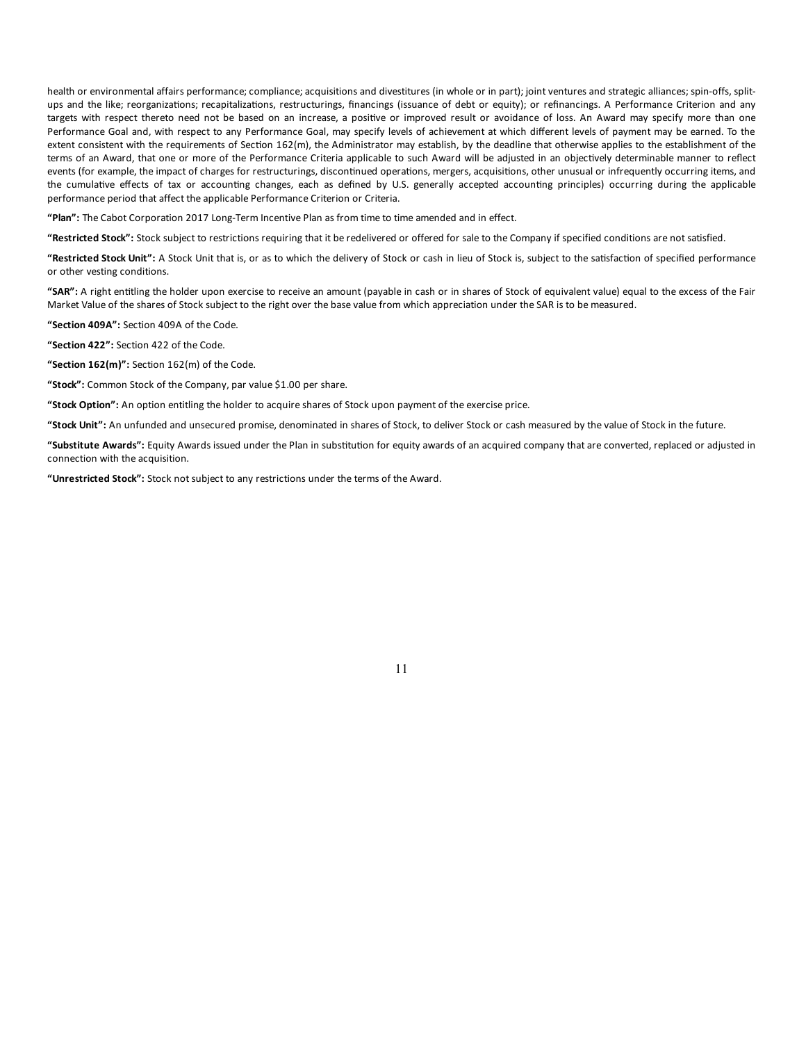health or environmental affairs performance; compliance; acquisitions and divestitures (in whole or in part); joint ventures and strategic alliances; spin-offs, split-ups and the like; reorganizations; recapitalizations, restructurings, financings (issuance of debt or equity); or refinancings. A Performance Criterion and any targets with respect thereto need not be based on an increase, a positive or improved result or avoidance of loss. An Award may specify more than one Performance Goal and, with respect to any Performance Goal, may specify levels of achievement at which different levels of payment may be earned. To the extent consistent with the requirements of Section 162(m), the Administrator may establish, by the deadline that otherwise applies to the establishment of the terms of an Award, that one or more of the Performance Criteria applicable to such Award will be adjusted in an objectively determinable manner to reflect events (for example, the impact of charges for restructurings, discontinued operations, mergers, acquisitions, other unusual or infrequently occurring items, and the cumulative effects of tax or accounting changes, each as defined by U.S. generally accepted accounting principles) occurring during the applicable performance period that affect the applicable Performance Criterion or Criteria.

**"Plan":** The Cabot Corporation 2017 Long-Term Incentive Plan as from time to time amended and in effect.

**"Restricted Stock":** Stock subject to restrictions requiring that it be redelivered or offered for sale to the Company if specified conditions are not satisfied.

**"Restricted Stock Unit":** A Stock Unit that is, or as to which the delivery of Stock or cash in lieu of Stock is, subject to the satisfaction of specified performance or other vesting conditions.

**"SAR":** A right entitling the holder upon exercise to receive an amount (payable in cash or in shares of Stock of equivalent value) equal to the excess of the Fair Market Value of the shares of Stock subject to the right over the base value from which appreciation under the SAR is to be measured.

**"Section 409A":** Section 409A of the Code.

**"Section 422":** Section 422 of the Code.

**"Section 162(m)":** Section 162(m) of the Code.

**"Stock":** Common Stock of the Company, par value $1.00 per share.

**"Stock Option":** An option entitling the holder to acquire shares of Stock upon payment of the exercise price.

**"Stock Unit":** An unfunded and unsecured promise, denominated in shares of Stock, to deliver Stock or cash measured by the value of Stock in the future.

**"Substitute Awards":** Equity Awards issued under the Plan in substitution for equity awards of an acquired company that are converted, replaced or adjusted in connection with the acquisition.

**"Unrestricted Stock":** Stock not subject to any restrictions under the terms of the Award.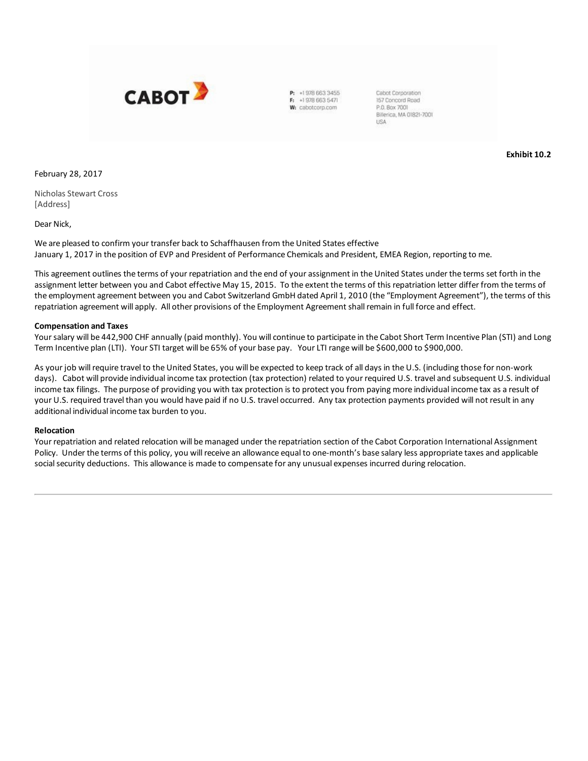CABOT

P: +1 978 663 3455
F: +1 978 663 5471
W: cabotcorp.com

Cabot Corporation
157 Concord Road
P.O. Box 7001
Billerica, MA 01821-7001
USA

**Exhibit 10.2**

February 28, 2017

Nicholas Stewart Cross
[Address]

Dear Nick,

We are pleased to confirm your transfer back to Schaffhausen from the United States effective January 1, 2017 in the position of EVP and President of Performance Chemicals and President, EMEA Region, reporting to me.

This agreement outlines the terms of your repatriation and the end of your assignment in the United States under the terms set forth in the assignment letter between you and Cabot effective May 15, 2015. To the extent the terms of this repatriation letter differ from the terms of the employment agreement between you and Cabot Switzerland GmbH dated April 1, 2010 (the "Employment Agreement"), the terms of this repatriation agreement will apply. All other provisions of the Employment Agreement shall remain in full force and effect.

**Compensation and Taxes**

Your salary will be 442,900 CHF annually (paid monthly). You will continue to participate in the Cabot Short Term Incentive Plan (STI) and Long Term Incentive plan (LTI). Your STI target will be 65% of your base pay. Your LTI range will be $600,000 to $900,000.

As your job will require travel to the United States, you will be expected to keep track of all days in the U.S. (including those for non-work days). Cabot will provide individual income tax protection (tax protection) related to your required U.S. travel and subsequent U.S. individual income tax filings. The purpose of providing you with tax protection is to protect you from paying more individual income tax as a result of your U.S. required travel than you would have paid if no U.S. travel occurred. Any tax protection payments provided will not result in any additional individual income tax burden to you.

**Relocation**

Your repatriation and related relocation will be managed under the repatriation section of the Cabot Corporation International Assignment Policy. Under the terms of this policy, you will receive an allowance equal to one-month's base salary less appropriate taxes and applicable social security deductions. This allowance is made to compensate for any unusual expenses incurred during relocation.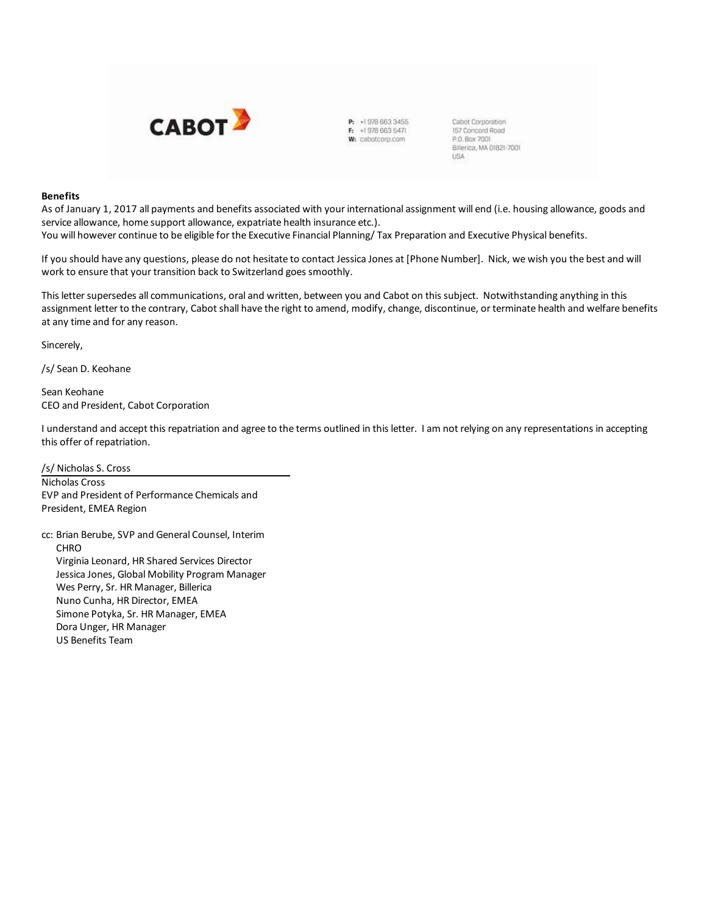CABOT

P: +1 978 663 3455
F: +1 978 663 5471
W: cabotcorp.com

Cabot Corporation
157 Concord Road
P.O. Box 7001
Billerica, MA 01821-7001
USA

**Benefits**

As of January 1, 2017 all payments and benefits associated with your international assignment will end (i.e. housing allowance, goods and service allowance, home support allowance, expatriate health insurance etc.).

You will however continue to be eligible for the Executive Financial Planning/ Tax Preparation and Executive Physical benefits.

If you should have any questions, please do not hesitate to contact Jessica Jones at [Phone Number]. Nick, we wish you the best and will work to ensure that your transition back to Switzerland goes smoothly.

This letter supersedes all communications, oral and written, between you and Cabot on this subject. Notwithstanding anything in this assignment letter to the contrary, Cabot shall have the right to amend, modify, change, discontinue, or terminate health and welfare benefits at any time and for any reason.

Sincerely,

/s/ Sean D. Keohane

Sean Keohane
CEO and President, Cabot Corporation

I understand and accept this repatriation and agree to the terms outlined in this letter. I am not relying on any representations in accepting this offer of repatriation.

/s/ Nicholas S. Cross

Nicholas Cross
EVP and President of Performance Chemicals and
President, EMEA Region

cc: Brian Berube, SVP and General Counsel, Interim CHRO
Virginia Leonard, HR Shared Services Director
Jessica Jones, Global Mobility Program Manager
Wes Perry, Sr. HR Manager, Billerica
Nuno Cunha, HR Director, EMEA
Simone Potyka, Sr. HR Manager, EMEA
Dora Unger, HR Manager
US Benefits Team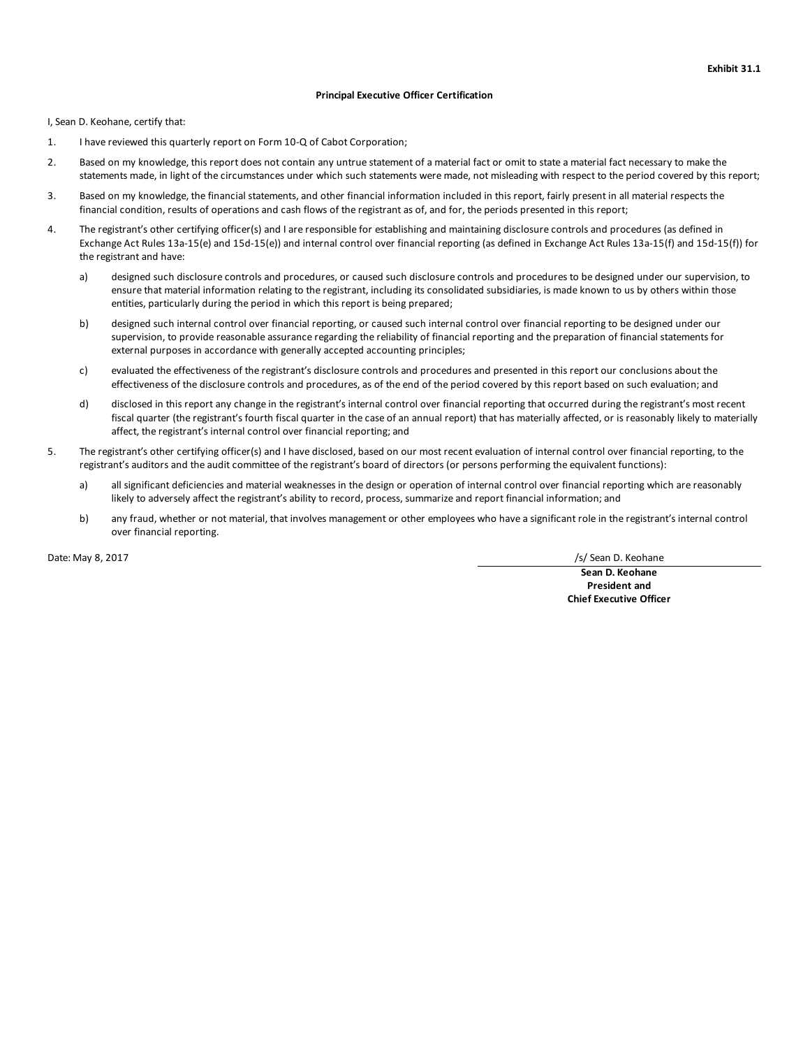**Exhibit 31.1**

**Principal Executive Officer Certification**

I, Sean D. Keohane, certify that:

1. I have reviewed this quarterly report on Form 10-Q of Cabot Corporation;

2. Based on my knowledge, this report does not contain any untrue statement of a material fact or omit to state a material fact necessary to make the statements made, in light of the circumstances under which such statements were made, not misleading with respect to the period covered by this report;

3. Based on my knowledge, the financial statements, and other financial information included in this report, fairly present in all material respects the financial condition, results of operations and cash flows of the registrant as of, and for, the periods presented in this report;

4. The registrant's other certifying officer(s) and I are responsible for establishing and maintaining disclosure controls and procedures (as defined in Exchange Act Rules 13a-15(e) and 15d-15(e)) and internal control over financial reporting (as defined in Exchange Act Rules 13a-15(f) and 15d-15(f)) for the registrant and have:

   a) designed such disclosure controls and procedures, or caused such disclosure controls and procedures to be designed under our supervision, to ensure that material information relating to the registrant, including its consolidated subsidiaries, is made known to us by others within those entities, particularly during the period in which this report is being prepared;

   b) designed such internal control over financial reporting, or caused such internal control over financial reporting to be designed under our supervision, to provide reasonable assurance regarding the reliability of financial reporting and the preparation of financial statements for external purposes in accordance with generally accepted accounting principles;

   c) evaluated the effectiveness of the registrant's disclosure controls and procedures and presented in this report our conclusions about the effectiveness of the disclosure controls and procedures, as of the end of the period covered by this report based on such evaluation; and

   d) disclosed in this report any change in the registrant's internal control over financial reporting that occurred during the registrant's most recent fiscal quarter (the registrant's fourth fiscal quarter in the case of an annual report) that has materially affected, or is reasonably likely to materially affect, the registrant's internal control over financial reporting; and

5. The registrant's other certifying officer(s) and I have disclosed, based on our most recent evaluation of internal control over financial reporting, to the registrant's auditors and the audit committee of the registrant's board of directors (or persons performing the equivalent functions):

   a) all significant deficiencies and material weaknesses in the design or operation of internal control over financial reporting which are reasonably likely to adversely affect the registrant's ability to record, process, summarize and report financial information; and

   b) any fraud, whether or not material, that involves management or other employees who have a significant role in the registrant's internal control over financial reporting.

Date: May 8, 2017

/s/ Sean D. Keohane

**Sean D. Keohane**
**President and**
**Chief Executive Officer**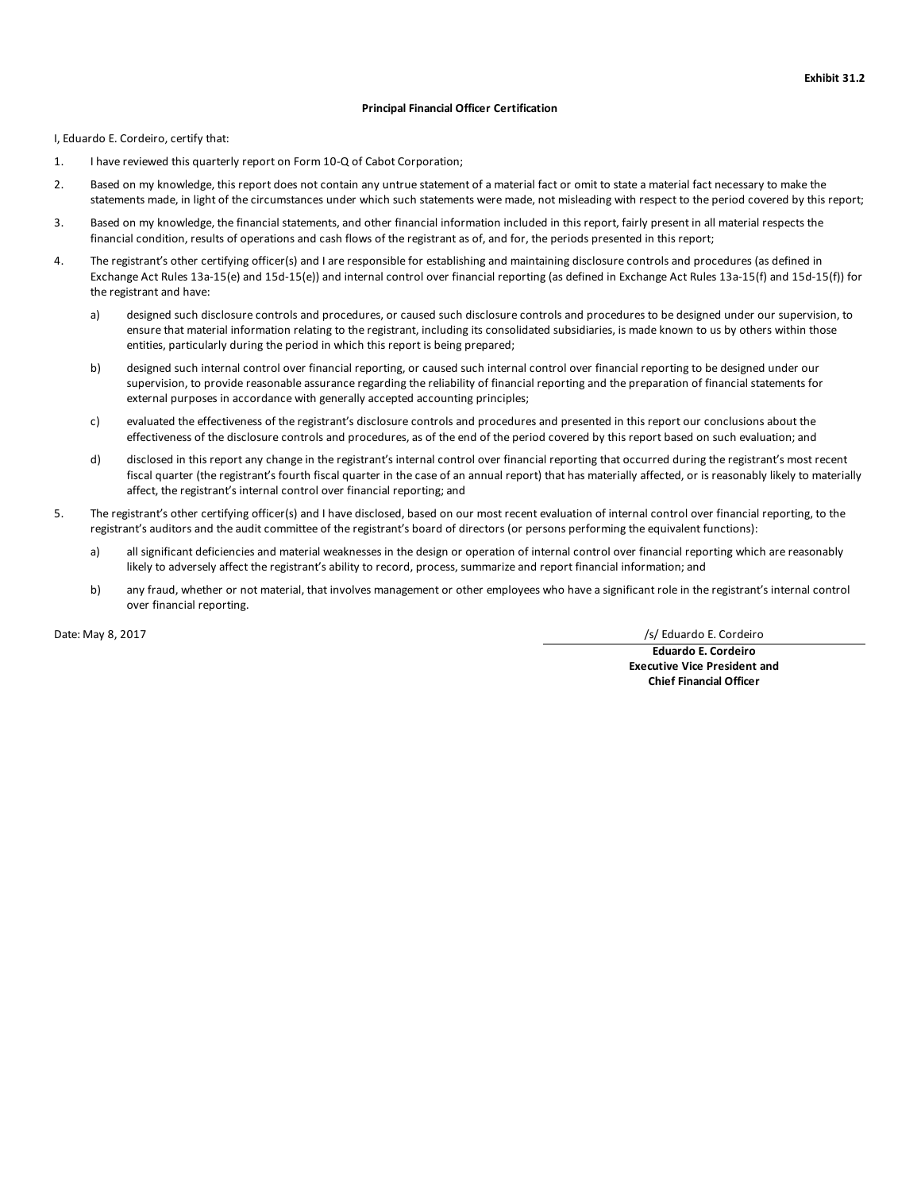**Exhibit 31.2**

**Principal Financial Officer Certification**

I, Eduardo E. Cordeiro, certify that:

1. I have reviewed this quarterly report on Form 10-Q of Cabot Corporation;
2. Based on my knowledge, this report does not contain any untrue statement of a material fact or omit to state a material fact necessary to make the statements made, in light of the circumstances under which such statements were made, not misleading with respect to the period covered by this report;
3. Based on my knowledge, the financial statements, and other financial information included in this report, fairly present in all material respects the financial condition, results of operations and cash flows of the registrant as of, and for, the periods presented in this report;
4. The registrant's other certifying officer(s) and I are responsible for establishing and maintaining disclosure controls and procedures (as defined in Exchange Act Rules 13a-15(e) and 15d-15(e)) and internal control over financial reporting (as defined in Exchange Act Rules 13a-15(f) and 15d-15(f)) for the registrant and have:
   a) designed such disclosure controls and procedures, or caused such disclosure controls and procedures to be designed under our supervision, to ensure that material information relating to the registrant, including its consolidated subsidiaries, is made known to us by others within those entities, particularly during the period in which this report is being prepared;
   b) designed such internal control over financial reporting, or caused such internal control over financial reporting to be designed under our supervision, to provide reasonable assurance regarding the reliability of financial reporting and the preparation of financial statements for external purposes in accordance with generally accepted accounting principles;
   c) evaluated the effectiveness of the registrant's disclosure controls and procedures and presented in this report our conclusions about the effectiveness of the disclosure controls and procedures, as of the end of the period covered by this report based on such evaluation; and
   d) disclosed in this report any change in the registrant's internal control over financial reporting that occurred during the registrant's most recent fiscal quarter (the registrant's fourth fiscal quarter in the case of an annual report) that has materially affected, or is reasonably likely to materially affect, the registrant's internal control over financial reporting; and
5. The registrant's other certifying officer(s) and I have disclosed, based on our most recent evaluation of internal control over financial reporting, to the registrant's auditors and the audit committee of the registrant's board of directors (or persons performing the equivalent functions):
   a) all significant deficiencies and material weaknesses in the design or operation of internal control over financial reporting which are reasonably likely to adversely affect the registrant's ability to record, process, summarize and report financial information; and
   b) any fraud, whether or not material, that involves management or other employees who have a significant role in the registrant's internal control over financial reporting.

Date: May 8, 2017

/s/ Eduardo E. Cordeiro

**Eduardo E. Cordeiro**
**Executive Vice President and**
**Chief Financial Officer**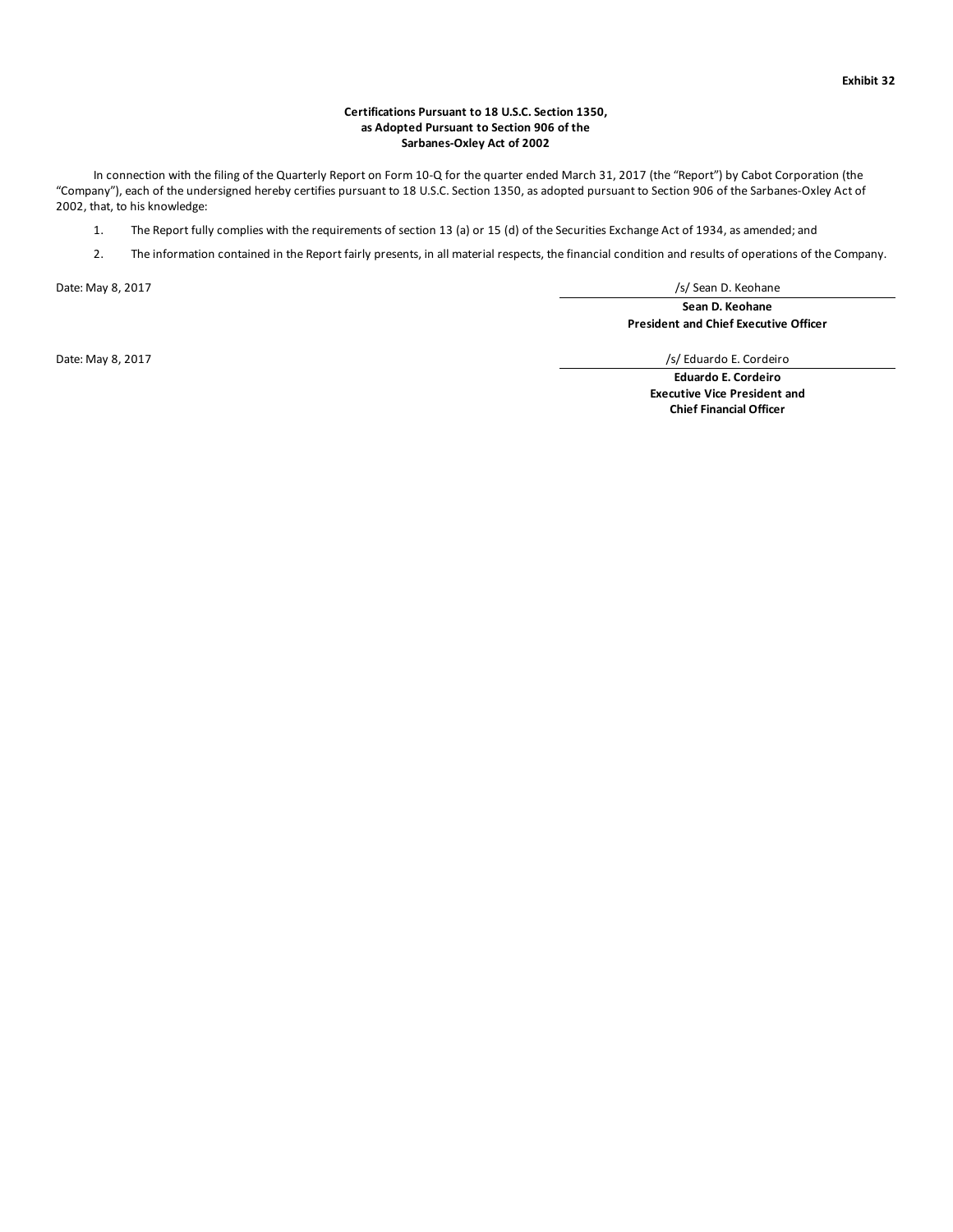**Exhibit 32**

**Certifications Pursuant to 18 U.S.C. Section 1350, as Adopted Pursuant to Section 906 of the Sarbanes-Oxley Act of 2002**

In connection with the filing of the Quarterly Report on Form 10-Q for the quarter ended March 31, 2017 (the "Report") by Cabot Corporation (the "Company"), each of the undersigned hereby certifies pursuant to 18 U.S.C. Section 1350, as adopted pursuant to Section 906 of the Sarbanes-Oxley Act of 2002, that, to his knowledge:

1. The Report fully complies with the requirements of section 13 (a) or 15 (d) of the Securities Exchange Act of 1934, as amended; and
2. The information contained in the Report fairly presents, in all material respects, the financial condition and results of operations of the Company.

Date: May 8, 2017

/s/ Sean D. Keohane

**Sean D. Keohane**
**President and Chief Executive Officer**

Date: May 8, 2017

/s/ Eduardo E. Cordeiro

**Eduardo E. Cordeiro**
**Executive Vice President and**
**Chief Financial Officer**